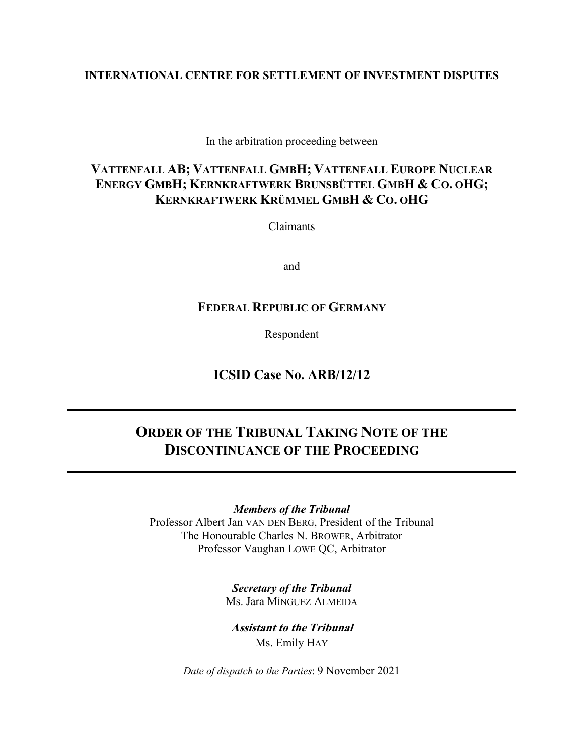**INTERNATIONAL CENTRE FOR SETTLEMENT OF INVESTMENT DISPUTES**

In the arbitration proceeding between

**VATTENFALL AB; VATTENFALL GMBH; VATTENFALL EUROPE NUCLEAR ENERGY GMBH; KERNKRAFTWERK BRUNSBÜTTEL GMBH & CO. OHG; KERNKRAFTWERK KRÜMMEL GMBH & CO. OHG**

Claimants

and

**FEDERAL REPUBLIC OF GERMANY**

Respondent

**ICSID Case No. ARB/12/12**

---

# ORDER OF THE TRIBUNAL TAKING NOTE OF THE DISCONTINUANCE OF THE PROCEEDING

---

***Members of the Tribunal***

Professor Albert Jan VAN DEN BERG, President of the Tribunal
The Honourable Charles N. BROWER, Arbitrator
Professor Vaughan LOWE QC, Arbitrator

***Secretary of the Tribunal***

Ms. Jara MÍNGUEZ ALMEIDA

***Assistant to the Tribunal***

Ms. Emily HAY

*Date of dispatch to the Parties*: 9 November 2021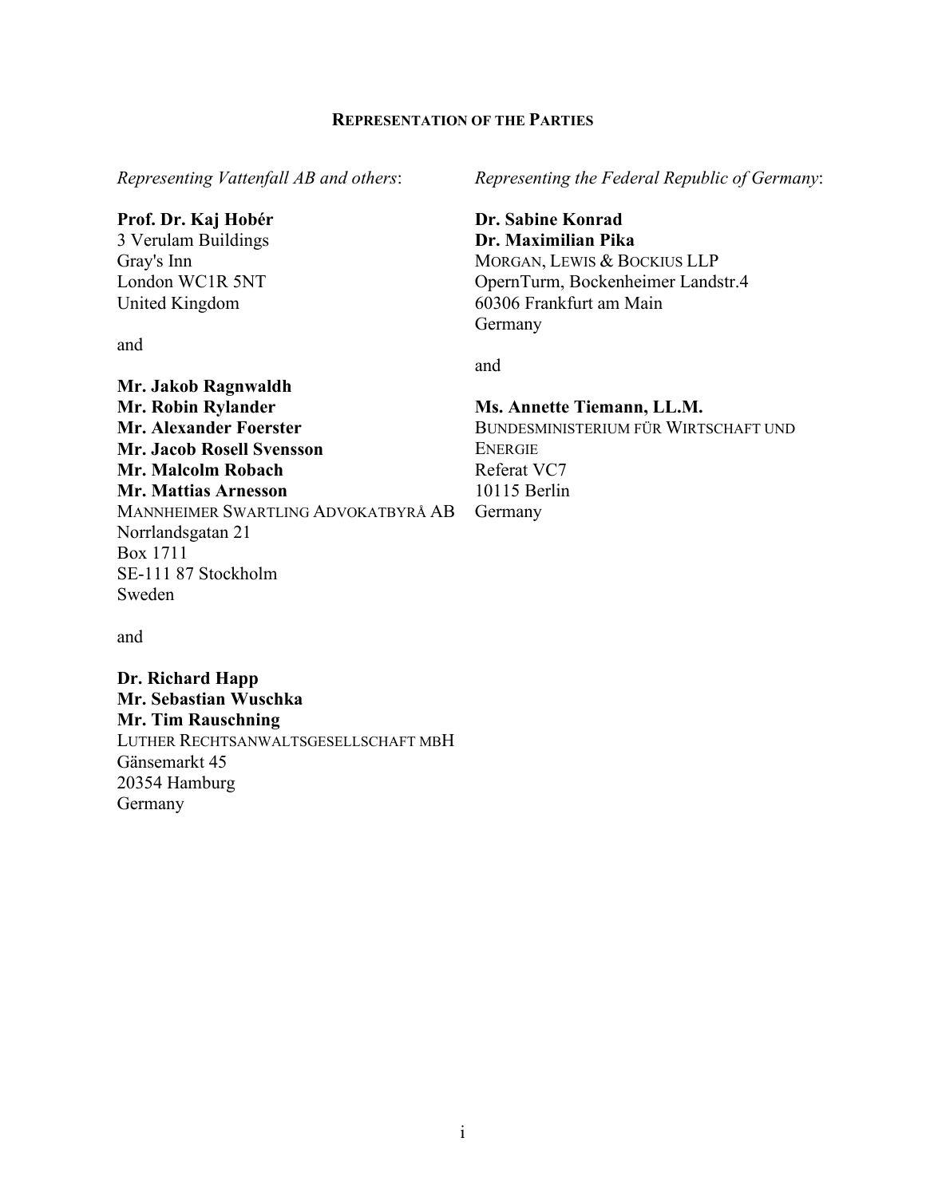## Representation of the Parties

*Representing Vattenfall AB and others*:

**Prof. Dr. Kaj Hobér**
3 Verulam Buildings
Gray's Inn
London WC1R 5NT
United Kingdom

and

**Mr. Jakob Ragnwaldh**
**Mr. Robin Rylander**
**Mr. Alexander Foerster**
**Mr. Jacob Rosell Svensson**
**Mr. Malcolm Robach**
**Mr. Mattias Arnesson**
MANNHEIMER SWARTLING ADVOKATBYRÅ AB
Norrlandsgatan 21
Box 1711
SE-111 87 Stockholm
Sweden

and

**Dr. Richard Happ**
**Mr. Sebastian Wuschka**
**Mr. Tim Rauschning**
LUTHER RECHTSANWALTSGESELLSCHAFT MBH
Gänsemarkt 45
20354 Hamburg
Germany

*Representing the Federal Republic of Germany*:

**Dr. Sabine Konrad**
**Dr. Maximilian Pika**
MORGAN, LEWIS & BOCKIUS LLP
OpernTurm, Bockenheimer Landstr.4
60306 Frankfurt am Main
Germany

and

**Ms. Annette Tiemann, LL.M.**
BUNDESMINISTERIUM FÜR WIRTSCHAFT UND ENERGIE
Referat VC7
10115 Berlin
Germany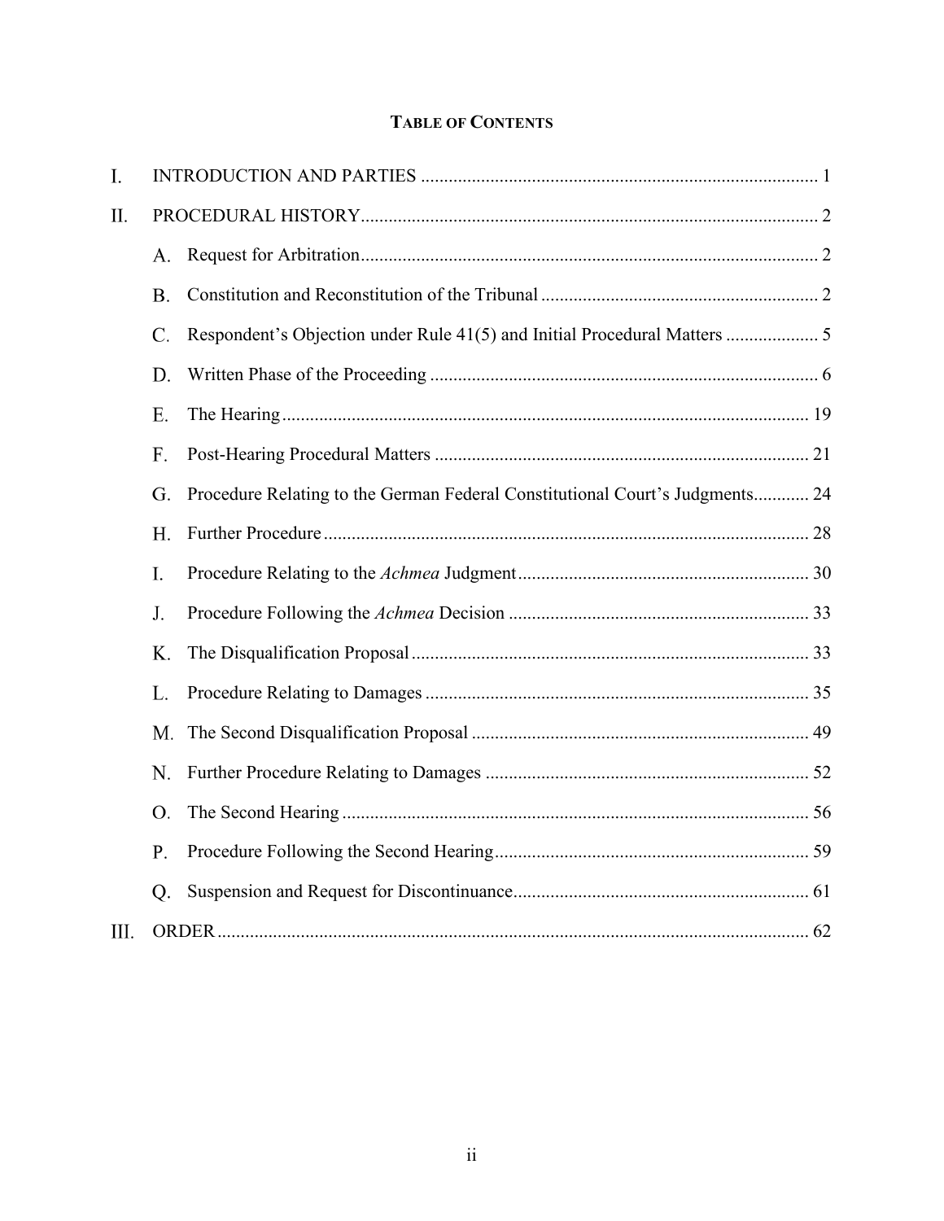**TABLE OF CONTENTS**

I. INTRODUCTION AND PARTIES ..................................................................................... 1

II. PROCEDURAL HISTORY .................................................................................................. 2

- A. Request for Arbitration .................................................................................................. 2
- B. Constitution and Reconstitution of the Tribunal ........................................................... 2
- C. Respondent's Objection under Rule 41(5) and Initial Procedural Matters .................... 5
- D. Written Phase of the Proceeding ................................................................................... 6
- E. The Hearing ................................................................................................................. 19
- F. Post-Hearing Procedural Matters ................................................................................. 21
- G. Procedure Relating to the German Federal Constitutional Court's Judgments ............ 24
- H. Further Procedure ........................................................................................................ 28
- I. Procedure Relating to the *Achmea* Judgment .............................................................. 30
- J. Procedure Following the *Achmea* Decision ................................................................ 33
- K. The Disqualification Proposal ..................................................................................... 33
- L. Procedure Relating to Damages .................................................................................. 35
- M. The Second Disqualification Proposal ........................................................................ 49
- N. Further Procedure Relating to Damages ..................................................................... 52
- O. The Second Hearing .................................................................................................... 56
- P. Procedure Following the Second Hearing ................................................................... 59
- Q. Suspension and Request for Discontinuance ............................................................... 61

III. ORDER ............................................................................................................................... 62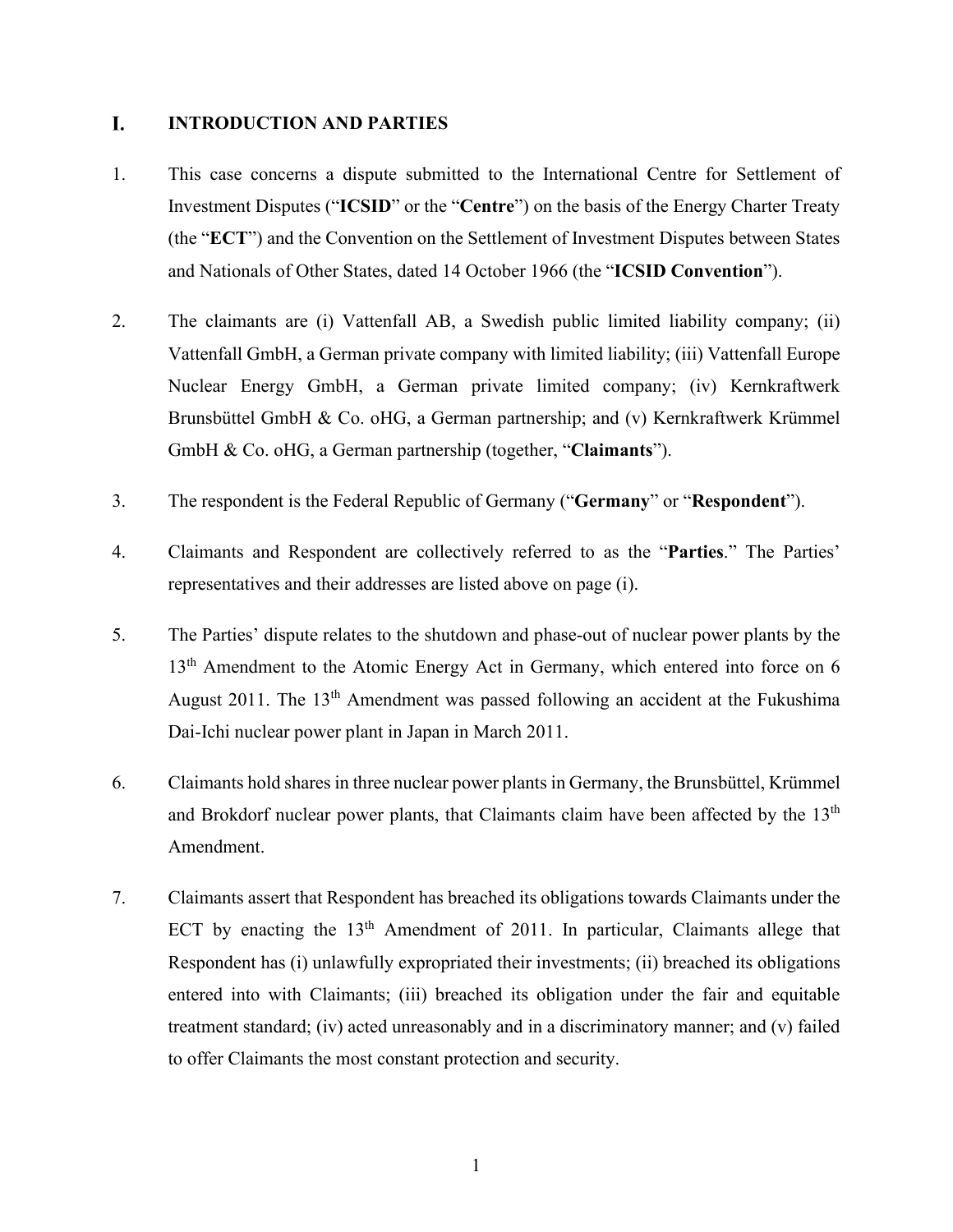# I. INTRODUCTION AND PARTIES

1. This case concerns a dispute submitted to the International Centre for Settlement of Investment Disputes ("**ICSID**" or the "**Centre**") on the basis of the Energy Charter Treaty (the "**ECT**") and the Convention on the Settlement of Investment Disputes between States and Nationals of Other States, dated 14 October 1966 (the "**ICSID Convention**").

2. The claimants are (i) Vattenfall AB, a Swedish public limited liability company; (ii) Vattenfall GmbH, a German private company with limited liability; (iii) Vattenfall Europe Nuclear Energy GmbH, a German private limited company; (iv) Kernkraftwerk Brunsbüttel GmbH & Co. oHG, a German partnership; and (v) Kernkraftwerk Krümmel GmbH & Co. oHG, a German partnership (together, "**Claimants**").

3. The respondent is the Federal Republic of Germany ("**Germany**" or "**Respondent**").

4. Claimants and Respondent are collectively referred to as the "**Parties**." The Parties' representatives and their addresses are listed above on page (i).

5. The Parties' dispute relates to the shutdown and phase-out of nuclear power plants by the 13th Amendment to the Atomic Energy Act in Germany, which entered into force on 6 August 2011. The 13th Amendment was passed following an accident at the Fukushima Dai-Ichi nuclear power plant in Japan in March 2011.

6. Claimants hold shares in three nuclear power plants in Germany, the Brunsbüttel, Krümmel and Brokdorf nuclear power plants, that Claimants claim have been affected by the 13th Amendment.

7. Claimants assert that Respondent has breached its obligations towards Claimants under the ECT by enacting the 13th Amendment of 2011. In particular, Claimants allege that Respondent has (i) unlawfully expropriated their investments; (ii) breached its obligations entered into with Claimants; (iii) breached its obligation under the fair and equitable treatment standard; (iv) acted unreasonably and in a discriminatory manner; and (v) failed to offer Claimants the most constant protection and security.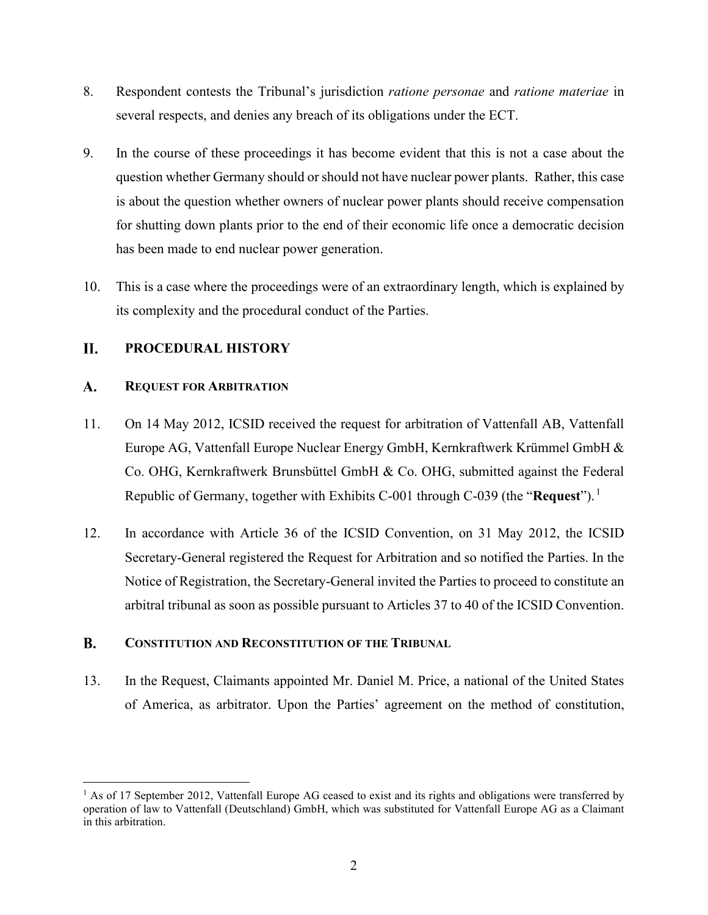8. Respondent contests the Tribunal's jurisdiction *ratione personae* and *ratione materiae* in several respects, and denies any breach of its obligations under the ECT.

9. In the course of these proceedings it has become evident that this is not a case about the question whether Germany should or should not have nuclear power plants. Rather, this case is about the question whether owners of nuclear power plants should receive compensation for shutting down plants prior to the end of their economic life once a democratic decision has been made to end nuclear power generation.

10. This is a case where the proceedings were of an extraordinary length, which is explained by its complexity and the procedural conduct of the Parties.

## II. PROCEDURAL HISTORY

### A. REQUEST FOR ARBITRATION

11. On 14 May 2012, ICSID received the request for arbitration of Vattenfall AB, Vattenfall Europe AG, Vattenfall Europe Nuclear Energy GmbH, Kernkraftwerk Krümmel GmbH & Co. OHG, Kernkraftwerk Brunsbüttel GmbH & Co. OHG, submitted against the Federal Republic of Germany, together with Exhibits C-001 through C-039 (the "**Request**").[1]

12. In accordance with Article 36 of the ICSID Convention, on 31 May 2012, the ICSID Secretary-General registered the Request for Arbitration and so notified the Parties. In the Notice of Registration, the Secretary-General invited the Parties to proceed to constitute an arbitral tribunal as soon as possible pursuant to Articles 37 to 40 of the ICSID Convention.

### B. CONSTITUTION AND RECONSTITUTION OF THE TRIBUNAL

13. In the Request, Claimants appointed Mr. Daniel M. Price, a national of the United States of America, as arbitrator. Upon the Parties' agreement on the method of constitution,

[1] As of 17 September 2012, Vattenfall Europe AG ceased to exist and its rights and obligations were transferred by operation of law to Vattenfall (Deutschland) GmbH, which was substituted for Vattenfall Europe AG as a Claimant in this arbitration.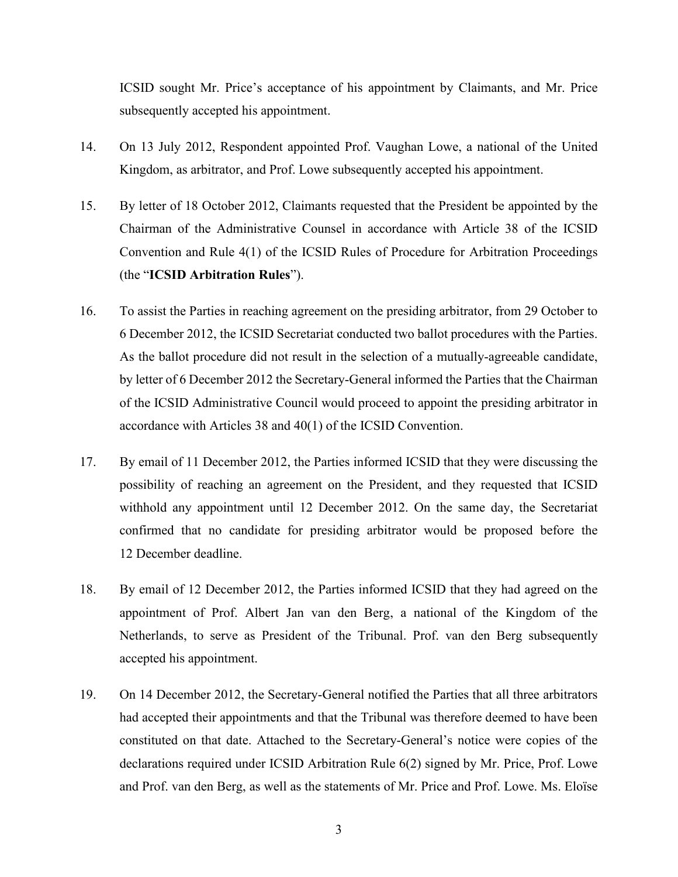ICSID sought Mr. Price's acceptance of his appointment by Claimants, and Mr. Price subsequently accepted his appointment.

14. On 13 July 2012, Respondent appointed Prof. Vaughan Lowe, a national of the United Kingdom, as arbitrator, and Prof. Lowe subsequently accepted his appointment.

15. By letter of 18 October 2012, Claimants requested that the President be appointed by the Chairman of the Administrative Counsel in accordance with Article 38 of the ICSID Convention and Rule 4(1) of the ICSID Rules of Procedure for Arbitration Proceedings (the "**ICSID Arbitration Rules**").

16. To assist the Parties in reaching agreement on the presiding arbitrator, from 29 October to 6 December 2012, the ICSID Secretariat conducted two ballot procedures with the Parties. As the ballot procedure did not result in the selection of a mutually-agreeable candidate, by letter of 6 December 2012 the Secretary-General informed the Parties that the Chairman of the ICSID Administrative Council would proceed to appoint the presiding arbitrator in accordance with Articles 38 and 40(1) of the ICSID Convention.

17. By email of 11 December 2012, the Parties informed ICSID that they were discussing the possibility of reaching an agreement on the President, and they requested that ICSID withhold any appointment until 12 December 2012. On the same day, the Secretariat confirmed that no candidate for presiding arbitrator would be proposed before the 12 December deadline.

18. By email of 12 December 2012, the Parties informed ICSID that they had agreed on the appointment of Prof. Albert Jan van den Berg, a national of the Kingdom of the Netherlands, to serve as President of the Tribunal. Prof. van den Berg subsequently accepted his appointment.

19. On 14 December 2012, the Secretary-General notified the Parties that all three arbitrators had accepted their appointments and that the Tribunal was therefore deemed to have been constituted on that date. Attached to the Secretary-General's notice were copies of the declarations required under ICSID Arbitration Rule 6(2) signed by Mr. Price, Prof. Lowe and Prof. van den Berg, as well as the statements of Mr. Price and Prof. Lowe. Ms. Eloïse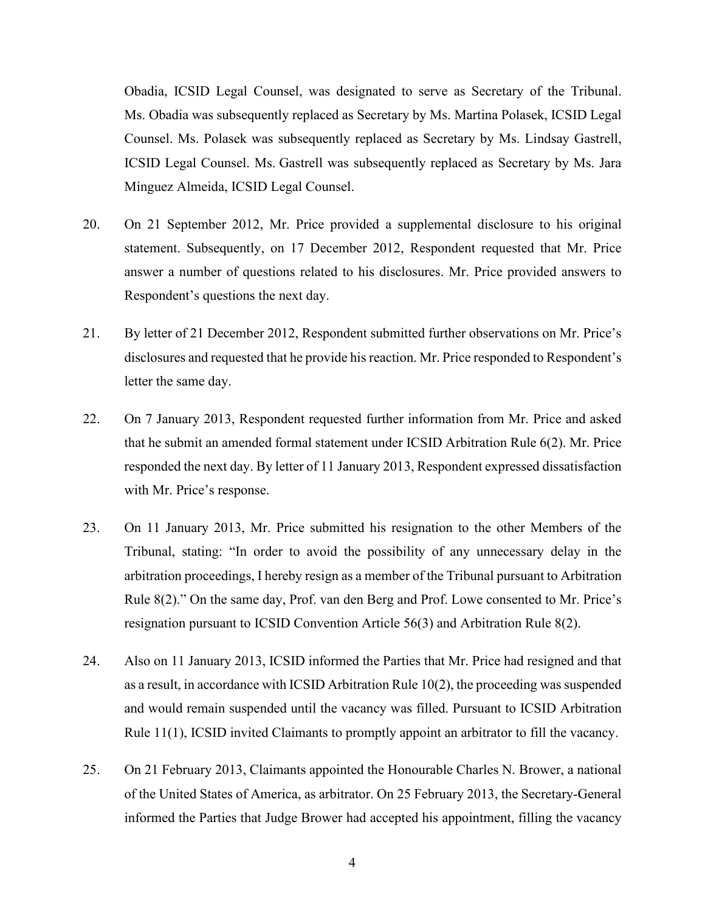Obadia, ICSID Legal Counsel, was designated to serve as Secretary of the Tribunal. Ms. Obadia was subsequently replaced as Secretary by Ms. Martina Polasek, ICSID Legal Counsel. Ms. Polasek was subsequently replaced as Secretary by Ms. Lindsay Gastrell, ICSID Legal Counsel. Ms. Gastrell was subsequently replaced as Secretary by Ms. Jara Mínguez Almeida, ICSID Legal Counsel.

20. On 21 September 2012, Mr. Price provided a supplemental disclosure to his original statement. Subsequently, on 17 December 2012, Respondent requested that Mr. Price answer a number of questions related to his disclosures. Mr. Price provided answers to Respondent's questions the next day.

21. By letter of 21 December 2012, Respondent submitted further observations on Mr. Price's disclosures and requested that he provide his reaction. Mr. Price responded to Respondent's letter the same day.

22. On 7 January 2013, Respondent requested further information from Mr. Price and asked that he submit an amended formal statement under ICSID Arbitration Rule 6(2). Mr. Price responded the next day. By letter of 11 January 2013, Respondent expressed dissatisfaction with Mr. Price's response.

23. On 11 January 2013, Mr. Price submitted his resignation to the other Members of the Tribunal, stating: "In order to avoid the possibility of any unnecessary delay in the arbitration proceedings, I hereby resign as a member of the Tribunal pursuant to Arbitration Rule 8(2)." On the same day, Prof. van den Berg and Prof. Lowe consented to Mr. Price's resignation pursuant to ICSID Convention Article 56(3) and Arbitration Rule 8(2).

24. Also on 11 January 2013, ICSID informed the Parties that Mr. Price had resigned and that as a result, in accordance with ICSID Arbitration Rule 10(2), the proceeding was suspended and would remain suspended until the vacancy was filled. Pursuant to ICSID Arbitration Rule 11(1), ICSID invited Claimants to promptly appoint an arbitrator to fill the vacancy.

25. On 21 February 2013, Claimants appointed the Honourable Charles N. Brower, a national of the United States of America, as arbitrator. On 25 February 2013, the Secretary-General informed the Parties that Judge Brower had accepted his appointment, filling the vacancy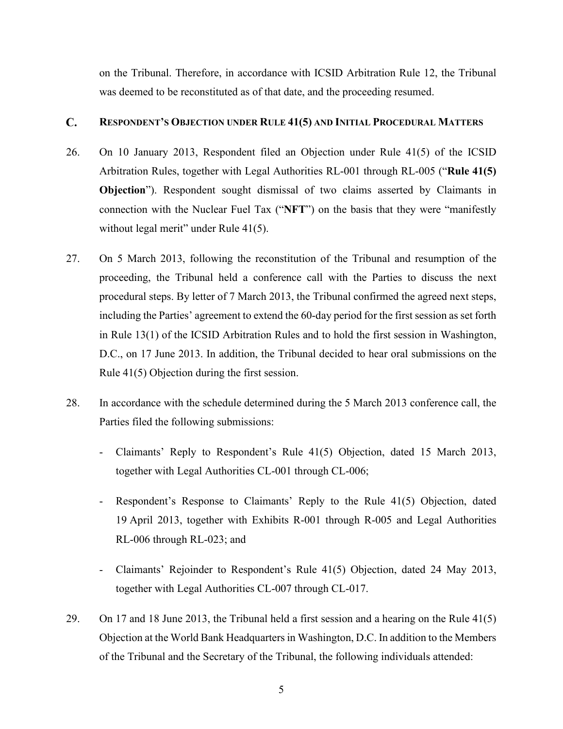on the Tribunal. Therefore, in accordance with ICSID Arbitration Rule 12, the Tribunal was deemed to be reconstituted as of that date, and the proceeding resumed.

## C. RESPONDENT'S OBJECTION UNDER RULE 41(5) AND INITIAL PROCEDURAL MATTERS

26. On 10 January 2013, Respondent filed an Objection under Rule 41(5) of the ICSID Arbitration Rules, together with Legal Authorities RL-001 through RL-005 ("**Rule 41(5) Objection**"). Respondent sought dismissal of two claims asserted by Claimants in connection with the Nuclear Fuel Tax ("**NFT**") on the basis that they were "manifestly without legal merit" under Rule 41(5).

27. On 5 March 2013, following the reconstitution of the Tribunal and resumption of the proceeding, the Tribunal held a conference call with the Parties to discuss the next procedural steps. By letter of 7 March 2013, the Tribunal confirmed the agreed next steps, including the Parties' agreement to extend the 60-day period for the first session as set forth in Rule 13(1) of the ICSID Arbitration Rules and to hold the first session in Washington, D.C., on 17 June 2013. In addition, the Tribunal decided to hear oral submissions on the Rule 41(5) Objection during the first session.

28. In accordance with the schedule determined during the 5 March 2013 conference call, the Parties filed the following submissions:

   - Claimants' Reply to Respondent's Rule 41(5) Objection, dated 15 March 2013, together with Legal Authorities CL-001 through CL-006;

   - Respondent's Response to Claimants' Reply to the Rule 41(5) Objection, dated 19 April 2013, together with Exhibits R-001 through R-005 and Legal Authorities RL-006 through RL-023; and

   - Claimants' Rejoinder to Respondent's Rule 41(5) Objection, dated 24 May 2013, together with Legal Authorities CL-007 through CL-017.

29. On 17 and 18 June 2013, the Tribunal held a first session and a hearing on the Rule 41(5) Objection at the World Bank Headquarters in Washington, D.C. In addition to the Members of the Tribunal and the Secretary of the Tribunal, the following individuals attended: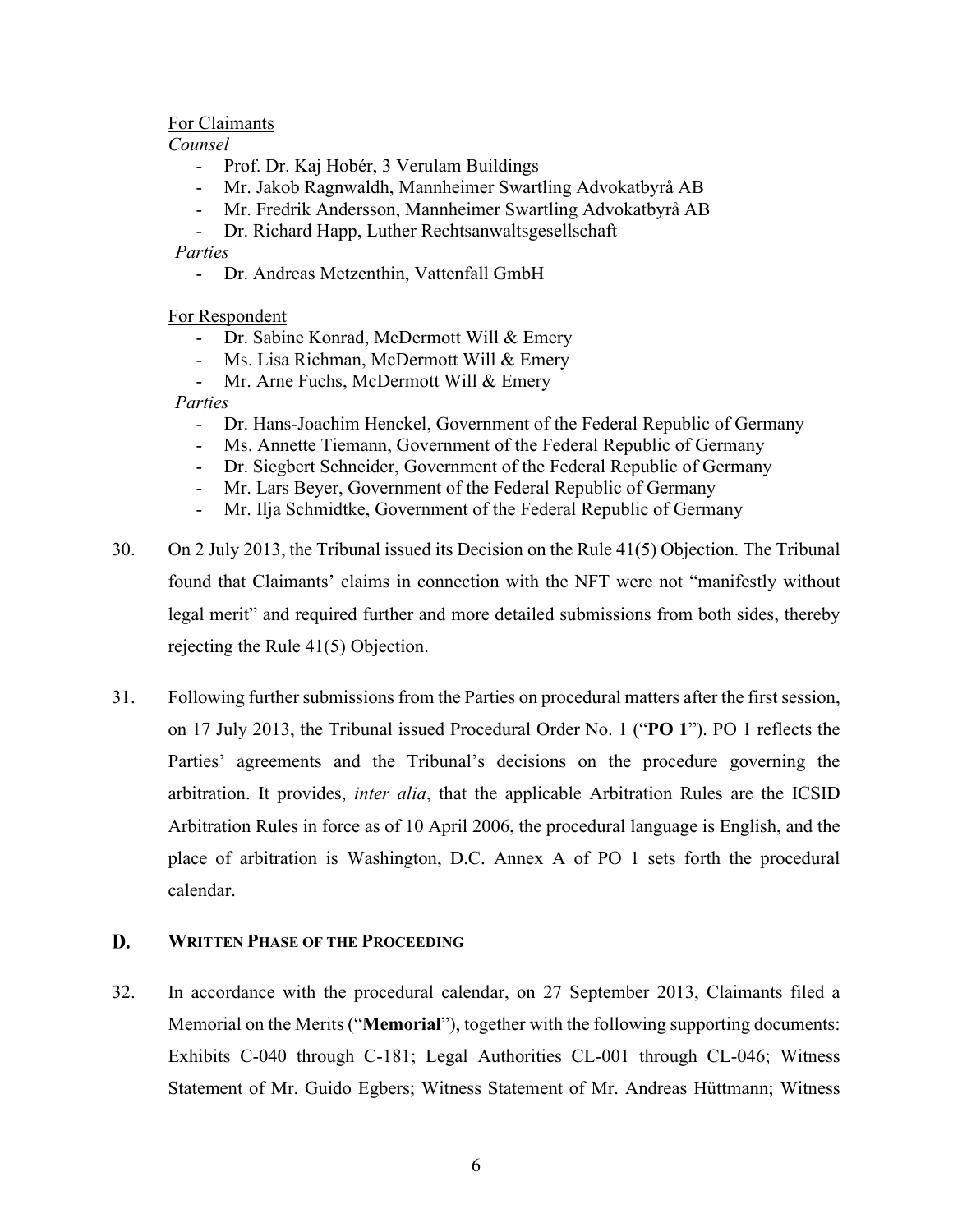For Claimants

*Counsel*

- Prof. Dr. Kaj Hobér, 3 Verulam Buildings
- Mr. Jakob Ragnwaldh, Mannheimer Swartling Advokatbyrå AB
- Mr. Fredrik Andersson, Mannheimer Swartling Advokatbyrå AB
- Dr. Richard Happ, Luther Rechtsanwaltsgesellschaft

*Parties*

- Dr. Andreas Metzenthin, Vattenfall GmbH

For Respondent

- Dr. Sabine Konrad, McDermott Will & Emery
- Ms. Lisa Richman, McDermott Will & Emery
- Mr. Arne Fuchs, McDermott Will & Emery

*Parties*

- Dr. Hans-Joachim Henckel, Government of the Federal Republic of Germany
- Ms. Annette Tiemann, Government of the Federal Republic of Germany
- Dr. Siegbert Schneider, Government of the Federal Republic of Germany
- Mr. Lars Beyer, Government of the Federal Republic of Germany
- Mr. Ilja Schmidtke, Government of the Federal Republic of Germany

30. On 2 July 2013, the Tribunal issued its Decision on the Rule 41(5) Objection. The Tribunal found that Claimants' claims in connection with the NFT were not "manifestly without legal merit" and required further and more detailed submissions from both sides, thereby rejecting the Rule 41(5) Objection.

31. Following further submissions from the Parties on procedural matters after the first session, on 17 July 2013, the Tribunal issued Procedural Order No. 1 ("**PO 1**"). PO 1 reflects the Parties' agreements and the Tribunal's decisions on the procedure governing the arbitration. It provides, *inter alia*, that the applicable Arbitration Rules are the ICSID Arbitration Rules in force as of 10 April 2006, the procedural language is English, and the place of arbitration is Washington, D.C. Annex A of PO 1 sets forth the procedural calendar.

## D. WRITTEN PHASE OF THE PROCEEDING

32. In accordance with the procedural calendar, on 27 September 2013, Claimants filed a Memorial on the Merits ("**Memorial**"), together with the following supporting documents: Exhibits C-040 through C-181; Legal Authorities CL-001 through CL-046; Witness Statement of Mr. Guido Egbers; Witness Statement of Mr. Andreas Hüttmann; Witness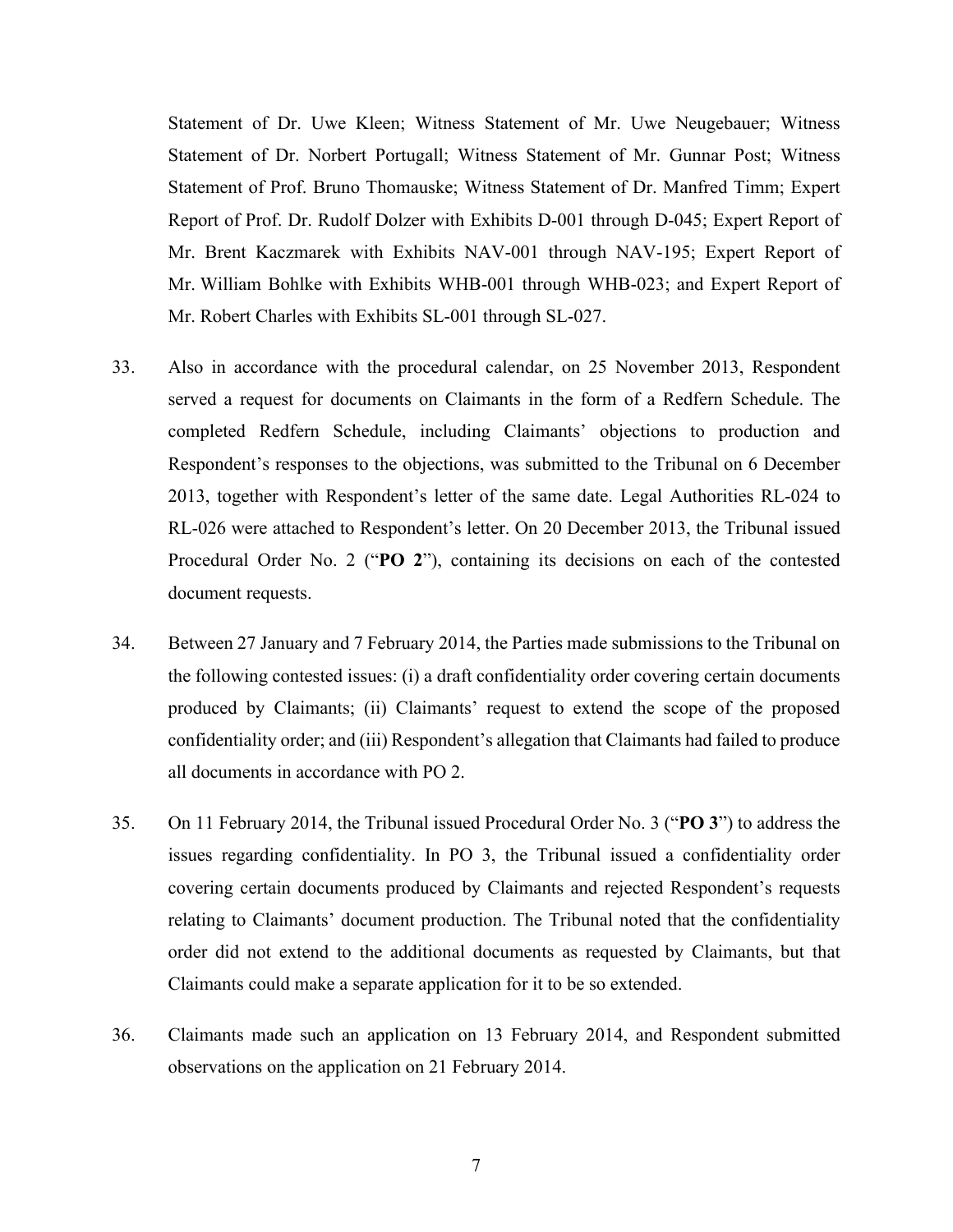Statement of Dr. Uwe Kleen; Witness Statement of Mr. Uwe Neugebauer; Witness Statement of Dr. Norbert Portugall; Witness Statement of Mr. Gunnar Post; Witness Statement of Prof. Bruno Thomauske; Witness Statement of Dr. Manfred Timm; Expert Report of Prof. Dr. Rudolf Dolzer with Exhibits D-001 through D-045; Expert Report of Mr. Brent Kaczmarek with Exhibits NAV-001 through NAV-195; Expert Report of Mr. William Bohlke with Exhibits WHB-001 through WHB-023; and Expert Report of Mr. Robert Charles with Exhibits SL-001 through SL-027.

33. Also in accordance with the procedural calendar, on 25 November 2013, Respondent served a request for documents on Claimants in the form of a Redfern Schedule. The completed Redfern Schedule, including Claimants' objections to production and Respondent's responses to the objections, was submitted to the Tribunal on 6 December 2013, together with Respondent's letter of the same date. Legal Authorities RL-024 to RL-026 were attached to Respondent's letter. On 20 December 2013, the Tribunal issued Procedural Order No. 2 ("**PO 2**"), containing its decisions on each of the contested document requests.

34. Between 27 January and 7 February 2014, the Parties made submissions to the Tribunal on the following contested issues: (i) a draft confidentiality order covering certain documents produced by Claimants; (ii) Claimants' request to extend the scope of the proposed confidentiality order; and (iii) Respondent's allegation that Claimants had failed to produce all documents in accordance with PO 2.

35. On 11 February 2014, the Tribunal issued Procedural Order No. 3 ("**PO 3**") to address the issues regarding confidentiality. In PO 3, the Tribunal issued a confidentiality order covering certain documents produced by Claimants and rejected Respondent's requests relating to Claimants' document production. The Tribunal noted that the confidentiality order did not extend to the additional documents as requested by Claimants, but that Claimants could make a separate application for it to be so extended.

36. Claimants made such an application on 13 February 2014, and Respondent submitted observations on the application on 21 February 2014.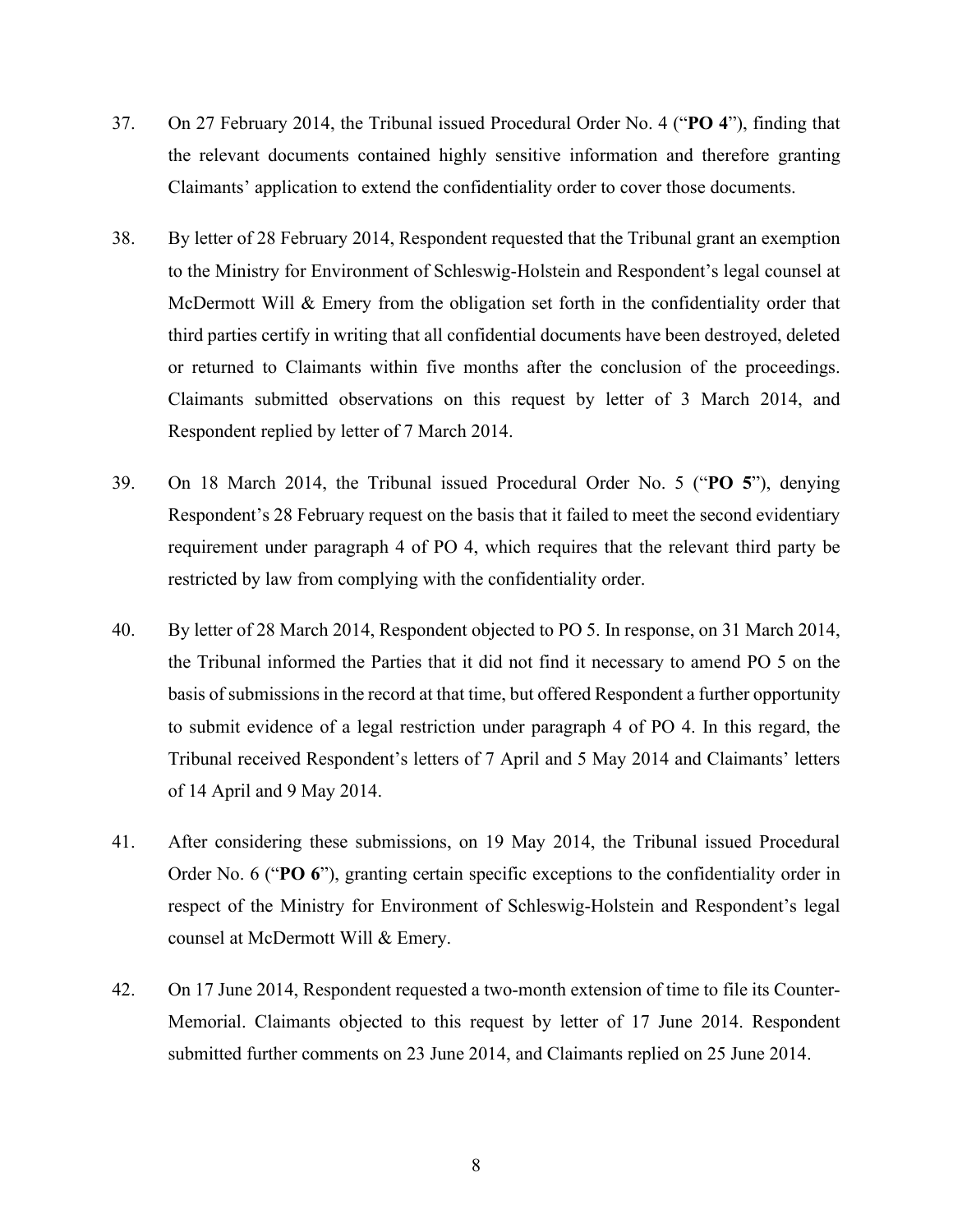37. On 27 February 2014, the Tribunal issued Procedural Order No. 4 ("**PO 4**"), finding that the relevant documents contained highly sensitive information and therefore granting Claimants' application to extend the confidentiality order to cover those documents.

38. By letter of 28 February 2014, Respondent requested that the Tribunal grant an exemption to the Ministry for Environment of Schleswig-Holstein and Respondent's legal counsel at McDermott Will & Emery from the obligation set forth in the confidentiality order that third parties certify in writing that all confidential documents have been destroyed, deleted or returned to Claimants within five months after the conclusion of the proceedings. Claimants submitted observations on this request by letter of 3 March 2014, and Respondent replied by letter of 7 March 2014.

39. On 18 March 2014, the Tribunal issued Procedural Order No. 5 ("**PO 5**"), denying Respondent's 28 February request on the basis that it failed to meet the second evidentiary requirement under paragraph 4 of PO 4, which requires that the relevant third party be restricted by law from complying with the confidentiality order.

40. By letter of 28 March 2014, Respondent objected to PO 5. In response, on 31 March 2014, the Tribunal informed the Parties that it did not find it necessary to amend PO 5 on the basis of submissions in the record at that time, but offered Respondent a further opportunity to submit evidence of a legal restriction under paragraph 4 of PO 4. In this regard, the Tribunal received Respondent's letters of 7 April and 5 May 2014 and Claimants' letters of 14 April and 9 May 2014.

41. After considering these submissions, on 19 May 2014, the Tribunal issued Procedural Order No. 6 ("**PO 6**"), granting certain specific exceptions to the confidentiality order in respect of the Ministry for Environment of Schleswig-Holstein and Respondent's legal counsel at McDermott Will & Emery.

42. On 17 June 2014, Respondent requested a two-month extension of time to file its Counter-Memorial. Claimants objected to this request by letter of 17 June 2014. Respondent submitted further comments on 23 June 2014, and Claimants replied on 25 June 2014.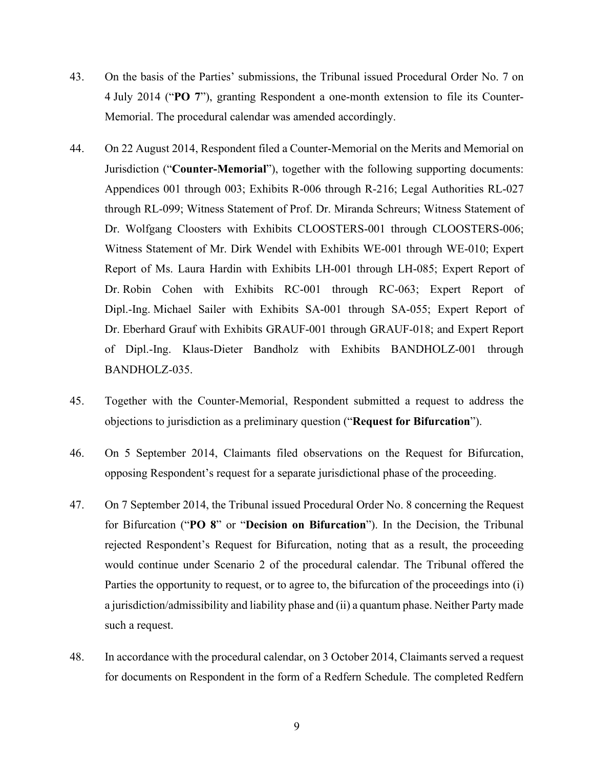43. On the basis of the Parties' submissions, the Tribunal issued Procedural Order No. 7 on 4 July 2014 ("**PO 7**"), granting Respondent a one-month extension to file its Counter-Memorial. The procedural calendar was amended accordingly.

44. On 22 August 2014, Respondent filed a Counter-Memorial on the Merits and Memorial on Jurisdiction ("**Counter-Memorial**"), together with the following supporting documents: Appendices 001 through 003; Exhibits R-006 through R-216; Legal Authorities RL-027 through RL-099; Witness Statement of Prof. Dr. Miranda Schreurs; Witness Statement of Dr. Wolfgang Cloosters with Exhibits CLOOSTERS-001 through CLOOSTERS-006; Witness Statement of Mr. Dirk Wendel with Exhibits WE-001 through WE-010; Expert Report of Ms. Laura Hardin with Exhibits LH-001 through LH-085; Expert Report of Dr. Robin Cohen with Exhibits RC-001 through RC-063; Expert Report of Dipl.-Ing. Michael Sailer with Exhibits SA-001 through SA-055; Expert Report of Dr. Eberhard Grauf with Exhibits GRAUF-001 through GRAUF-018; and Expert Report of Dipl.-Ing. Klaus-Dieter Bandholz with Exhibits BANDHOLZ-001 through BANDHOLZ-035.

45. Together with the Counter-Memorial, Respondent submitted a request to address the objections to jurisdiction as a preliminary question ("**Request for Bifurcation**").

46. On 5 September 2014, Claimants filed observations on the Request for Bifurcation, opposing Respondent's request for a separate jurisdictional phase of the proceeding.

47. On 7 September 2014, the Tribunal issued Procedural Order No. 8 concerning the Request for Bifurcation ("**PO 8**" or "**Decision on Bifurcation**"). In the Decision, the Tribunal rejected Respondent's Request for Bifurcation, noting that as a result, the proceeding would continue under Scenario 2 of the procedural calendar. The Tribunal offered the Parties the opportunity to request, or to agree to, the bifurcation of the proceedings into (i) a jurisdiction/admissibility and liability phase and (ii) a quantum phase. Neither Party made such a request.

48. In accordance with the procedural calendar, on 3 October 2014, Claimants served a request for documents on Respondent in the form of a Redfern Schedule. The completed Redfern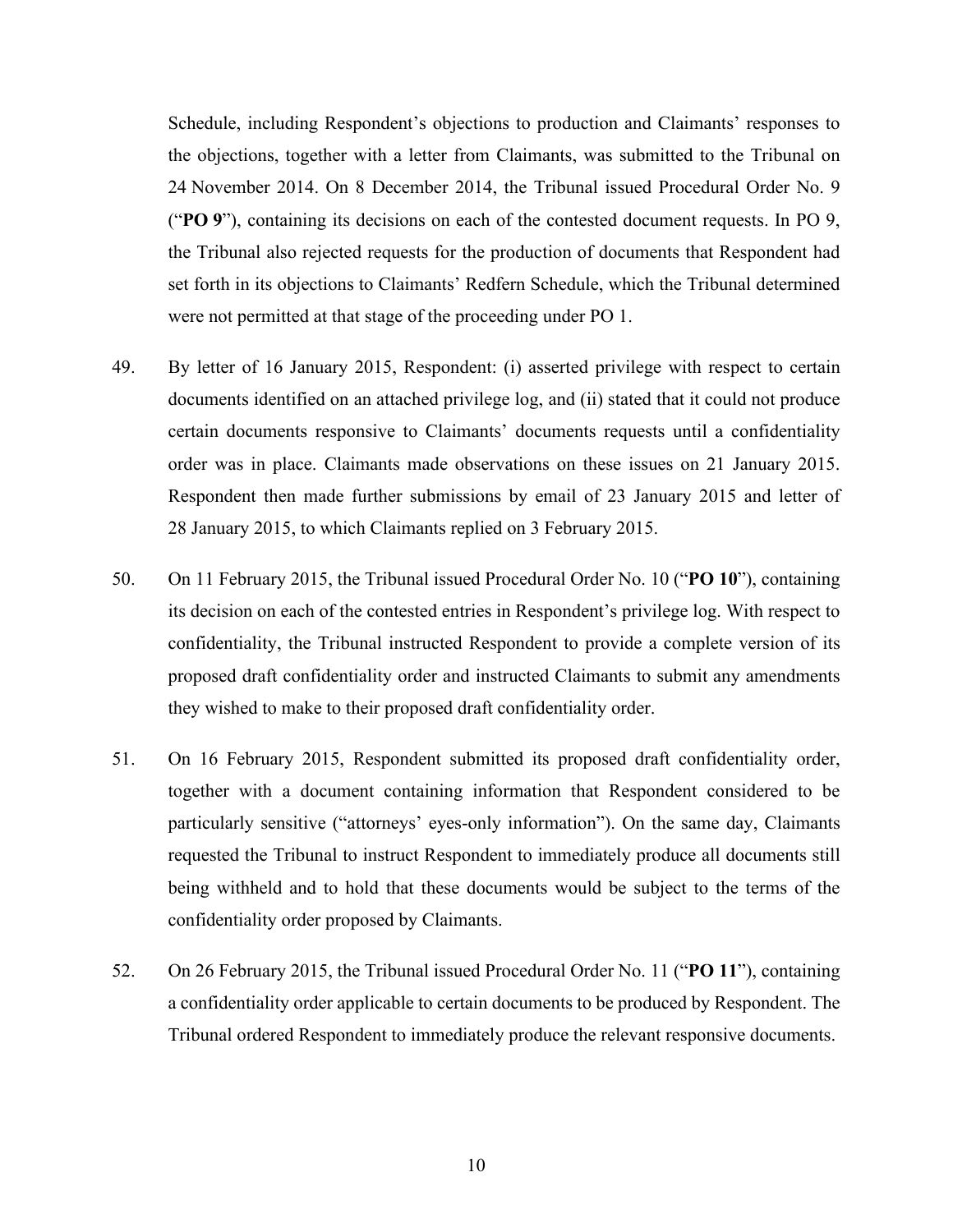Schedule, including Respondent's objections to production and Claimants' responses to the objections, together with a letter from Claimants, was submitted to the Tribunal on 24 November 2014. On 8 December 2014, the Tribunal issued Procedural Order No. 9 ("**PO 9**"), containing its decisions on each of the contested document requests. In PO 9, the Tribunal also rejected requests for the production of documents that Respondent had set forth in its objections to Claimants' Redfern Schedule, which the Tribunal determined were not permitted at that stage of the proceeding under PO 1.

49. By letter of 16 January 2015, Respondent: (i) asserted privilege with respect to certain documents identified on an attached privilege log, and (ii) stated that it could not produce certain documents responsive to Claimants' documents requests until a confidentiality order was in place. Claimants made observations on these issues on 21 January 2015. Respondent then made further submissions by email of 23 January 2015 and letter of 28 January 2015, to which Claimants replied on 3 February 2015.

50. On 11 February 2015, the Tribunal issued Procedural Order No. 10 ("**PO 10**"), containing its decision on each of the contested entries in Respondent's privilege log. With respect to confidentiality, the Tribunal instructed Respondent to provide a complete version of its proposed draft confidentiality order and instructed Claimants to submit any amendments they wished to make to their proposed draft confidentiality order.

51. On 16 February 2015, Respondent submitted its proposed draft confidentiality order, together with a document containing information that Respondent considered to be particularly sensitive ("attorneys' eyes-only information"). On the same day, Claimants requested the Tribunal to instruct Respondent to immediately produce all documents still being withheld and to hold that these documents would be subject to the terms of the confidentiality order proposed by Claimants.

52. On 26 February 2015, the Tribunal issued Procedural Order No. 11 ("**PO 11**"), containing a confidentiality order applicable to certain documents to be produced by Respondent. The Tribunal ordered Respondent to immediately produce the relevant responsive documents.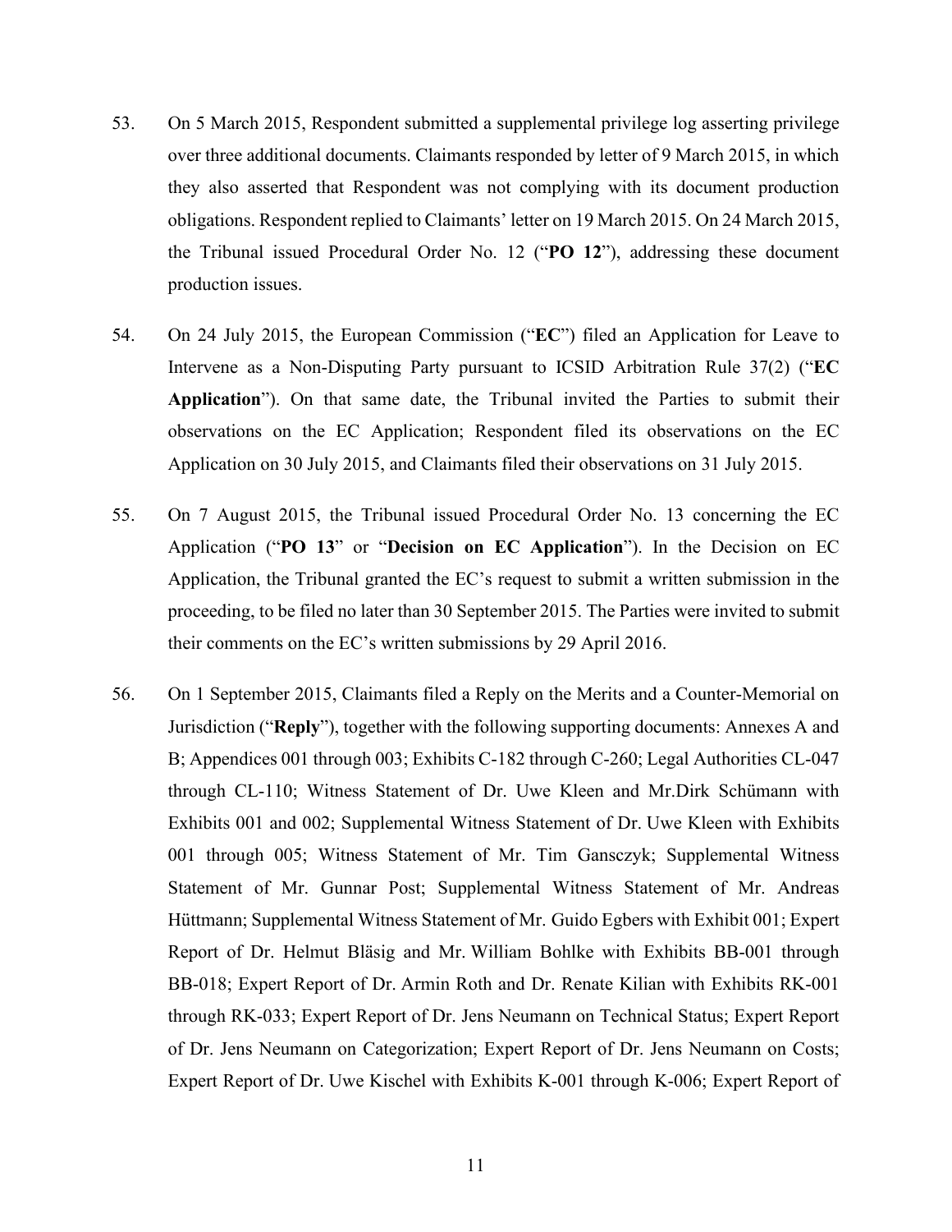53. On 5 March 2015, Respondent submitted a supplemental privilege log asserting privilege over three additional documents. Claimants responded by letter of 9 March 2015, in which they also asserted that Respondent was not complying with its document production obligations. Respondent replied to Claimants' letter on 19 March 2015. On 24 March 2015, the Tribunal issued Procedural Order No. 12 ("**PO 12**"), addressing these document production issues.

54. On 24 July 2015, the European Commission ("**EC**") filed an Application for Leave to Intervene as a Non-Disputing Party pursuant to ICSID Arbitration Rule 37(2) ("**EC Application**"). On that same date, the Tribunal invited the Parties to submit their observations on the EC Application; Respondent filed its observations on the EC Application on 30 July 2015, and Claimants filed their observations on 31 July 2015.

55. On 7 August 2015, the Tribunal issued Procedural Order No. 13 concerning the EC Application ("**PO 13**" or "**Decision on EC Application**"). In the Decision on EC Application, the Tribunal granted the EC's request to submit a written submission in the proceeding, to be filed no later than 30 September 2015. The Parties were invited to submit their comments on the EC's written submissions by 29 April 2016.

56. On 1 September 2015, Claimants filed a Reply on the Merits and a Counter-Memorial on Jurisdiction ("**Reply**"), together with the following supporting documents: Annexes A and B; Appendices 001 through 003; Exhibits C-182 through C-260; Legal Authorities CL-047 through CL-110; Witness Statement of Dr. Uwe Kleen and Mr.Dirk Schümann with Exhibits 001 and 002; Supplemental Witness Statement of Dr. Uwe Kleen with Exhibits 001 through 005; Witness Statement of Mr. Tim Gansczyk; Supplemental Witness Statement of Mr. Gunnar Post; Supplemental Witness Statement of Mr. Andreas Hüttmann; Supplemental Witness Statement of Mr. Guido Egbers with Exhibit 001; Expert Report of Dr. Helmut Bläsig and Mr. William Bohlke with Exhibits BB-001 through BB-018; Expert Report of Dr. Armin Roth and Dr. Renate Kilian with Exhibits RK-001 through RK-033; Expert Report of Dr. Jens Neumann on Technical Status; Expert Report of Dr. Jens Neumann on Categorization; Expert Report of Dr. Jens Neumann on Costs; Expert Report of Dr. Uwe Kischel with Exhibits K-001 through K-006; Expert Report of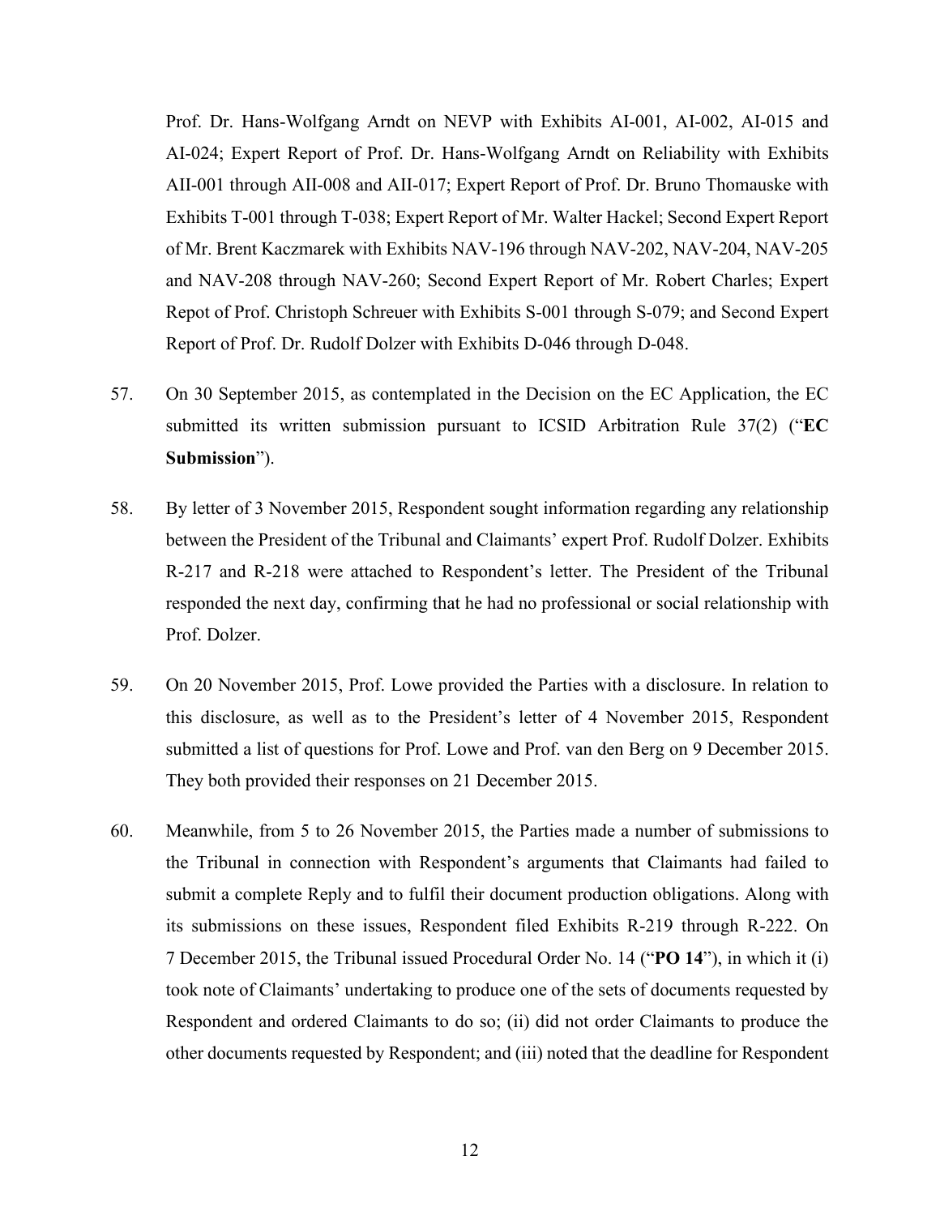Prof. Dr. Hans-Wolfgang Arndt on NEVP with Exhibits AI-001, AI-002, AI-015 and AI-024; Expert Report of Prof. Dr. Hans-Wolfgang Arndt on Reliability with Exhibits AII-001 through AII-008 and AII-017; Expert Report of Prof. Dr. Bruno Thomauske with Exhibits T-001 through T-038; Expert Report of Mr. Walter Hackel; Second Expert Report of Mr. Brent Kaczmarek with Exhibits NAV-196 through NAV-202, NAV-204, NAV-205 and NAV-208 through NAV-260; Second Expert Report of Mr. Robert Charles; Expert Repot of Prof. Christoph Schreuer with Exhibits S-001 through S-079; and Second Expert Report of Prof. Dr. Rudolf Dolzer with Exhibits D-046 through D-048.

57. On 30 September 2015, as contemplated in the Decision on the EC Application, the EC submitted its written submission pursuant to ICSID Arbitration Rule 37(2) ("**EC Submission**").

58. By letter of 3 November 2015, Respondent sought information regarding any relationship between the President of the Tribunal and Claimants' expert Prof. Rudolf Dolzer. Exhibits R-217 and R-218 were attached to Respondent's letter. The President of the Tribunal responded the next day, confirming that he had no professional or social relationship with Prof. Dolzer.

59. On 20 November 2015, Prof. Lowe provided the Parties with a disclosure. In relation to this disclosure, as well as to the President's letter of 4 November 2015, Respondent submitted a list of questions for Prof. Lowe and Prof. van den Berg on 9 December 2015. They both provided their responses on 21 December 2015.

60. Meanwhile, from 5 to 26 November 2015, the Parties made a number of submissions to the Tribunal in connection with Respondent's arguments that Claimants had failed to submit a complete Reply and to fulfil their document production obligations. Along with its submissions on these issues, Respondent filed Exhibits R-219 through R-222. On 7 December 2015, the Tribunal issued Procedural Order No. 14 ("**PO 14**"), in which it (i) took note of Claimants' undertaking to produce one of the sets of documents requested by Respondent and ordered Claimants to do so; (ii) did not order Claimants to produce the other documents requested by Respondent; and (iii) noted that the deadline for Respondent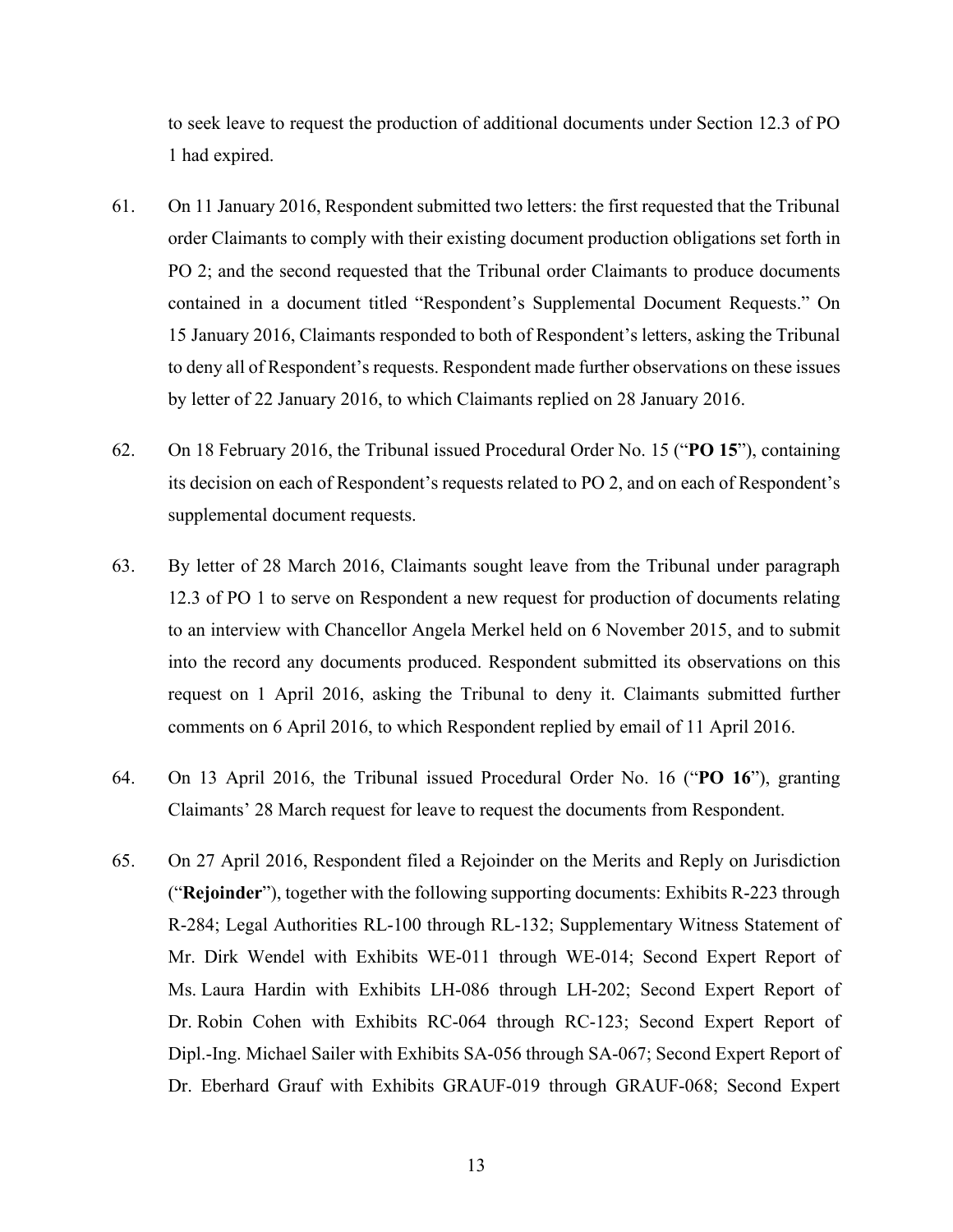to seek leave to request the production of additional documents under Section 12.3 of PO 1 had expired.

61. On 11 January 2016, Respondent submitted two letters: the first requested that the Tribunal order Claimants to comply with their existing document production obligations set forth in PO 2; and the second requested that the Tribunal order Claimants to produce documents contained in a document titled "Respondent's Supplemental Document Requests." On 15 January 2016, Claimants responded to both of Respondent's letters, asking the Tribunal to deny all of Respondent's requests. Respondent made further observations on these issues by letter of 22 January 2016, to which Claimants replied on 28 January 2016.

62. On 18 February 2016, the Tribunal issued Procedural Order No. 15 ("**PO 15**"), containing its decision on each of Respondent's requests related to PO 2, and on each of Respondent's supplemental document requests.

63. By letter of 28 March 2016, Claimants sought leave from the Tribunal under paragraph 12.3 of PO 1 to serve on Respondent a new request for production of documents relating to an interview with Chancellor Angela Merkel held on 6 November 2015, and to submit into the record any documents produced. Respondent submitted its observations on this request on 1 April 2016, asking the Tribunal to deny it. Claimants submitted further comments on 6 April 2016, to which Respondent replied by email of 11 April 2016.

64. On 13 April 2016, the Tribunal issued Procedural Order No. 16 ("**PO 16**"), granting Claimants' 28 March request for leave to request the documents from Respondent.

65. On 27 April 2016, Respondent filed a Rejoinder on the Merits and Reply on Jurisdiction ("**Rejoinder**"), together with the following supporting documents: Exhibits R-223 through R-284; Legal Authorities RL-100 through RL-132; Supplementary Witness Statement of Mr. Dirk Wendel with Exhibits WE-011 through WE-014; Second Expert Report of Ms. Laura Hardin with Exhibits LH-086 through LH-202; Second Expert Report of Dr. Robin Cohen with Exhibits RC-064 through RC-123; Second Expert Report of Dipl.-Ing. Michael Sailer with Exhibits SA-056 through SA-067; Second Expert Report of Dr. Eberhard Grauf with Exhibits GRAUF-019 through GRAUF-068; Second Expert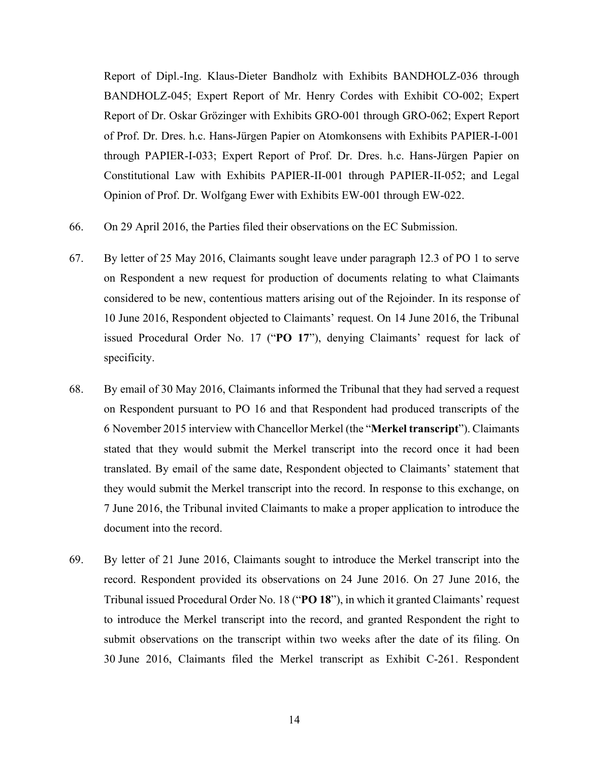Report of Dipl.-Ing. Klaus-Dieter Bandholz with Exhibits BANDHOLZ-036 through BANDHOLZ-045; Expert Report of Mr. Henry Cordes with Exhibit CO-002; Expert Report of Dr. Oskar Grözinger with Exhibits GRO-001 through GRO-062; Expert Report of Prof. Dr. Dres. h.c. Hans-Jürgen Papier on Atomkonsens with Exhibits PAPIER-I-001 through PAPIER-I-033; Expert Report of Prof. Dr. Dres. h.c. Hans-Jürgen Papier on Constitutional Law with Exhibits PAPIER-II-001 through PAPIER-II-052; and Legal Opinion of Prof. Dr. Wolfgang Ewer with Exhibits EW-001 through EW-022.

66. On 29 April 2016, the Parties filed their observations on the EC Submission.

67. By letter of 25 May 2016, Claimants sought leave under paragraph 12.3 of PO 1 to serve on Respondent a new request for production of documents relating to what Claimants considered to be new, contentious matters arising out of the Rejoinder. In its response of 10 June 2016, Respondent objected to Claimants' request. On 14 June 2016, the Tribunal issued Procedural Order No. 17 ("**PO 17**"), denying Claimants' request for lack of specificity.

68. By email of 30 May 2016, Claimants informed the Tribunal that they had served a request on Respondent pursuant to PO 16 and that Respondent had produced transcripts of the 6 November 2015 interview with Chancellor Merkel (the "**Merkel transcript**"). Claimants stated that they would submit the Merkel transcript into the record once it had been translated. By email of the same date, Respondent objected to Claimants' statement that they would submit the Merkel transcript into the record. In response to this exchange, on 7 June 2016, the Tribunal invited Claimants to make a proper application to introduce the document into the record.

69. By letter of 21 June 2016, Claimants sought to introduce the Merkel transcript into the record. Respondent provided its observations on 24 June 2016. On 27 June 2016, the Tribunal issued Procedural Order No. 18 ("**PO 18**"), in which it granted Claimants' request to introduce the Merkel transcript into the record, and granted Respondent the right to submit observations on the transcript within two weeks after the date of its filing. On 30 June 2016, Claimants filed the Merkel transcript as Exhibit C-261. Respondent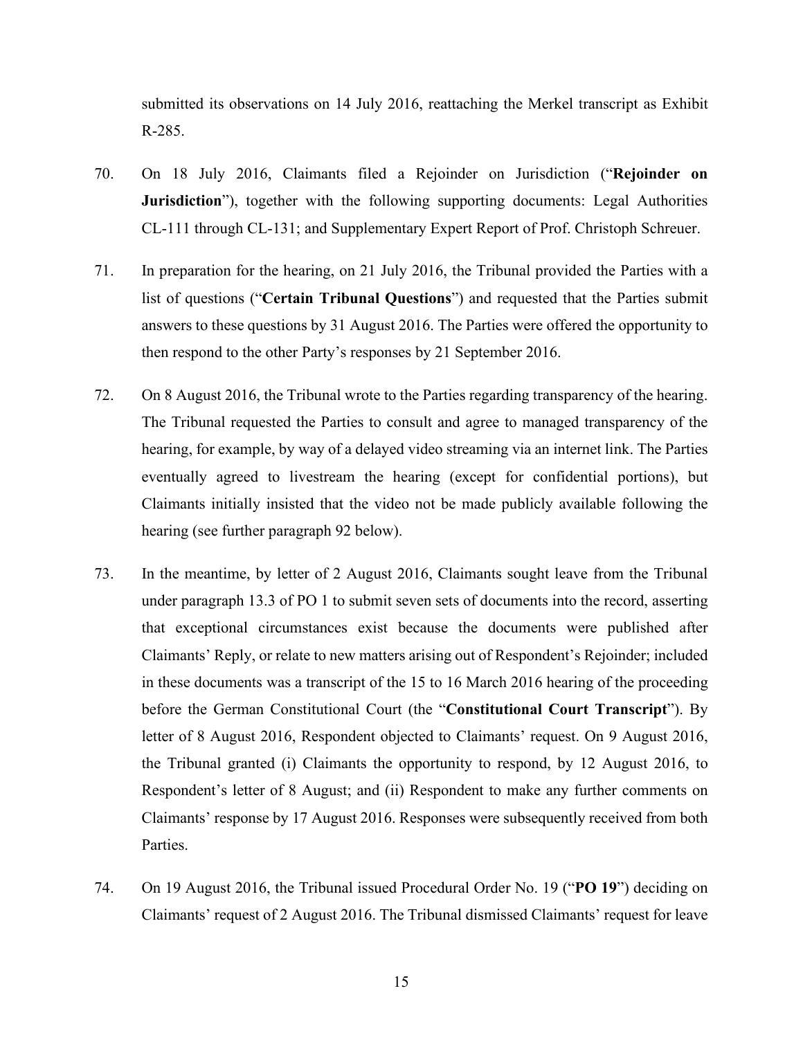submitted its observations on 14 July 2016, reattaching the Merkel transcript as Exhibit R-285.

70. On 18 July 2016, Claimants filed a Rejoinder on Jurisdiction ("**Rejoinder on Jurisdiction**"), together with the following supporting documents: Legal Authorities CL-111 through CL-131; and Supplementary Expert Report of Prof. Christoph Schreuer.

71. In preparation for the hearing, on 21 July 2016, the Tribunal provided the Parties with a list of questions ("**Certain Tribunal Questions**") and requested that the Parties submit answers to these questions by 31 August 2016. The Parties were offered the opportunity to then respond to the other Party's responses by 21 September 2016.

72. On 8 August 2016, the Tribunal wrote to the Parties regarding transparency of the hearing. The Tribunal requested the Parties to consult and agree to managed transparency of the hearing, for example, by way of a delayed video streaming via an internet link. The Parties eventually agreed to livestream the hearing (except for confidential portions), but Claimants initially insisted that the video not be made publicly available following the hearing (see further paragraph 92 below).

73. In the meantime, by letter of 2 August 2016, Claimants sought leave from the Tribunal under paragraph 13.3 of PO 1 to submit seven sets of documents into the record, asserting that exceptional circumstances exist because the documents were published after Claimants' Reply, or relate to new matters arising out of Respondent's Rejoinder; included in these documents was a transcript of the 15 to 16 March 2016 hearing of the proceeding before the German Constitutional Court (the "**Constitutional Court Transcript**"). By letter of 8 August 2016, Respondent objected to Claimants' request. On 9 August 2016, the Tribunal granted (i) Claimants the opportunity to respond, by 12 August 2016, to Respondent's letter of 8 August; and (ii) Respondent to make any further comments on Claimants' response by 17 August 2016. Responses were subsequently received from both Parties.

74. On 19 August 2016, the Tribunal issued Procedural Order No. 19 ("**PO 19**") deciding on Claimants' request of 2 August 2016. The Tribunal dismissed Claimants' request for leave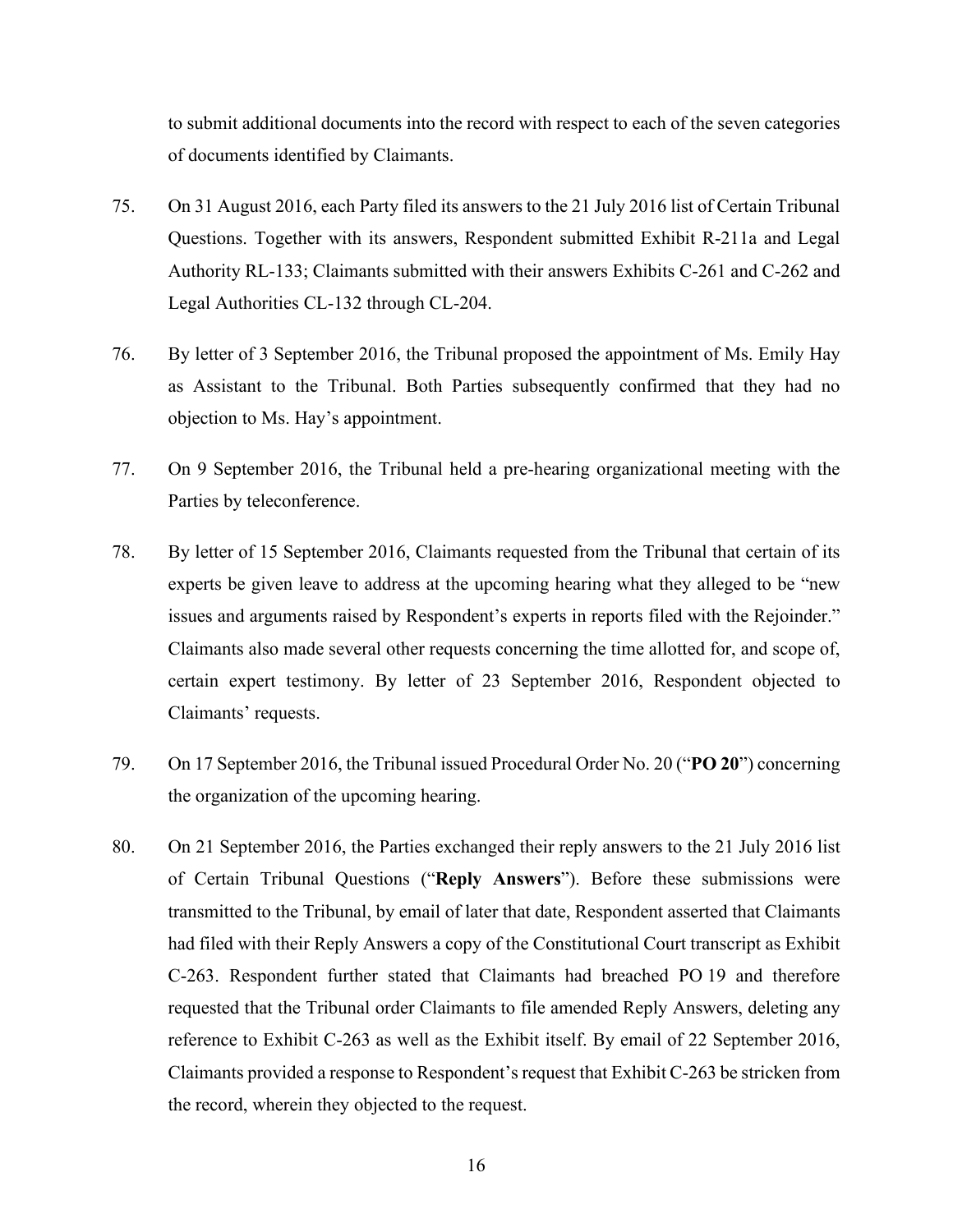to submit additional documents into the record with respect to each of the seven categories of documents identified by Claimants.

75. On 31 August 2016, each Party filed its answers to the 21 July 2016 list of Certain Tribunal Questions. Together with its answers, Respondent submitted Exhibit R-211a and Legal Authority RL-133; Claimants submitted with their answers Exhibits C-261 and C-262 and Legal Authorities CL-132 through CL-204.

76. By letter of 3 September 2016, the Tribunal proposed the appointment of Ms. Emily Hay as Assistant to the Tribunal. Both Parties subsequently confirmed that they had no objection to Ms. Hay's appointment.

77. On 9 September 2016, the Tribunal held a pre-hearing organizational meeting with the Parties by teleconference.

78. By letter of 15 September 2016, Claimants requested from the Tribunal that certain of its experts be given leave to address at the upcoming hearing what they alleged to be "new issues and arguments raised by Respondent's experts in reports filed with the Rejoinder." Claimants also made several other requests concerning the time allotted for, and scope of, certain expert testimony. By letter of 23 September 2016, Respondent objected to Claimants' requests.

79. On 17 September 2016, the Tribunal issued Procedural Order No. 20 ("**PO 20**") concerning the organization of the upcoming hearing.

80. On 21 September 2016, the Parties exchanged their reply answers to the 21 July 2016 list of Certain Tribunal Questions ("**Reply Answers**"). Before these submissions were transmitted to the Tribunal, by email of later that date, Respondent asserted that Claimants had filed with their Reply Answers a copy of the Constitutional Court transcript as Exhibit C-263. Respondent further stated that Claimants had breached PO 19 and therefore requested that the Tribunal order Claimants to file amended Reply Answers, deleting any reference to Exhibit C-263 as well as the Exhibit itself. By email of 22 September 2016, Claimants provided a response to Respondent's request that Exhibit C-263 be stricken from the record, wherein they objected to the request.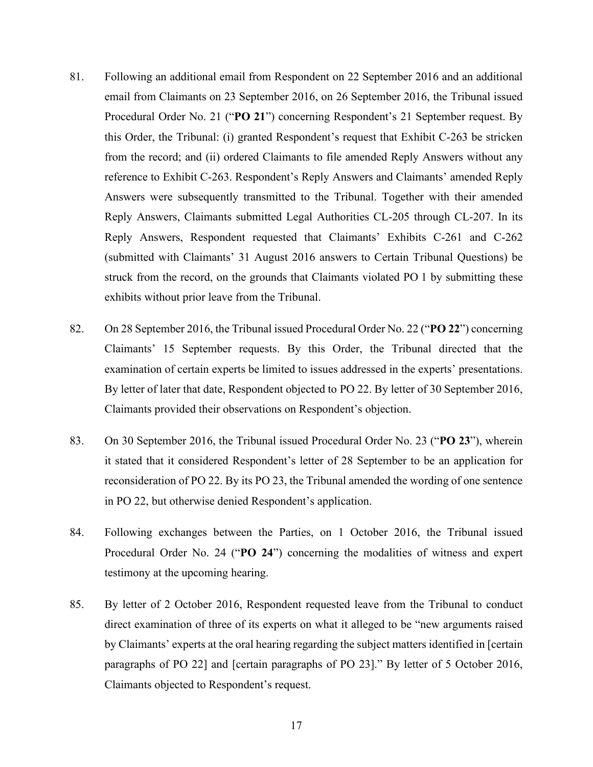81. Following an additional email from Respondent on 22 September 2016 and an additional email from Claimants on 23 September 2016, on 26 September 2016, the Tribunal issued Procedural Order No. 21 ("**PO 21**") concerning Respondent's 21 September request. By this Order, the Tribunal: (i) granted Respondent's request that Exhibit C-263 be stricken from the record; and (ii) ordered Claimants to file amended Reply Answers without any reference to Exhibit C-263. Respondent's Reply Answers and Claimants' amended Reply Answers were subsequently transmitted to the Tribunal. Together with their amended Reply Answers, Claimants submitted Legal Authorities CL-205 through CL-207. In its Reply Answers, Respondent requested that Claimants' Exhibits C-261 and C-262 (submitted with Claimants' 31 August 2016 answers to Certain Tribunal Questions) be struck from the record, on the grounds that Claimants violated PO 1 by submitting these exhibits without prior leave from the Tribunal.

82. On 28 September 2016, the Tribunal issued Procedural Order No. 22 ("**PO 22**") concerning Claimants' 15 September requests. By this Order, the Tribunal directed that the examination of certain experts be limited to issues addressed in the experts' presentations. By letter of later that date, Respondent objected to PO 22. By letter of 30 September 2016, Claimants provided their observations on Respondent's objection.

83. On 30 September 2016, the Tribunal issued Procedural Order No. 23 ("**PO 23**"), wherein it stated that it considered Respondent's letter of 28 September to be an application for reconsideration of PO 22. By its PO 23, the Tribunal amended the wording of one sentence in PO 22, but otherwise denied Respondent's application.

84. Following exchanges between the Parties, on 1 October 2016, the Tribunal issued Procedural Order No. 24 ("**PO 24**") concerning the modalities of witness and expert testimony at the upcoming hearing.

85. By letter of 2 October 2016, Respondent requested leave from the Tribunal to conduct direct examination of three of its experts on what it alleged to be "new arguments raised by Claimants' experts at the oral hearing regarding the subject matters identified in [certain paragraphs of PO 22] and [certain paragraphs of PO 23]." By letter of 5 October 2016, Claimants objected to Respondent's request.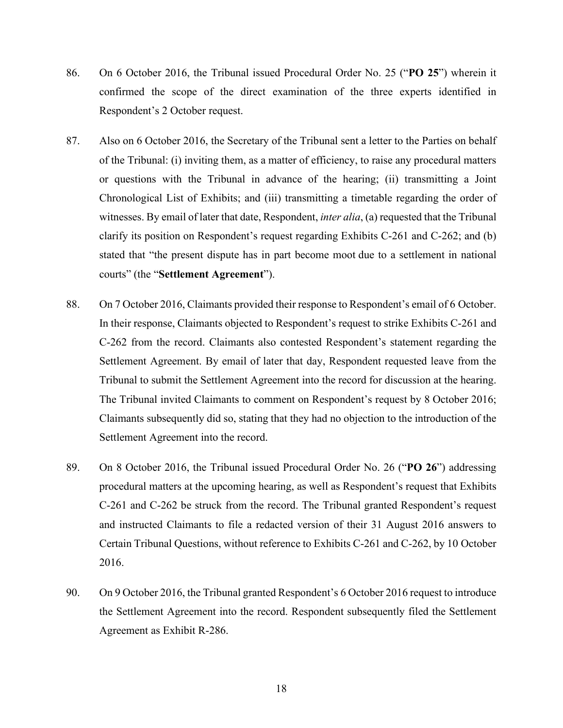86. On 6 October 2016, the Tribunal issued Procedural Order No. 25 ("**PO 25**") wherein it confirmed the scope of the direct examination of the three experts identified in Respondent's 2 October request.

87. Also on 6 October 2016, the Secretary of the Tribunal sent a letter to the Parties on behalf of the Tribunal: (i) inviting them, as a matter of efficiency, to raise any procedural matters or questions with the Tribunal in advance of the hearing; (ii) transmitting a Joint Chronological List of Exhibits; and (iii) transmitting a timetable regarding the order of witnesses. By email of later that date, Respondent, *inter alia*, (a) requested that the Tribunal clarify its position on Respondent's request regarding Exhibits C-261 and C-262; and (b) stated that "the present dispute has in part become moot due to a settlement in national courts" (the "**Settlement Agreement**").

88. On 7 October 2016, Claimants provided their response to Respondent's email of 6 October. In their response, Claimants objected to Respondent's request to strike Exhibits C-261 and C-262 from the record. Claimants also contested Respondent's statement regarding the Settlement Agreement. By email of later that day, Respondent requested leave from the Tribunal to submit the Settlement Agreement into the record for discussion at the hearing. The Tribunal invited Claimants to comment on Respondent's request by 8 October 2016; Claimants subsequently did so, stating that they had no objection to the introduction of the Settlement Agreement into the record.

89. On 8 October 2016, the Tribunal issued Procedural Order No. 26 ("**PO 26**") addressing procedural matters at the upcoming hearing, as well as Respondent's request that Exhibits C-261 and C-262 be struck from the record. The Tribunal granted Respondent's request and instructed Claimants to file a redacted version of their 31 August 2016 answers to Certain Tribunal Questions, without reference to Exhibits C-261 and C-262, by 10 October 2016.

90. On 9 October 2016, the Tribunal granted Respondent's 6 October 2016 request to introduce the Settlement Agreement into the record. Respondent subsequently filed the Settlement Agreement as Exhibit R-286.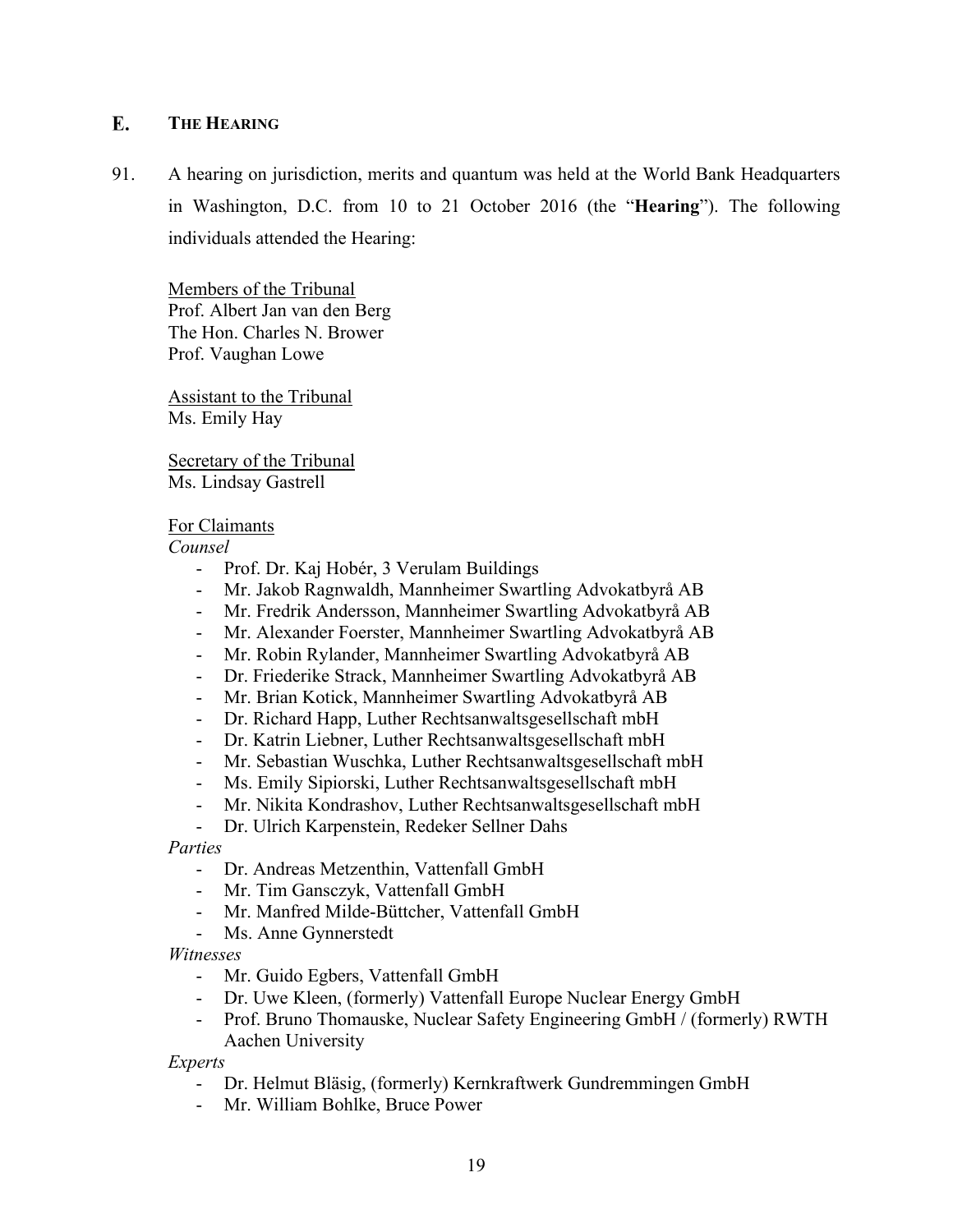## E. THE HEARING

91. A hearing on jurisdiction, merits and quantum was held at the World Bank Headquarters in Washington, D.C. from 10 to 21 October 2016 (the "**Hearing**"). The following individuals attended the Hearing:

Members of the Tribunal
Prof. Albert Jan van den Berg
The Hon. Charles N. Brower
Prof. Vaughan Lowe

Assistant to the Tribunal
Ms. Emily Hay

Secretary of the Tribunal
Ms. Lindsay Gastrell

For Claimants

*Counsel*

- Prof. Dr. Kaj Hobér, 3 Verulam Buildings
- Mr. Jakob Ragnwaldh, Mannheimer Swartling Advokatbyrå AB
- Mr. Fredrik Andersson, Mannheimer Swartling Advokatbyrå AB
- Mr. Alexander Foerster, Mannheimer Swartling Advokatbyrå AB
- Mr. Robin Rylander, Mannheimer Swartling Advokatbyrå AB
- Dr. Friederike Strack, Mannheimer Swartling Advokatbyrå AB
- Mr. Brian Kotick, Mannheimer Swartling Advokatbyrå AB
- Dr. Richard Happ, Luther Rechtsanwaltsgesellschaft mbH
- Dr. Katrin Liebner, Luther Rechtsanwaltsgesellschaft mbH
- Mr. Sebastian Wuschka, Luther Rechtsanwaltsgesellschaft mbH
- Ms. Emily Sipiorski, Luther Rechtsanwaltsgesellschaft mbH
- Mr. Nikita Kondrashov, Luther Rechtsanwaltsgesellschaft mbH
- Dr. Ulrich Karpenstein, Redeker Sellner Dahs

*Parties*

- Dr. Andreas Metzenthin, Vattenfall GmbH
- Mr. Tim Gansczyk, Vattenfall GmbH
- Mr. Manfred Milde-Büttcher, Vattenfall GmbH
- Ms. Anne Gynnerstedt

*Witnesses*

- Mr. Guido Egbers, Vattenfall GmbH
- Dr. Uwe Kleen, (formerly) Vattenfall Europe Nuclear Energy GmbH
- Prof. Bruno Thomauske, Nuclear Safety Engineering GmbH / (formerly) RWTH Aachen University

*Experts*

- Dr. Helmut Bläsig, (formerly) Kernkraftwerk Gundremmingen GmbH
- Mr. William Bohlke, Bruce Power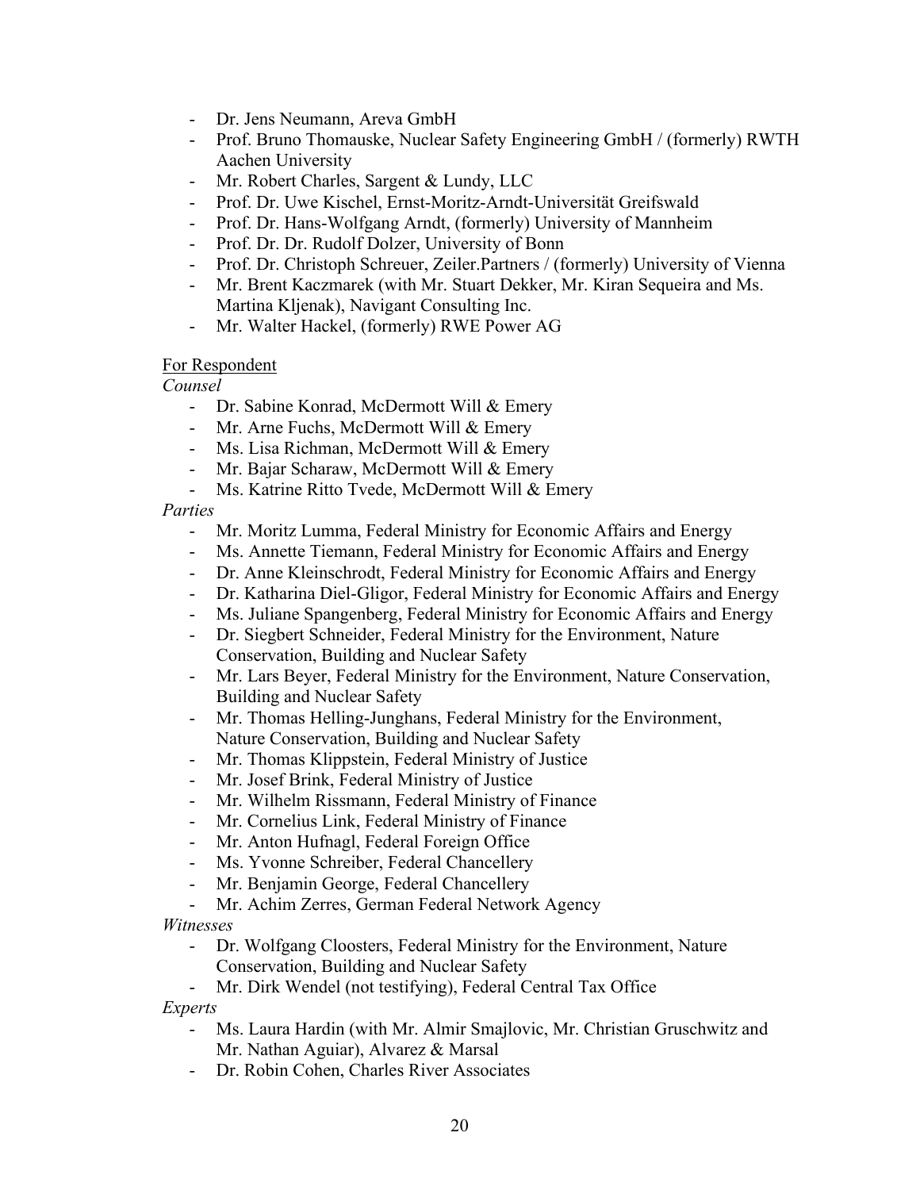- Dr. Jens Neumann, Areva GmbH
- Prof. Bruno Thomauske, Nuclear Safety Engineering GmbH / (formerly) RWTH Aachen University
- Mr. Robert Charles, Sargent & Lundy, LLC
- Prof. Dr. Uwe Kischel, Ernst-Moritz-Arndt-Universität Greifswald
- Prof. Dr. Hans-Wolfgang Arndt, (formerly) University of Mannheim
- Prof. Dr. Dr. Rudolf Dolzer, University of Bonn
- Prof. Dr. Christoph Schreuer, Zeiler.Partners / (formerly) University of Vienna
- Mr. Brent Kaczmarek (with Mr. Stuart Dekker, Mr. Kiran Sequeira and Ms. Martina Kljenak), Navigant Consulting Inc.
- Mr. Walter Hackel, (formerly) RWE Power AG

For Respondent

*Counsel*

- Dr. Sabine Konrad, McDermott Will & Emery
- Mr. Arne Fuchs, McDermott Will & Emery
- Ms. Lisa Richman, McDermott Will & Emery
- Mr. Bajar Scharaw, McDermott Will & Emery
- Ms. Katrine Ritto Tvede, McDermott Will & Emery

*Parties*

- Mr. Moritz Lumma, Federal Ministry for Economic Affairs and Energy
- Ms. Annette Tiemann, Federal Ministry for Economic Affairs and Energy
- Dr. Anne Kleinschrodt, Federal Ministry for Economic Affairs and Energy
- Dr. Katharina Diel-Gligor, Federal Ministry for Economic Affairs and Energy
- Ms. Juliane Spangenberg, Federal Ministry for Economic Affairs and Energy
- Dr. Siegbert Schneider, Federal Ministry for the Environment, Nature Conservation, Building and Nuclear Safety
- Mr. Lars Beyer, Federal Ministry for the Environment, Nature Conservation, Building and Nuclear Safety
- Mr. Thomas Helling-Junghans, Federal Ministry for the Environment, Nature Conservation, Building and Nuclear Safety
- Mr. Thomas Klippstein, Federal Ministry of Justice
- Mr. Josef Brink, Federal Ministry of Justice
- Mr. Wilhelm Rissmann, Federal Ministry of Finance
- Mr. Cornelius Link, Federal Ministry of Finance
- Mr. Anton Hufnagl, Federal Foreign Office
- Ms. Yvonne Schreiber, Federal Chancellery
- Mr. Benjamin George, Federal Chancellery
- Mr. Achim Zerres, German Federal Network Agency

*Witnesses*

- Dr. Wolfgang Cloosters, Federal Ministry for the Environment, Nature Conservation, Building and Nuclear Safety
- Mr. Dirk Wendel (not testifying), Federal Central Tax Office

*Experts*

- Ms. Laura Hardin (with Mr. Almir Smajlovic, Mr. Christian Gruschwitz and Mr. Nathan Aguiar), Alvarez & Marsal
- Dr. Robin Cohen, Charles River Associates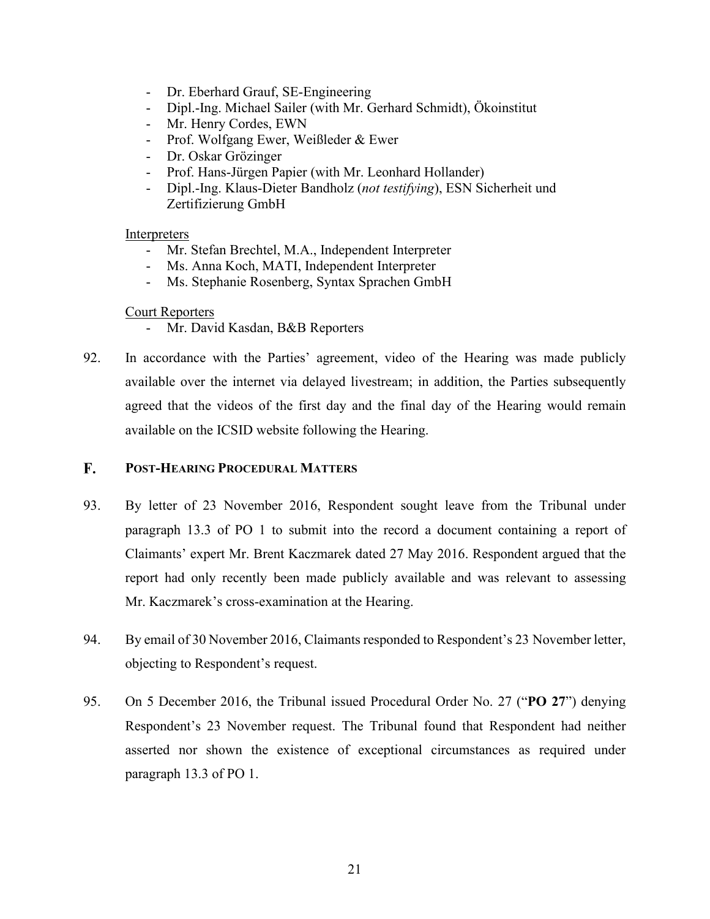- Dr. Eberhard Grauf, SE-Engineering
- Dipl.-Ing. Michael Sailer (with Mr. Gerhard Schmidt), Ökoinstitut
- Mr. Henry Cordes, EWN
- Prof. Wolfgang Ewer, Weißleder & Ewer
- Dr. Oskar Grözinger
- Prof. Hans-Jürgen Papier (with Mr. Leonhard Hollander)
- Dipl.-Ing. Klaus-Dieter Bandholz (*not testifying*), ESN Sicherheit und Zertifizierung GmbH

Interpreters

- Mr. Stefan Brechtel, M.A., Independent Interpreter
- Ms. Anna Koch, MATI, Independent Interpreter
- Ms. Stephanie Rosenberg, Syntax Sprachen GmbH

Court Reporters

- Mr. David Kasdan, B&B Reporters

92. In accordance with the Parties' agreement, video of the Hearing was made publicly available over the internet via delayed livestream; in addition, the Parties subsequently agreed that the videos of the first day and the final day of the Hearing would remain available on the ICSID website following the Hearing.

## F. POST-HEARING PROCEDURAL MATTERS

93. By letter of 23 November 2016, Respondent sought leave from the Tribunal under paragraph 13.3 of PO 1 to submit into the record a document containing a report of Claimants' expert Mr. Brent Kaczmarek dated 27 May 2016. Respondent argued that the report had only recently been made publicly available and was relevant to assessing Mr. Kaczmarek's cross-examination at the Hearing.

94. By email of 30 November 2016, Claimants responded to Respondent's 23 November letter, objecting to Respondent's request.

95. On 5 December 2016, the Tribunal issued Procedural Order No. 27 ("**PO 27**") denying Respondent's 23 November request. The Tribunal found that Respondent had neither asserted nor shown the existence of exceptional circumstances as required under paragraph 13.3 of PO 1.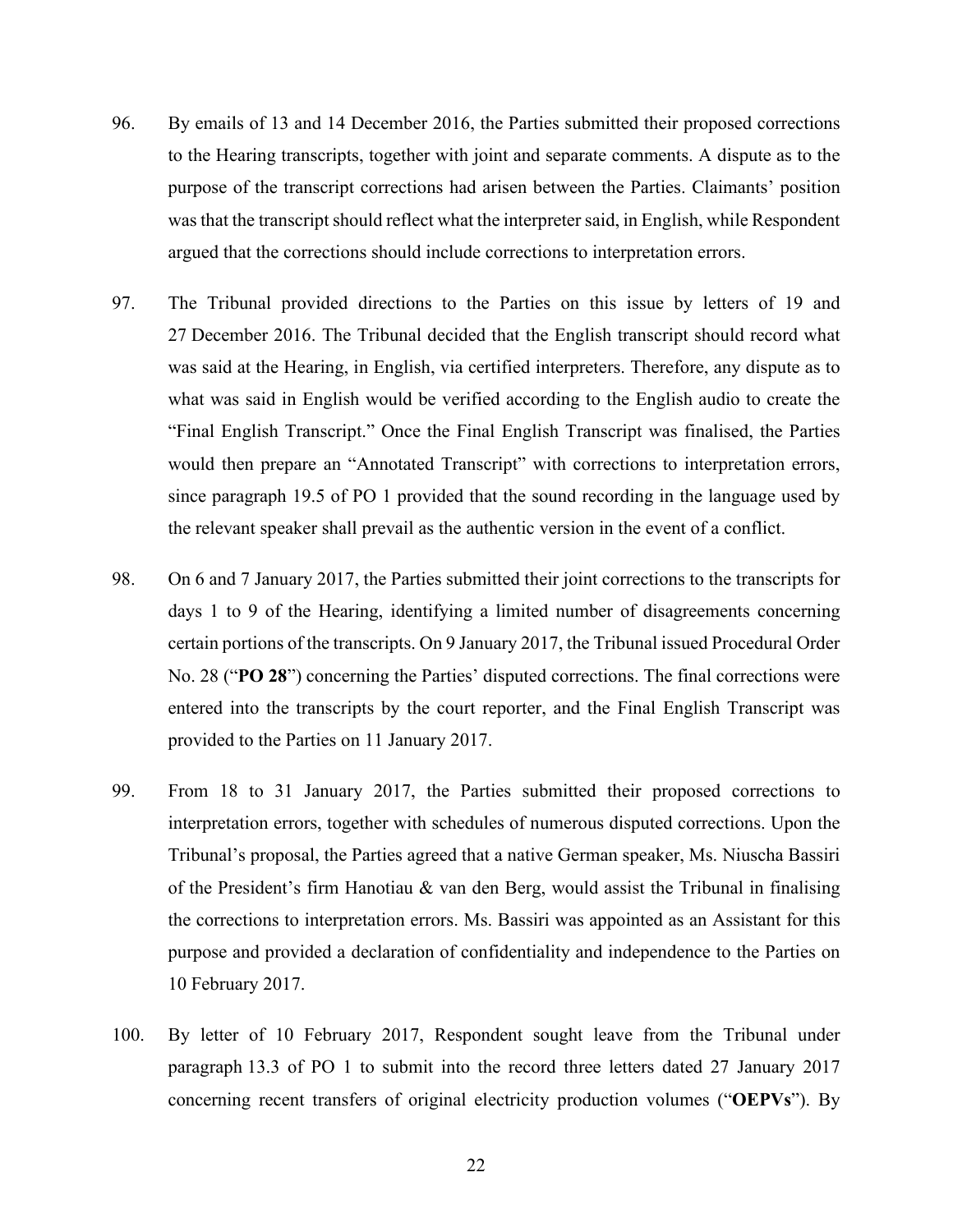96. By emails of 13 and 14 December 2016, the Parties submitted their proposed corrections to the Hearing transcripts, together with joint and separate comments. A dispute as to the purpose of the transcript corrections had arisen between the Parties. Claimants' position was that the transcript should reflect what the interpreter said, in English, while Respondent argued that the corrections should include corrections to interpretation errors.

97. The Tribunal provided directions to the Parties on this issue by letters of 19 and 27 December 2016. The Tribunal decided that the English transcript should record what was said at the Hearing, in English, via certified interpreters. Therefore, any dispute as to what was said in English would be verified according to the English audio to create the "Final English Transcript." Once the Final English Transcript was finalised, the Parties would then prepare an "Annotated Transcript" with corrections to interpretation errors, since paragraph 19.5 of PO 1 provided that the sound recording in the language used by the relevant speaker shall prevail as the authentic version in the event of a conflict.

98. On 6 and 7 January 2017, the Parties submitted their joint corrections to the transcripts for days 1 to 9 of the Hearing, identifying a limited number of disagreements concerning certain portions of the transcripts. On 9 January 2017, the Tribunal issued Procedural Order No. 28 ("**PO 28**") concerning the Parties' disputed corrections. The final corrections were entered into the transcripts by the court reporter, and the Final English Transcript was provided to the Parties on 11 January 2017.

99. From 18 to 31 January 2017, the Parties submitted their proposed corrections to interpretation errors, together with schedules of numerous disputed corrections. Upon the Tribunal's proposal, the Parties agreed that a native German speaker, Ms. Niuscha Bassiri of the President's firm Hanotiau & van den Berg, would assist the Tribunal in finalising the corrections to interpretation errors. Ms. Bassiri was appointed as an Assistant for this purpose and provided a declaration of confidentiality and independence to the Parties on 10 February 2017.

100. By letter of 10 February 2017, Respondent sought leave from the Tribunal under paragraph 13.3 of PO 1 to submit into the record three letters dated 27 January 2017 concerning recent transfers of original electricity production volumes ("**OEPVs**"). By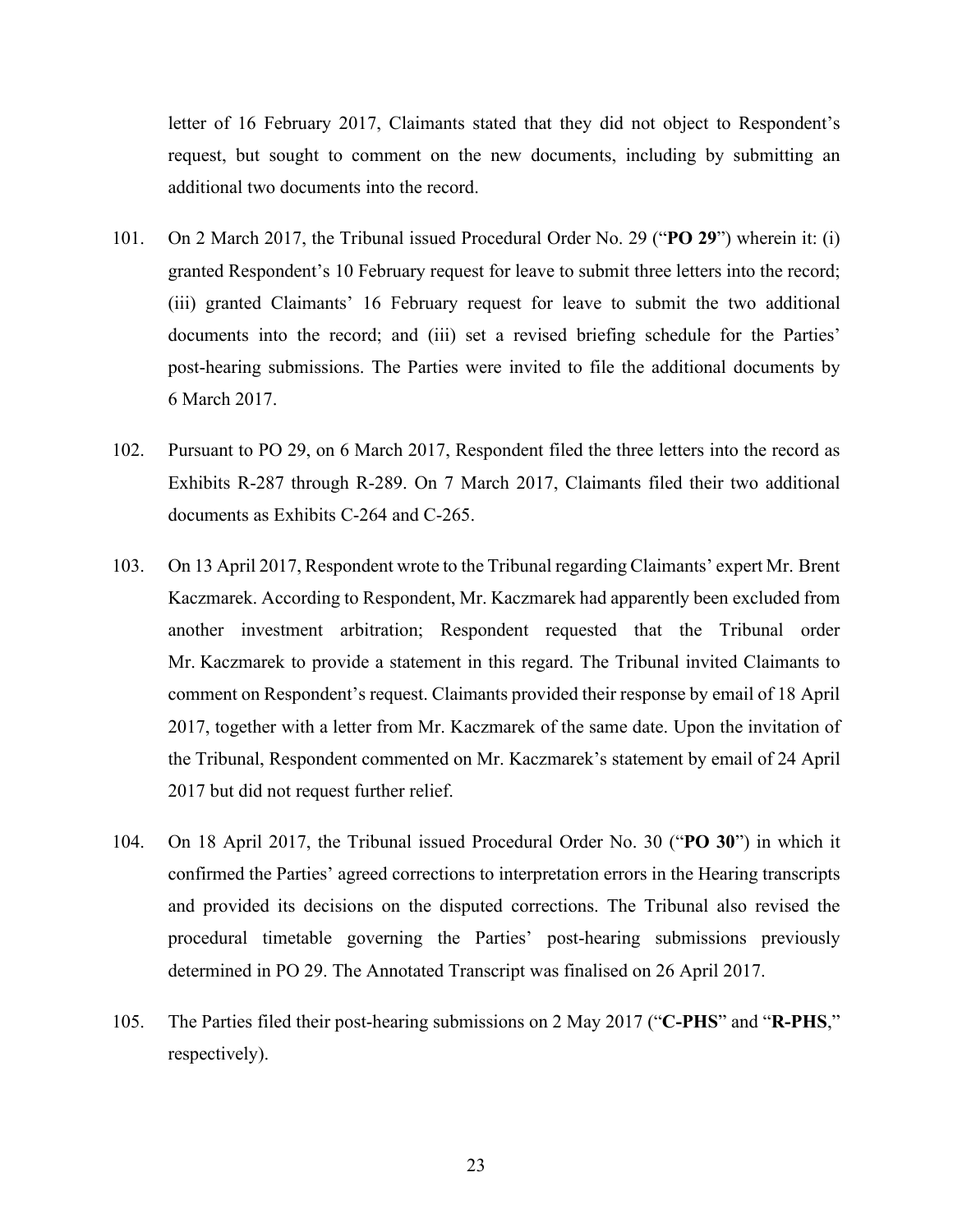letter of 16 February 2017, Claimants stated that they did not object to Respondent's request, but sought to comment on the new documents, including by submitting an additional two documents into the record.

101. On 2 March 2017, the Tribunal issued Procedural Order No. 29 ("**PO 29**") wherein it: (i) granted Respondent's 10 February request for leave to submit three letters into the record; (iii) granted Claimants' 16 February request for leave to submit the two additional documents into the record; and (iii) set a revised briefing schedule for the Parties' post-hearing submissions. The Parties were invited to file the additional documents by 6 March 2017.

102. Pursuant to PO 29, on 6 March 2017, Respondent filed the three letters into the record as Exhibits R-287 through R-289. On 7 March 2017, Claimants filed their two additional documents as Exhibits C-264 and C-265.

103. On 13 April 2017, Respondent wrote to the Tribunal regarding Claimants' expert Mr. Brent Kaczmarek. According to Respondent, Mr. Kaczmarek had apparently been excluded from another investment arbitration; Respondent requested that the Tribunal order Mr. Kaczmarek to provide a statement in this regard. The Tribunal invited Claimants to comment on Respondent's request. Claimants provided their response by email of 18 April 2017, together with a letter from Mr. Kaczmarek of the same date. Upon the invitation of the Tribunal, Respondent commented on Mr. Kaczmarek's statement by email of 24 April 2017 but did not request further relief.

104. On 18 April 2017, the Tribunal issued Procedural Order No. 30 ("**PO 30**") in which it confirmed the Parties' agreed corrections to interpretation errors in the Hearing transcripts and provided its decisions on the disputed corrections. The Tribunal also revised the procedural timetable governing the Parties' post-hearing submissions previously determined in PO 29. The Annotated Transcript was finalised on 26 April 2017.

105. The Parties filed their post-hearing submissions on 2 May 2017 ("**C-PHS**" and "**R-PHS**," respectively).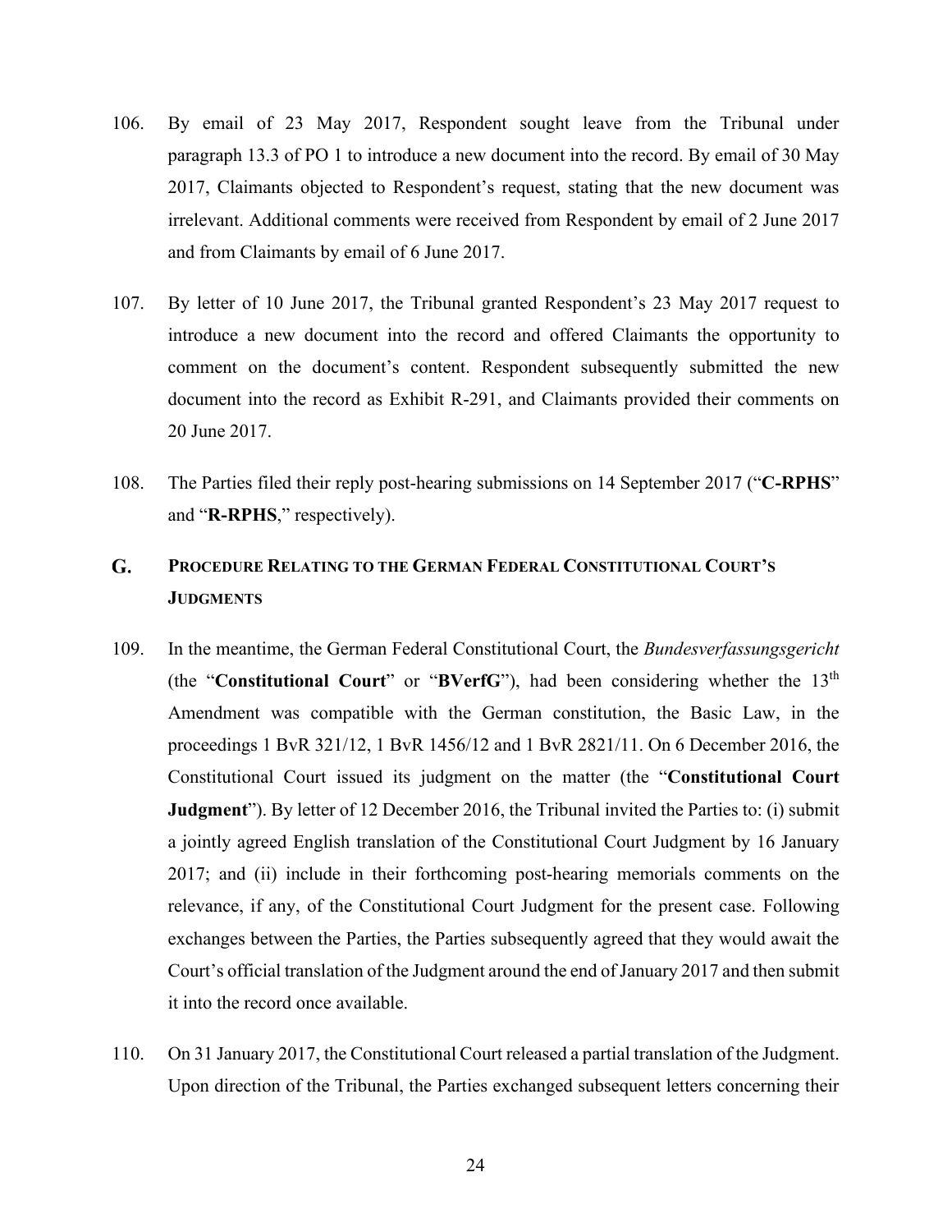106. By email of 23 May 2017, Respondent sought leave from the Tribunal under paragraph 13.3 of PO 1 to introduce a new document into the record. By email of 30 May 2017, Claimants objected to Respondent's request, stating that the new document was irrelevant. Additional comments were received from Respondent by email of 2 June 2017 and from Claimants by email of 6 June 2017.

107. By letter of 10 June 2017, the Tribunal granted Respondent's 23 May 2017 request to introduce a new document into the record and offered Claimants the opportunity to comment on the document's content. Respondent subsequently submitted the new document into the record as Exhibit R-291, and Claimants provided their comments on 20 June 2017.

108. The Parties filed their reply post-hearing submissions on 14 September 2017 ("**C-RPHS**" and "**R-RPHS**," respectively).

## G. PROCEDURE RELATING TO THE GERMAN FEDERAL CONSTITUTIONAL COURT'S JUDGMENTS

109. In the meantime, the German Federal Constitutional Court, the *Bundesverfassungsgericht* (the "**Constitutional Court**" or "**BVerfG**"), had been considering whether the 13th Amendment was compatible with the German constitution, the Basic Law, in the proceedings 1 BvR 321/12, 1 BvR 1456/12 and 1 BvR 2821/11. On 6 December 2016, the Constitutional Court issued its judgment on the matter (the "**Constitutional Court Judgment**"). By letter of 12 December 2016, the Tribunal invited the Parties to: (i) submit a jointly agreed English translation of the Constitutional Court Judgment by 16 January 2017; and (ii) include in their forthcoming post-hearing memorials comments on the relevance, if any, of the Constitutional Court Judgment for the present case. Following exchanges between the Parties, the Parties subsequently agreed that they would await the Court's official translation of the Judgment around the end of January 2017 and then submit it into the record once available.

110. On 31 January 2017, the Constitutional Court released a partial translation of the Judgment. Upon direction of the Tribunal, the Parties exchanged subsequent letters concerning their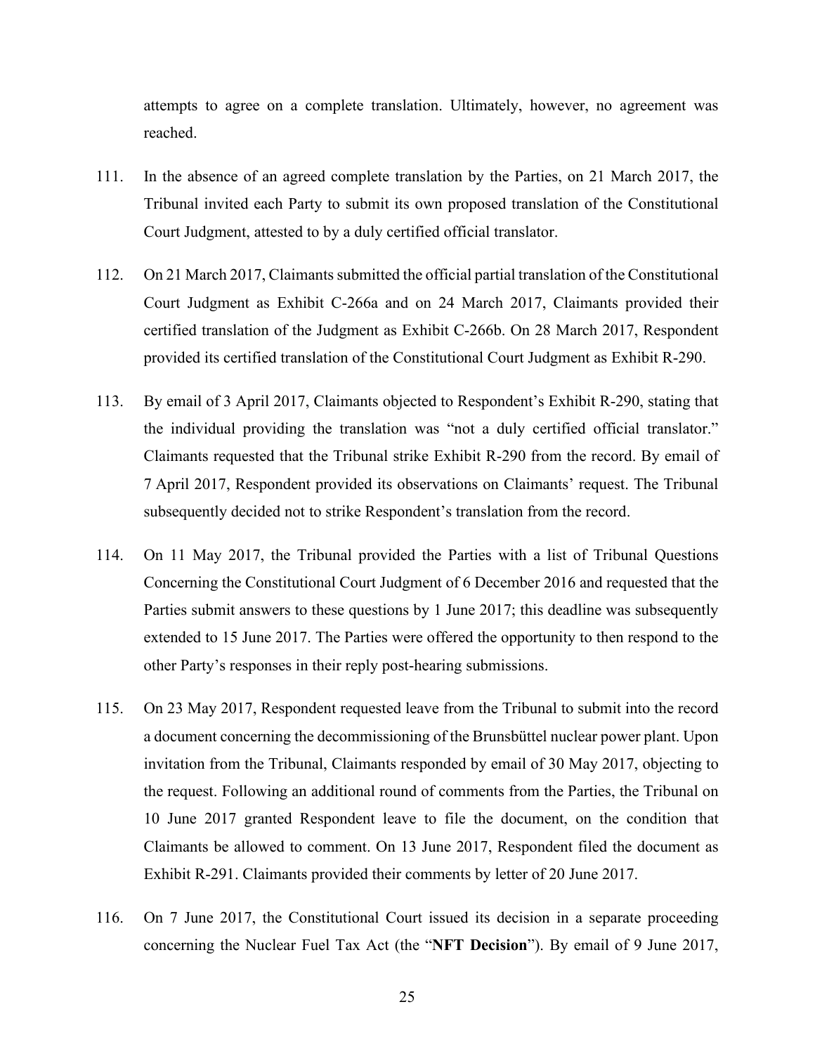attempts to agree on a complete translation. Ultimately, however, no agreement was reached.

111. In the absence of an agreed complete translation by the Parties, on 21 March 2017, the Tribunal invited each Party to submit its own proposed translation of the Constitutional Court Judgment, attested to by a duly certified official translator.

112. On 21 March 2017, Claimants submitted the official partial translation of the Constitutional Court Judgment as Exhibit C-266a and on 24 March 2017, Claimants provided their certified translation of the Judgment as Exhibit C-266b. On 28 March 2017, Respondent provided its certified translation of the Constitutional Court Judgment as Exhibit R-290.

113. By email of 3 April 2017, Claimants objected to Respondent's Exhibit R-290, stating that the individual providing the translation was "not a duly certified official translator." Claimants requested that the Tribunal strike Exhibit R-290 from the record. By email of 7 April 2017, Respondent provided its observations on Claimants' request. The Tribunal subsequently decided not to strike Respondent's translation from the record.

114. On 11 May 2017, the Tribunal provided the Parties with a list of Tribunal Questions Concerning the Constitutional Court Judgment of 6 December 2016 and requested that the Parties submit answers to these questions by 1 June 2017; this deadline was subsequently extended to 15 June 2017. The Parties were offered the opportunity to then respond to the other Party's responses in their reply post-hearing submissions.

115. On 23 May 2017, Respondent requested leave from the Tribunal to submit into the record a document concerning the decommissioning of the Brunsbüttel nuclear power plant. Upon invitation from the Tribunal, Claimants responded by email of 30 May 2017, objecting to the request. Following an additional round of comments from the Parties, the Tribunal on 10 June 2017 granted Respondent leave to file the document, on the condition that Claimants be allowed to comment. On 13 June 2017, Respondent filed the document as Exhibit R-291. Claimants provided their comments by letter of 20 June 2017.

116. On 7 June 2017, the Constitutional Court issued its decision in a separate proceeding concerning the Nuclear Fuel Tax Act (the "**NFT Decision**"). By email of 9 June 2017,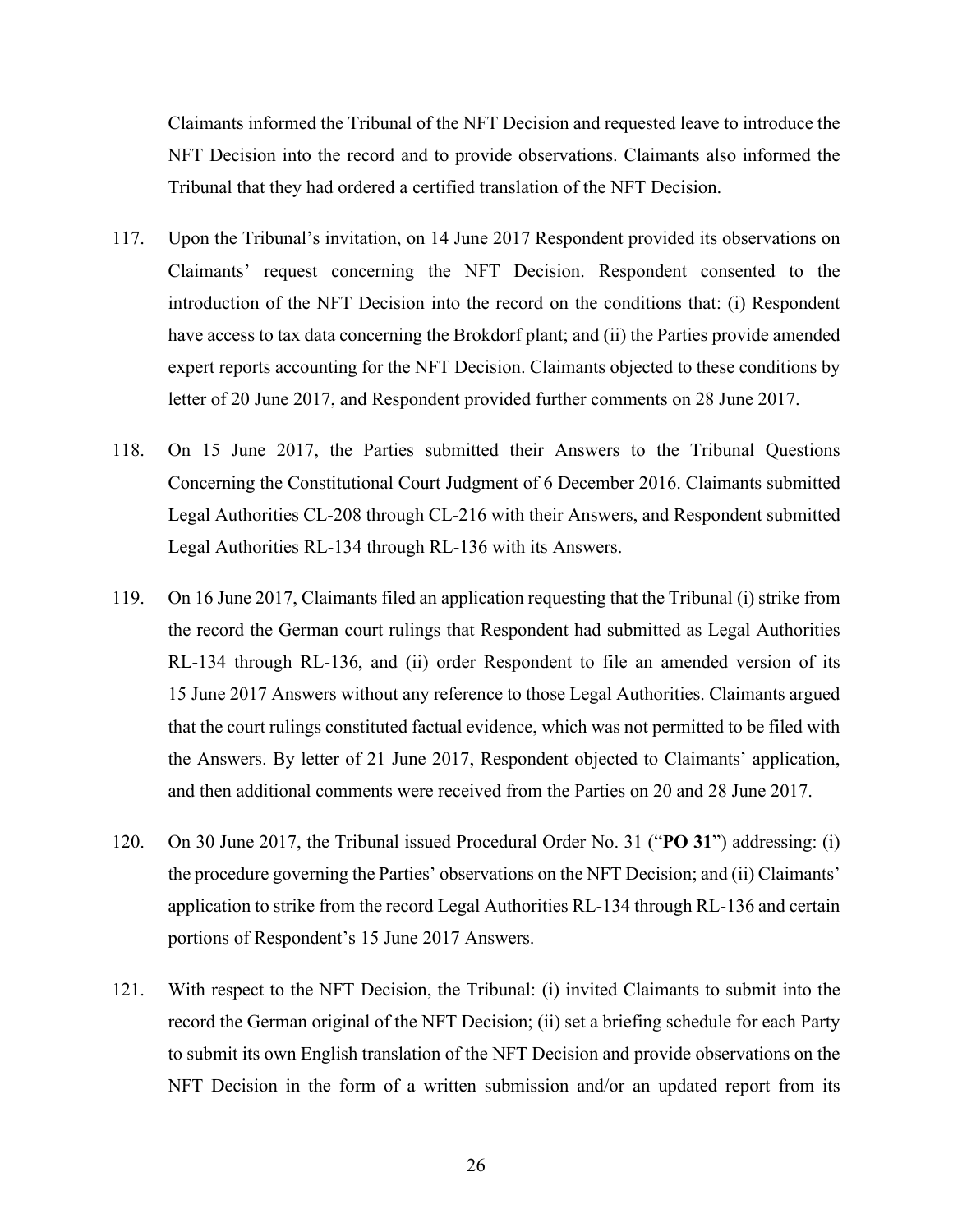Claimants informed the Tribunal of the NFT Decision and requested leave to introduce the NFT Decision into the record and to provide observations. Claimants also informed the Tribunal that they had ordered a certified translation of the NFT Decision.

117. Upon the Tribunal's invitation, on 14 June 2017 Respondent provided its observations on Claimants' request concerning the NFT Decision. Respondent consented to the introduction of the NFT Decision into the record on the conditions that: (i) Respondent have access to tax data concerning the Brokdorf plant; and (ii) the Parties provide amended expert reports accounting for the NFT Decision. Claimants objected to these conditions by letter of 20 June 2017, and Respondent provided further comments on 28 June 2017.

118. On 15 June 2017, the Parties submitted their Answers to the Tribunal Questions Concerning the Constitutional Court Judgment of 6 December 2016. Claimants submitted Legal Authorities CL-208 through CL-216 with their Answers, and Respondent submitted Legal Authorities RL-134 through RL-136 with its Answers.

119. On 16 June 2017, Claimants filed an application requesting that the Tribunal (i) strike from the record the German court rulings that Respondent had submitted as Legal Authorities RL-134 through RL-136, and (ii) order Respondent to file an amended version of its 15 June 2017 Answers without any reference to those Legal Authorities. Claimants argued that the court rulings constituted factual evidence, which was not permitted to be filed with the Answers. By letter of 21 June 2017, Respondent objected to Claimants' application, and then additional comments were received from the Parties on 20 and 28 June 2017.

120. On 30 June 2017, the Tribunal issued Procedural Order No. 31 ("**PO 31**") addressing: (i) the procedure governing the Parties' observations on the NFT Decision; and (ii) Claimants' application to strike from the record Legal Authorities RL-134 through RL-136 and certain portions of Respondent's 15 June 2017 Answers.

121. With respect to the NFT Decision, the Tribunal: (i) invited Claimants to submit into the record the German original of the NFT Decision; (ii) set a briefing schedule for each Party to submit its own English translation of the NFT Decision and provide observations on the NFT Decision in the form of a written submission and/or an updated report from its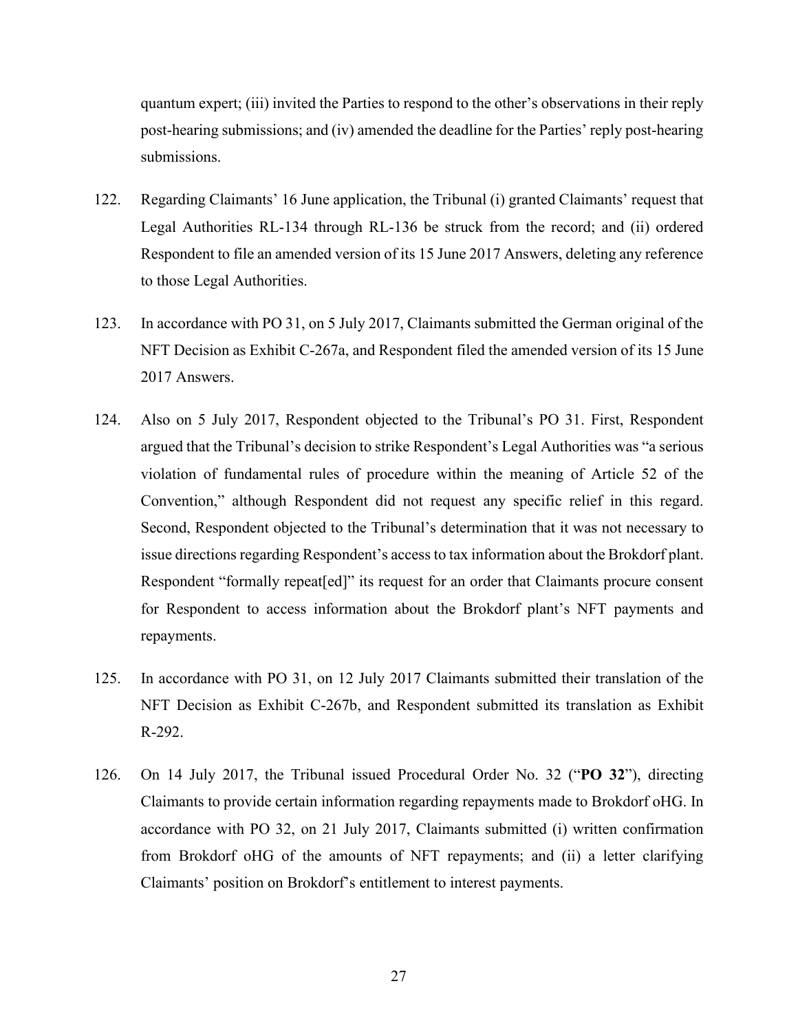quantum expert; (iii) invited the Parties to respond to the other's observations in their reply post-hearing submissions; and (iv) amended the deadline for the Parties' reply post-hearing submissions.

122. Regarding Claimants' 16 June application, the Tribunal (i) granted Claimants' request that Legal Authorities RL-134 through RL-136 be struck from the record; and (ii) ordered Respondent to file an amended version of its 15 June 2017 Answers, deleting any reference to those Legal Authorities.

123. In accordance with PO 31, on 5 July 2017, Claimants submitted the German original of the NFT Decision as Exhibit C-267a, and Respondent filed the amended version of its 15 June 2017 Answers.

124. Also on 5 July 2017, Respondent objected to the Tribunal's PO 31. First, Respondent argued that the Tribunal's decision to strike Respondent's Legal Authorities was "a serious violation of fundamental rules of procedure within the meaning of Article 52 of the Convention," although Respondent did not request any specific relief in this regard. Second, Respondent objected to the Tribunal's determination that it was not necessary to issue directions regarding Respondent's access to tax information about the Brokdorf plant. Respondent "formally repeat[ed]" its request for an order that Claimants procure consent for Respondent to access information about the Brokdorf plant's NFT payments and repayments.

125. In accordance with PO 31, on 12 July 2017 Claimants submitted their translation of the NFT Decision as Exhibit C-267b, and Respondent submitted its translation as Exhibit R-292.

126. On 14 July 2017, the Tribunal issued Procedural Order No. 32 ("**PO 32**"), directing Claimants to provide certain information regarding repayments made to Brokdorf oHG. In accordance with PO 32, on 21 July 2017, Claimants submitted (i) written confirmation from Brokdorf oHG of the amounts of NFT repayments; and (ii) a letter clarifying Claimants' position on Brokdorf's entitlement to interest payments.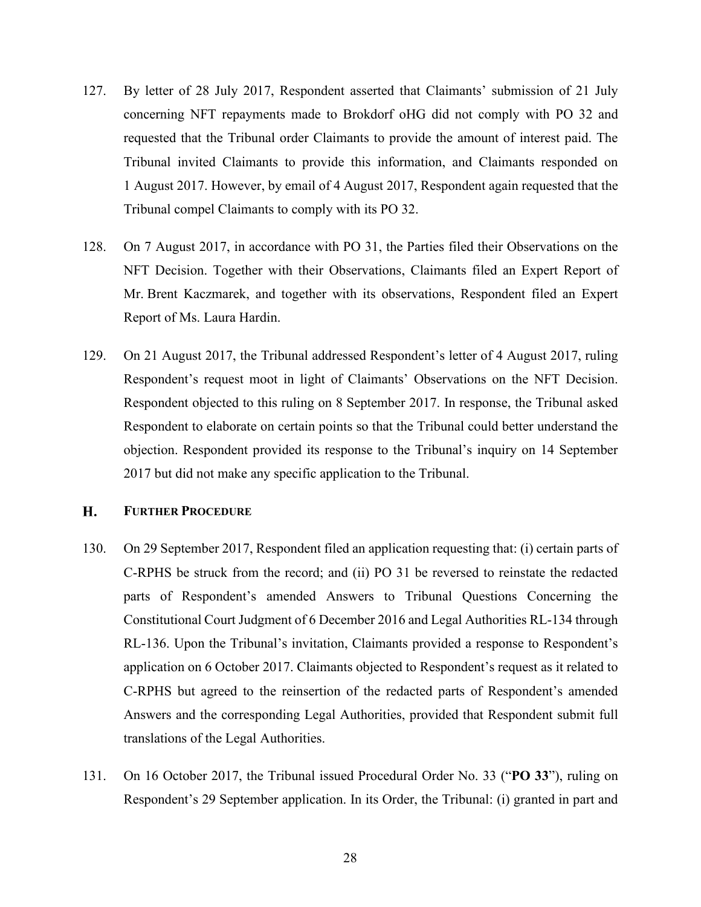127. By letter of 28 July 2017, Respondent asserted that Claimants' submission of 21 July concerning NFT repayments made to Brokdorf oHG did not comply with PO 32 and requested that the Tribunal order Claimants to provide the amount of interest paid. The Tribunal invited Claimants to provide this information, and Claimants responded on 1 August 2017. However, by email of 4 August 2017, Respondent again requested that the Tribunal compel Claimants to comply with its PO 32.

128. On 7 August 2017, in accordance with PO 31, the Parties filed their Observations on the NFT Decision. Together with their Observations, Claimants filed an Expert Report of Mr. Brent Kaczmarek, and together with its observations, Respondent filed an Expert Report of Ms. Laura Hardin.

129. On 21 August 2017, the Tribunal addressed Respondent's letter of 4 August 2017, ruling Respondent's request moot in light of Claimants' Observations on the NFT Decision. Respondent objected to this ruling on 8 September 2017. In response, the Tribunal asked Respondent to elaborate on certain points so that the Tribunal could better understand the objection. Respondent provided its response to the Tribunal's inquiry on 14 September 2017 but did not make any specific application to the Tribunal.

## H. Further Procedure

130. On 29 September 2017, Respondent filed an application requesting that: (i) certain parts of C-RPHS be struck from the record; and (ii) PO 31 be reversed to reinstate the redacted parts of Respondent's amended Answers to Tribunal Questions Concerning the Constitutional Court Judgment of 6 December 2016 and Legal Authorities RL-134 through RL-136. Upon the Tribunal's invitation, Claimants provided a response to Respondent's application on 6 October 2017. Claimants objected to Respondent's request as it related to C-RPHS but agreed to the reinsertion of the redacted parts of Respondent's amended Answers and the corresponding Legal Authorities, provided that Respondent submit full translations of the Legal Authorities.

131. On 16 October 2017, the Tribunal issued Procedural Order No. 33 ("**PO 33**"), ruling on Respondent's 29 September application. In its Order, the Tribunal: (i) granted in part and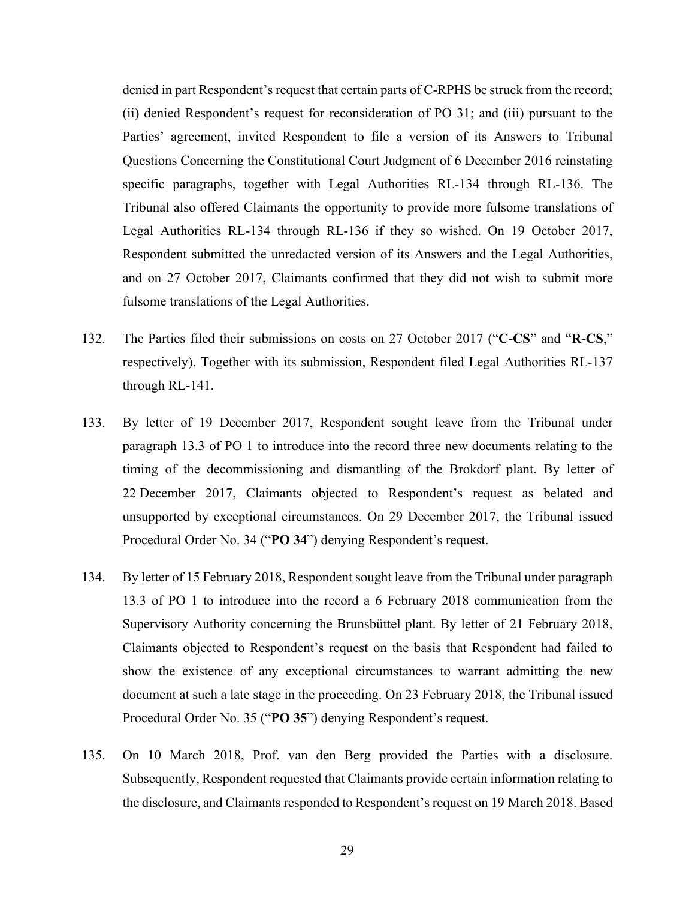denied in part Respondent's request that certain parts of C-RPHS be struck from the record; (ii) denied Respondent's request for reconsideration of PO 31; and (iii) pursuant to the Parties' agreement, invited Respondent to file a version of its Answers to Tribunal Questions Concerning the Constitutional Court Judgment of 6 December 2016 reinstating specific paragraphs, together with Legal Authorities RL-134 through RL-136. The Tribunal also offered Claimants the opportunity to provide more fulsome translations of Legal Authorities RL-134 through RL-136 if they so wished. On 19 October 2017, Respondent submitted the unredacted version of its Answers and the Legal Authorities, and on 27 October 2017, Claimants confirmed that they did not wish to submit more fulsome translations of the Legal Authorities.

132. The Parties filed their submissions on costs on 27 October 2017 ("**C-CS**" and "**R-CS**," respectively). Together with its submission, Respondent filed Legal Authorities RL-137 through RL-141.

133. By letter of 19 December 2017, Respondent sought leave from the Tribunal under paragraph 13.3 of PO 1 to introduce into the record three new documents relating to the timing of the decommissioning and dismantling of the Brokdorf plant. By letter of 22 December 2017, Claimants objected to Respondent's request as belated and unsupported by exceptional circumstances. On 29 December 2017, the Tribunal issued Procedural Order No. 34 ("**PO 34**") denying Respondent's request.

134. By letter of 15 February 2018, Respondent sought leave from the Tribunal under paragraph 13.3 of PO 1 to introduce into the record a 6 February 2018 communication from the Supervisory Authority concerning the Brunsbüttel plant. By letter of 21 February 2018, Claimants objected to Respondent's request on the basis that Respondent had failed to show the existence of any exceptional circumstances to warrant admitting the new document at such a late stage in the proceeding. On 23 February 2018, the Tribunal issued Procedural Order No. 35 ("**PO 35**") denying Respondent's request.

135. On 10 March 2018, Prof. van den Berg provided the Parties with a disclosure. Subsequently, Respondent requested that Claimants provide certain information relating to the disclosure, and Claimants responded to Respondent's request on 19 March 2018. Based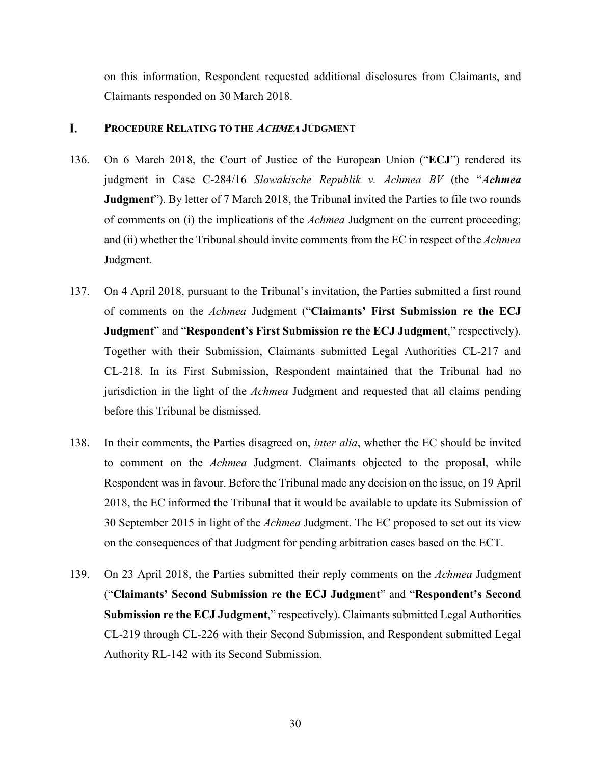on this information, Respondent requested additional disclosures from Claimants, and Claimants responded on 30 March 2018.

## I. PROCEDURE RELATING TO THE *ACHMEA* JUDGMENT

136. On 6 March 2018, the Court of Justice of the European Union ("**ECJ**") rendered its judgment in Case C-284/16 *Slowakische Republik v. Achmea BV* (the "***Achmea* Judgment**"). By letter of 7 March 2018, the Tribunal invited the Parties to file two rounds of comments on (i) the implications of the *Achmea* Judgment on the current proceeding; and (ii) whether the Tribunal should invite comments from the EC in respect of the *Achmea* Judgment.

137. On 4 April 2018, pursuant to the Tribunal's invitation, the Parties submitted a first round of comments on the *Achmea* Judgment ("**Claimants' First Submission re the ECJ Judgment**" and "**Respondent's First Submission re the ECJ Judgment**," respectively). Together with their Submission, Claimants submitted Legal Authorities CL-217 and CL-218. In its First Submission, Respondent maintained that the Tribunal had no jurisdiction in the light of the *Achmea* Judgment and requested that all claims pending before this Tribunal be dismissed.

138. In their comments, the Parties disagreed on, *inter alia*, whether the EC should be invited to comment on the *Achmea* Judgment. Claimants objected to the proposal, while Respondent was in favour. Before the Tribunal made any decision on the issue, on 19 April 2018, the EC informed the Tribunal that it would be available to update its Submission of 30 September 2015 in light of the *Achmea* Judgment. The EC proposed to set out its view on the consequences of that Judgment for pending arbitration cases based on the ECT.

139. On 23 April 2018, the Parties submitted their reply comments on the *Achmea* Judgment ("**Claimants' Second Submission re the ECJ Judgment**" and "**Respondent's Second Submission re the ECJ Judgment**," respectively). Claimants submitted Legal Authorities CL-219 through CL-226 with their Second Submission, and Respondent submitted Legal Authority RL-142 with its Second Submission.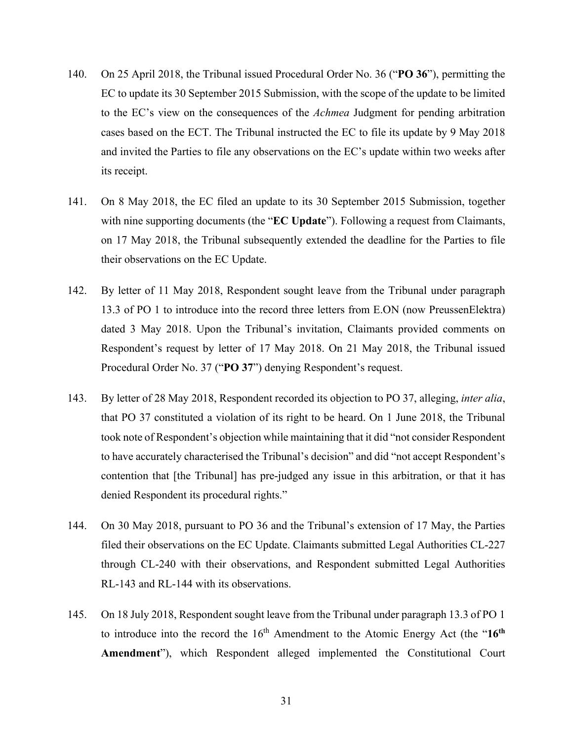140. On 25 April 2018, the Tribunal issued Procedural Order No. 36 ("**PO 36**"), permitting the EC to update its 30 September 2015 Submission, with the scope of the update to be limited to the EC's view on the consequences of the *Achmea* Judgment for pending arbitration cases based on the ECT. The Tribunal instructed the EC to file its update by 9 May 2018 and invited the Parties to file any observations on the EC's update within two weeks after its receipt.

141. On 8 May 2018, the EC filed an update to its 30 September 2015 Submission, together with nine supporting documents (the "**EC Update**"). Following a request from Claimants, on 17 May 2018, the Tribunal subsequently extended the deadline for the Parties to file their observations on the EC Update.

142. By letter of 11 May 2018, Respondent sought leave from the Tribunal under paragraph 13.3 of PO 1 to introduce into the record three letters from E.ON (now PreussenElektra) dated 3 May 2018. Upon the Tribunal's invitation, Claimants provided comments on Respondent's request by letter of 17 May 2018. On 21 May 2018, the Tribunal issued Procedural Order No. 37 ("**PO 37**") denying Respondent's request.

143. By letter of 28 May 2018, Respondent recorded its objection to PO 37, alleging, *inter alia*, that PO 37 constituted a violation of its right to be heard. On 1 June 2018, the Tribunal took note of Respondent's objection while maintaining that it did "not consider Respondent to have accurately characterised the Tribunal's decision" and did "not accept Respondent's contention that [the Tribunal] has pre-judged any issue in this arbitration, or that it has denied Respondent its procedural rights."

144. On 30 May 2018, pursuant to PO 36 and the Tribunal's extension of 17 May, the Parties filed their observations on the EC Update. Claimants submitted Legal Authorities CL-227 through CL-240 with their observations, and Respondent submitted Legal Authorities RL-143 and RL-144 with its observations.

145. On 18 July 2018, Respondent sought leave from the Tribunal under paragraph 13.3 of PO 1 to introduce into the record the 16th Amendment to the Atomic Energy Act (the "**16th Amendment**"), which Respondent alleged implemented the Constitutional Court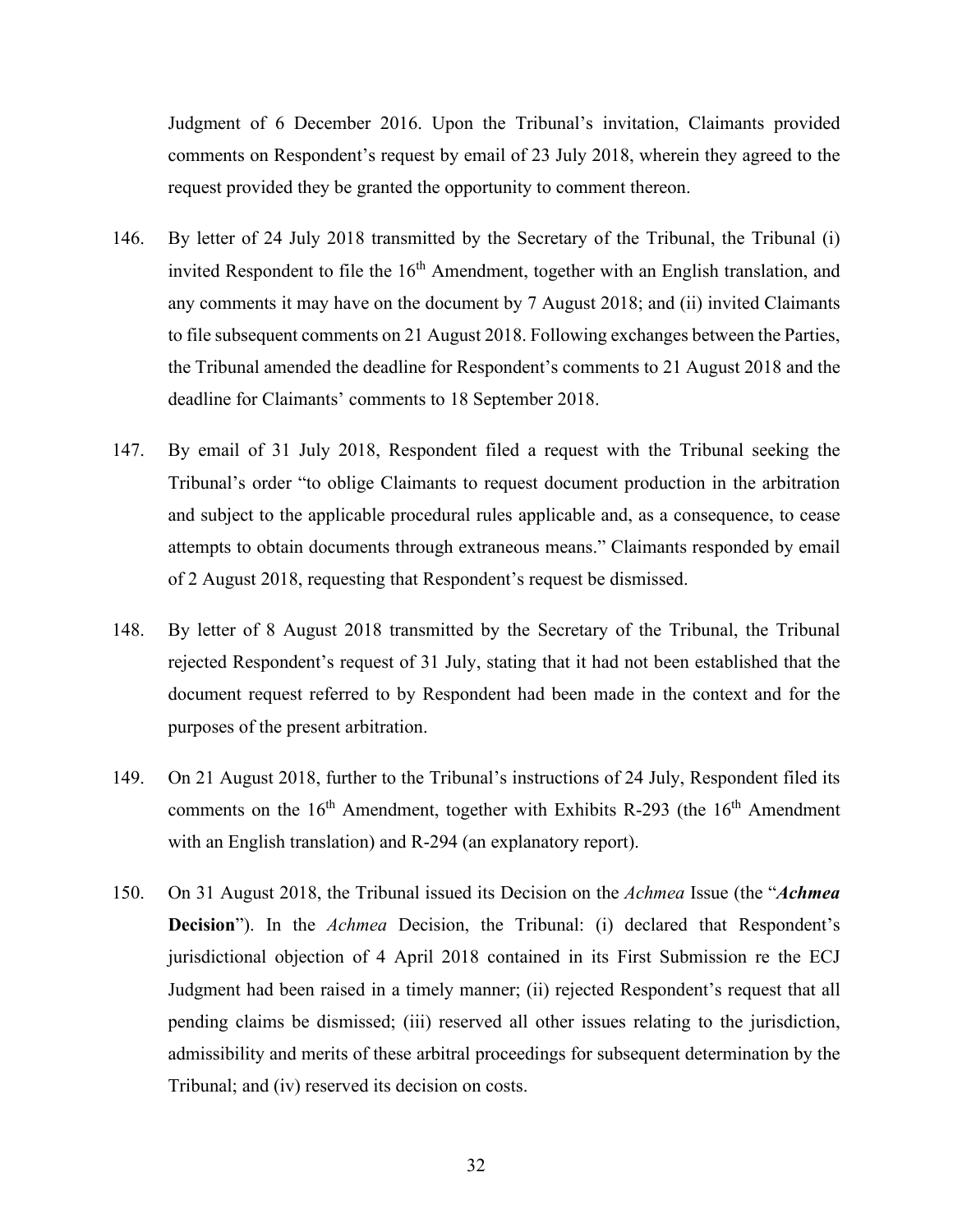Judgment of 6 December 2016. Upon the Tribunal's invitation, Claimants provided comments on Respondent's request by email of 23 July 2018, wherein they agreed to the request provided they be granted the opportunity to comment thereon.

146. By letter of 24 July 2018 transmitted by the Secretary of the Tribunal, the Tribunal (i) invited Respondent to file the 16th Amendment, together with an English translation, and any comments it may have on the document by 7 August 2018; and (ii) invited Claimants to file subsequent comments on 21 August 2018. Following exchanges between the Parties, the Tribunal amended the deadline for Respondent's comments to 21 August 2018 and the deadline for Claimants' comments to 18 September 2018.

147. By email of 31 July 2018, Respondent filed a request with the Tribunal seeking the Tribunal's order "to oblige Claimants to request document production in the arbitration and subject to the applicable procedural rules applicable and, as a consequence, to cease attempts to obtain documents through extraneous means." Claimants responded by email of 2 August 2018, requesting that Respondent's request be dismissed.

148. By letter of 8 August 2018 transmitted by the Secretary of the Tribunal, the Tribunal rejected Respondent's request of 31 July, stating that it had not been established that the document request referred to by Respondent had been made in the context and for the purposes of the present arbitration.

149. On 21 August 2018, further to the Tribunal's instructions of 24 July, Respondent filed its comments on the 16th Amendment, together with Exhibits R-293 (the 16th Amendment with an English translation) and R-294 (an explanatory report).

150. On 31 August 2018, the Tribunal issued its Decision on the *Achmea* Issue (the "***Achmea* Decision**"). In the *Achmea* Decision, the Tribunal: (i) declared that Respondent's jurisdictional objection of 4 April 2018 contained in its First Submission re the ECJ Judgment had been raised in a timely manner; (ii) rejected Respondent's request that all pending claims be dismissed; (iii) reserved all other issues relating to the jurisdiction, admissibility and merits of these arbitral proceedings for subsequent determination by the Tribunal; and (iv) reserved its decision on costs.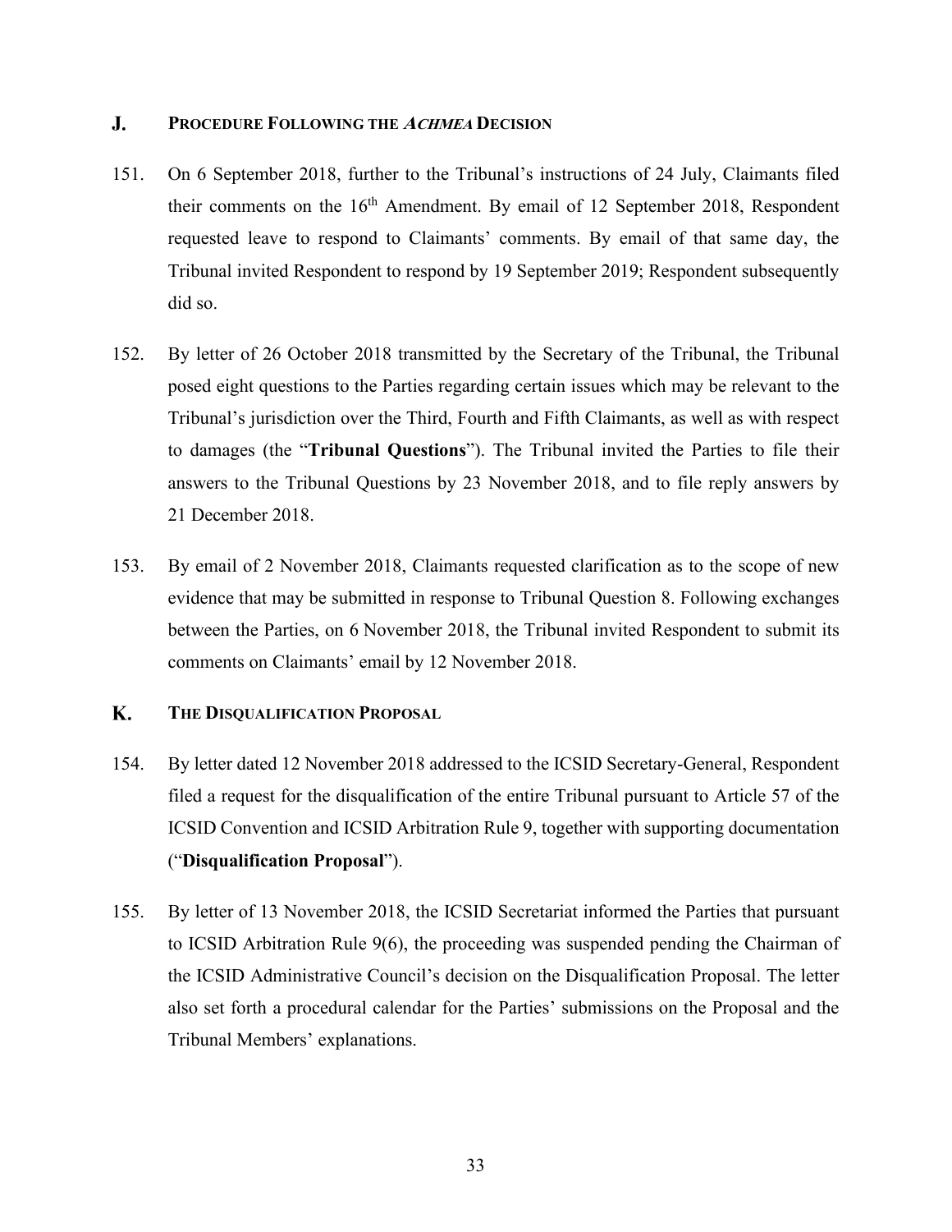## J. PROCEDURE FOLLOWING THE *ACHMEA* DECISION

151. On 6 September 2018, further to the Tribunal's instructions of 24 July, Claimants filed their comments on the 16th Amendment. By email of 12 September 2018, Respondent requested leave to respond to Claimants' comments. By email of that same day, the Tribunal invited Respondent to respond by 19 September 2019; Respondent subsequently did so.

152. By letter of 26 October 2018 transmitted by the Secretary of the Tribunal, the Tribunal posed eight questions to the Parties regarding certain issues which may be relevant to the Tribunal's jurisdiction over the Third, Fourth and Fifth Claimants, as well as with respect to damages (the "**Tribunal Questions**"). The Tribunal invited the Parties to file their answers to the Tribunal Questions by 23 November 2018, and to file reply answers by 21 December 2018.

153. By email of 2 November 2018, Claimants requested clarification as to the scope of new evidence that may be submitted in response to Tribunal Question 8. Following exchanges between the Parties, on 6 November 2018, the Tribunal invited Respondent to submit its comments on Claimants' email by 12 November 2018.

## K. THE DISQUALIFICATION PROPOSAL

154. By letter dated 12 November 2018 addressed to the ICSID Secretary-General, Respondent filed a request for the disqualification of the entire Tribunal pursuant to Article 57 of the ICSID Convention and ICSID Arbitration Rule 9, together with supporting documentation ("**Disqualification Proposal**").

155. By letter of 13 November 2018, the ICSID Secretariat informed the Parties that pursuant to ICSID Arbitration Rule 9(6), the proceeding was suspended pending the Chairman of the ICSID Administrative Council's decision on the Disqualification Proposal. The letter also set forth a procedural calendar for the Parties' submissions on the Proposal and the Tribunal Members' explanations.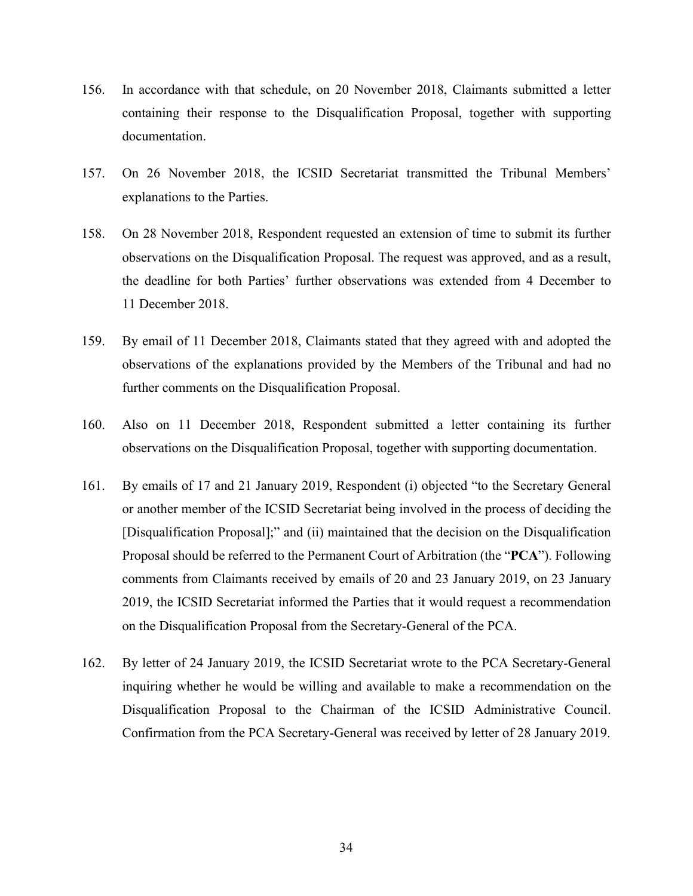156. In accordance with that schedule, on 20 November 2018, Claimants submitted a letter containing their response to the Disqualification Proposal, together with supporting documentation.

157. On 26 November 2018, the ICSID Secretariat transmitted the Tribunal Members' explanations to the Parties.

158. On 28 November 2018, Respondent requested an extension of time to submit its further observations on the Disqualification Proposal. The request was approved, and as a result, the deadline for both Parties' further observations was extended from 4 December to 11 December 2018.

159. By email of 11 December 2018, Claimants stated that they agreed with and adopted the observations of the explanations provided by the Members of the Tribunal and had no further comments on the Disqualification Proposal.

160. Also on 11 December 2018, Respondent submitted a letter containing its further observations on the Disqualification Proposal, together with supporting documentation.

161. By emails of 17 and 21 January 2019, Respondent (i) objected "to the Secretary General or another member of the ICSID Secretariat being involved in the process of deciding the [Disqualification Proposal];" and (ii) maintained that the decision on the Disqualification Proposal should be referred to the Permanent Court of Arbitration (the "**PCA**"). Following comments from Claimants received by emails of 20 and 23 January 2019, on 23 January 2019, the ICSID Secretariat informed the Parties that it would request a recommendation on the Disqualification Proposal from the Secretary-General of the PCA.

162. By letter of 24 January 2019, the ICSID Secretariat wrote to the PCA Secretary-General inquiring whether he would be willing and available to make a recommendation on the Disqualification Proposal to the Chairman of the ICSID Administrative Council. Confirmation from the PCA Secretary-General was received by letter of 28 January 2019.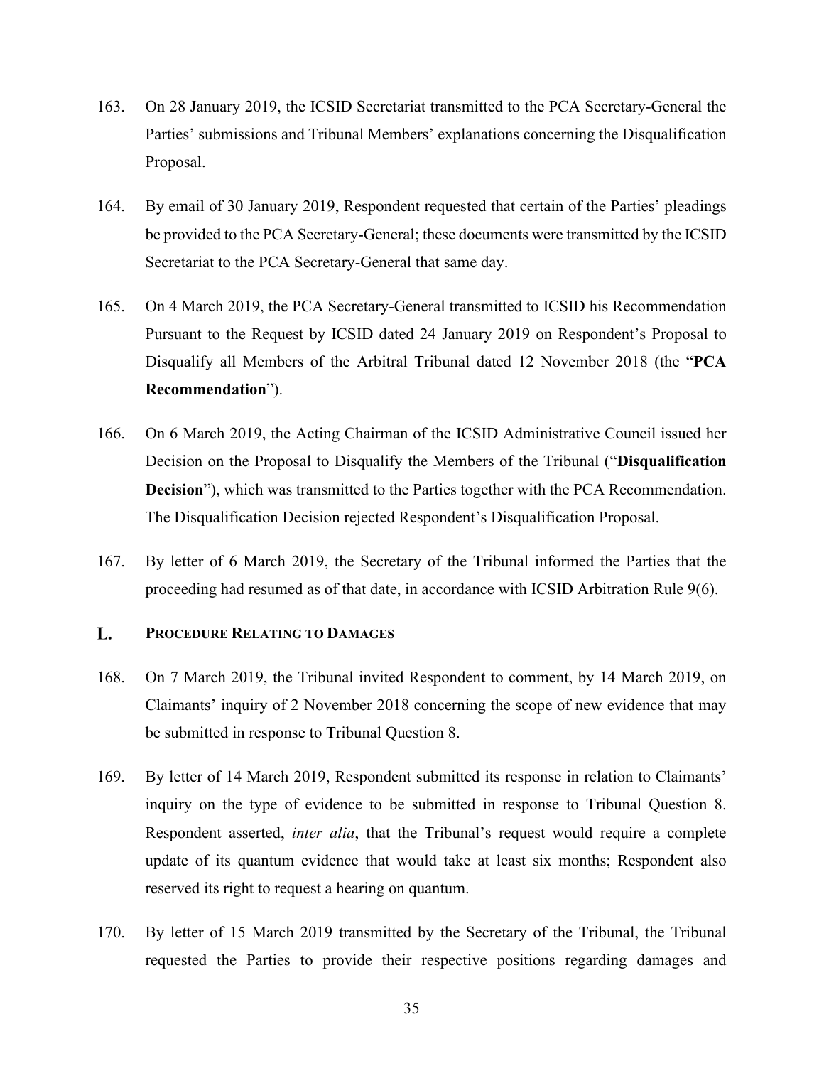163. On 28 January 2019, the ICSID Secretariat transmitted to the PCA Secretary-General the Parties' submissions and Tribunal Members' explanations concerning the Disqualification Proposal.

164. By email of 30 January 2019, Respondent requested that certain of the Parties' pleadings be provided to the PCA Secretary-General; these documents were transmitted by the ICSID Secretariat to the PCA Secretary-General that same day.

165. On 4 March 2019, the PCA Secretary-General transmitted to ICSID his Recommendation Pursuant to the Request by ICSID dated 24 January 2019 on Respondent's Proposal to Disqualify all Members of the Arbitral Tribunal dated 12 November 2018 (the "**PCA Recommendation**").

166. On 6 March 2019, the Acting Chairman of the ICSID Administrative Council issued her Decision on the Proposal to Disqualify the Members of the Tribunal ("**Disqualification Decision**"), which was transmitted to the Parties together with the PCA Recommendation. The Disqualification Decision rejected Respondent's Disqualification Proposal.

167. By letter of 6 March 2019, the Secretary of the Tribunal informed the Parties that the proceeding had resumed as of that date, in accordance with ICSID Arbitration Rule 9(6).

## L. PROCEDURE RELATING TO DAMAGES

168. On 7 March 2019, the Tribunal invited Respondent to comment, by 14 March 2019, on Claimants' inquiry of 2 November 2018 concerning the scope of new evidence that may be submitted in response to Tribunal Question 8.

169. By letter of 14 March 2019, Respondent submitted its response in relation to Claimants' inquiry on the type of evidence to be submitted in response to Tribunal Question 8. Respondent asserted, *inter alia*, that the Tribunal's request would require a complete update of its quantum evidence that would take at least six months; Respondent also reserved its right to request a hearing on quantum.

170. By letter of 15 March 2019 transmitted by the Secretary of the Tribunal, the Tribunal requested the Parties to provide their respective positions regarding damages and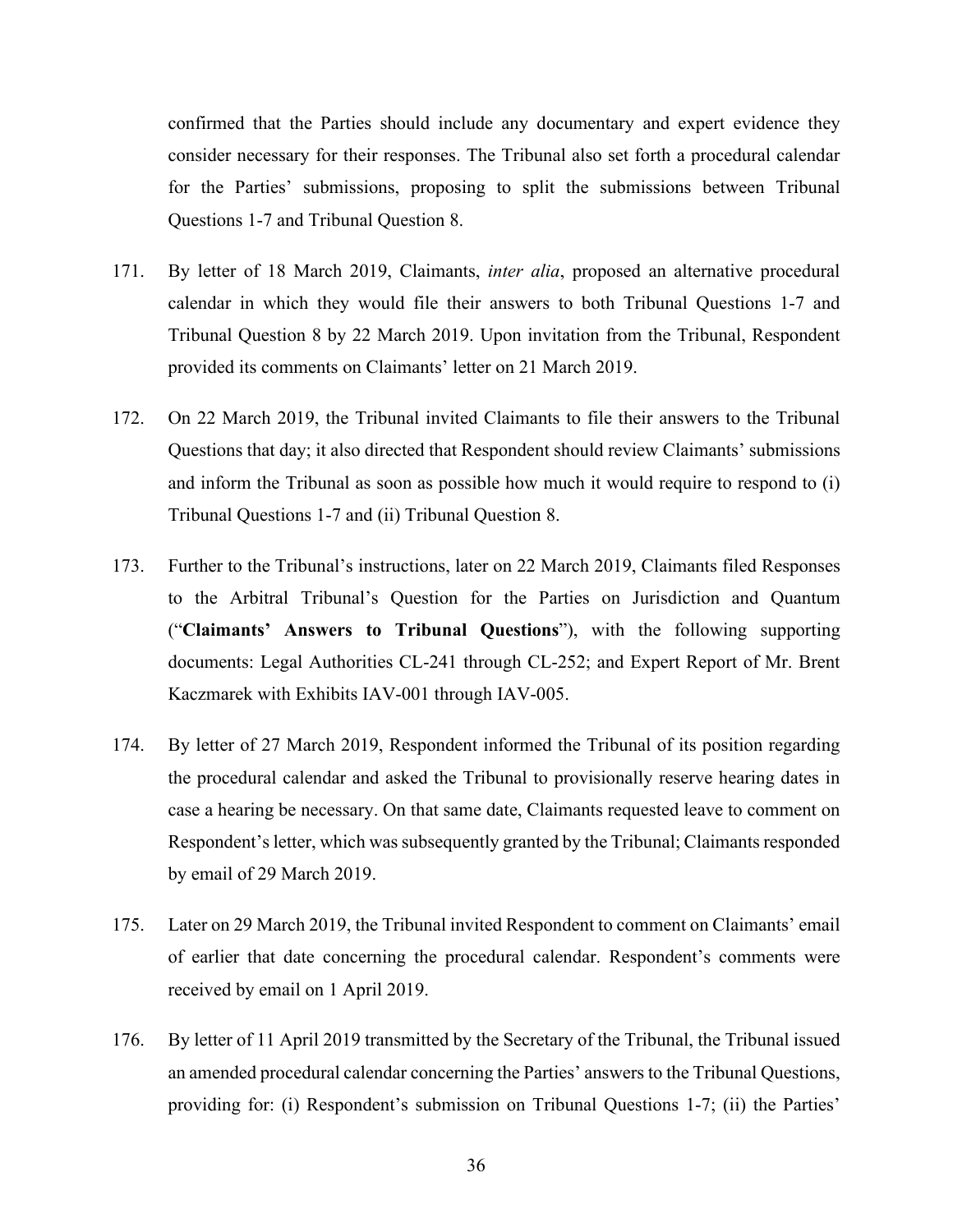confirmed that the Parties should include any documentary and expert evidence they consider necessary for their responses. The Tribunal also set forth a procedural calendar for the Parties' submissions, proposing to split the submissions between Tribunal Questions 1-7 and Tribunal Question 8.

171. By letter of 18 March 2019, Claimants, *inter alia*, proposed an alternative procedural calendar in which they would file their answers to both Tribunal Questions 1-7 and Tribunal Question 8 by 22 March 2019. Upon invitation from the Tribunal, Respondent provided its comments on Claimants' letter on 21 March 2019.

172. On 22 March 2019, the Tribunal invited Claimants to file their answers to the Tribunal Questions that day; it also directed that Respondent should review Claimants' submissions and inform the Tribunal as soon as possible how much it would require to respond to (i) Tribunal Questions 1-7 and (ii) Tribunal Question 8.

173. Further to the Tribunal's instructions, later on 22 March 2019, Claimants filed Responses to the Arbitral Tribunal's Question for the Parties on Jurisdiction and Quantum ("**Claimants' Answers to Tribunal Questions**"), with the following supporting documents: Legal Authorities CL-241 through CL-252; and Expert Report of Mr. Brent Kaczmarek with Exhibits IAV-001 through IAV-005.

174. By letter of 27 March 2019, Respondent informed the Tribunal of its position regarding the procedural calendar and asked the Tribunal to provisionally reserve hearing dates in case a hearing be necessary. On that same date, Claimants requested leave to comment on Respondent's letter, which was subsequently granted by the Tribunal; Claimants responded by email of 29 March 2019.

175. Later on 29 March 2019, the Tribunal invited Respondent to comment on Claimants' email of earlier that date concerning the procedural calendar. Respondent's comments were received by email on 1 April 2019.

176. By letter of 11 April 2019 transmitted by the Secretary of the Tribunal, the Tribunal issued an amended procedural calendar concerning the Parties' answers to the Tribunal Questions, providing for: (i) Respondent's submission on Tribunal Questions 1-7; (ii) the Parties'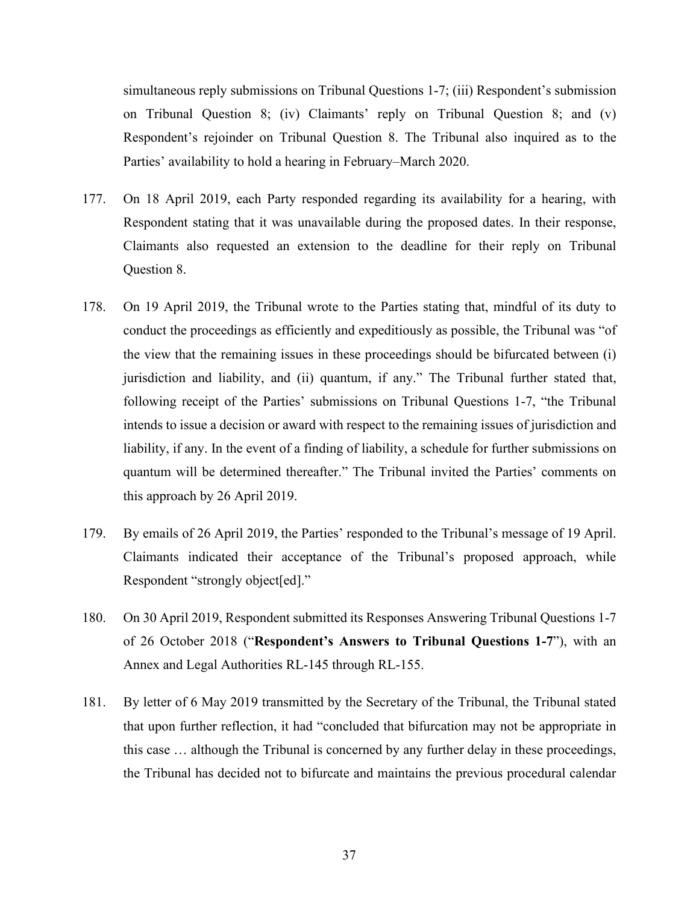simultaneous reply submissions on Tribunal Questions 1-7; (iii) Respondent's submission on Tribunal Question 8; (iv) Claimants' reply on Tribunal Question 8; and (v) Respondent's rejoinder on Tribunal Question 8. The Tribunal also inquired as to the Parties' availability to hold a hearing in February–March 2020.

177. On 18 April 2019, each Party responded regarding its availability for a hearing, with Respondent stating that it was unavailable during the proposed dates. In their response, Claimants also requested an extension to the deadline for their reply on Tribunal Question 8.

178. On 19 April 2019, the Tribunal wrote to the Parties stating that, mindful of its duty to conduct the proceedings as efficiently and expeditiously as possible, the Tribunal was "of the view that the remaining issues in these proceedings should be bifurcated between (i) jurisdiction and liability, and (ii) quantum, if any." The Tribunal further stated that, following receipt of the Parties' submissions on Tribunal Questions 1-7, "the Tribunal intends to issue a decision or award with respect to the remaining issues of jurisdiction and liability, if any. In the event of a finding of liability, a schedule for further submissions on quantum will be determined thereafter." The Tribunal invited the Parties' comments on this approach by 26 April 2019.

179. By emails of 26 April 2019, the Parties' responded to the Tribunal's message of 19 April. Claimants indicated their acceptance of the Tribunal's proposed approach, while Respondent "strongly object[ed]."

180. On 30 April 2019, Respondent submitted its Responses Answering Tribunal Questions 1-7 of 26 October 2018 ("**Respondent's Answers to Tribunal Questions 1-7**"), with an Annex and Legal Authorities RL-145 through RL-155.

181. By letter of 6 May 2019 transmitted by the Secretary of the Tribunal, the Tribunal stated that upon further reflection, it had "concluded that bifurcation may not be appropriate in this case … although the Tribunal is concerned by any further delay in these proceedings, the Tribunal has decided not to bifurcate and maintains the previous procedural calendar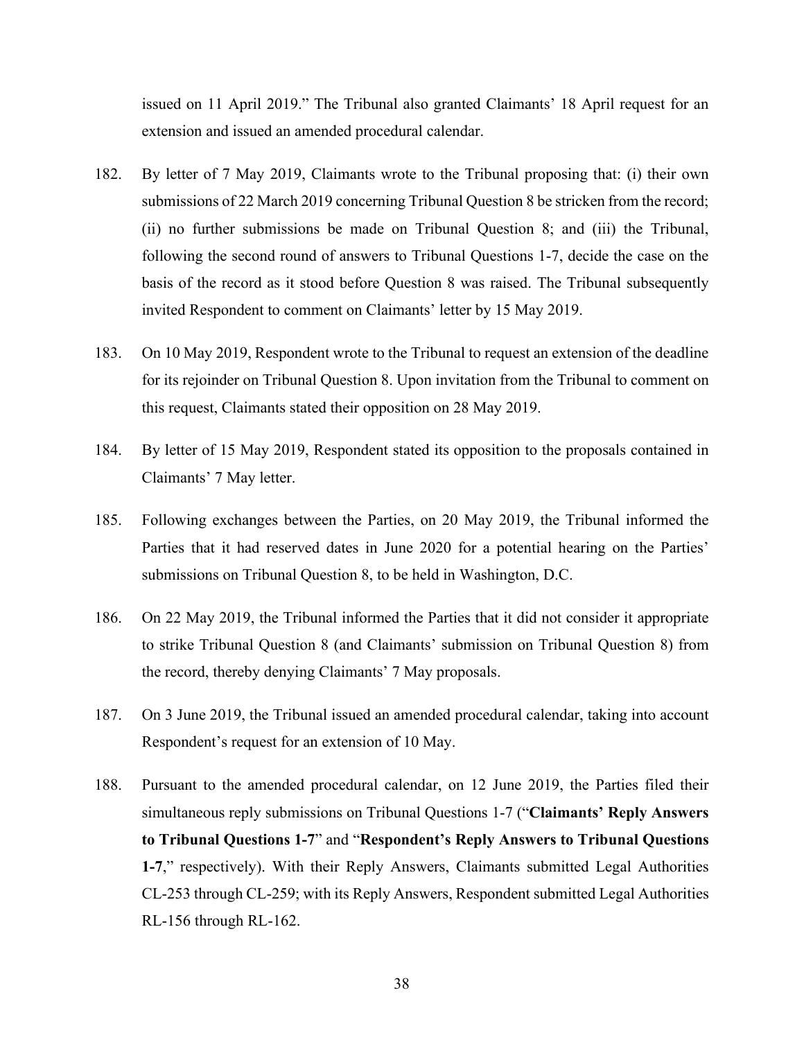issued on 11 April 2019." The Tribunal also granted Claimants' 18 April request for an extension and issued an amended procedural calendar.

182. By letter of 7 May 2019, Claimants wrote to the Tribunal proposing that: (i) their own submissions of 22 March 2019 concerning Tribunal Question 8 be stricken from the record; (ii) no further submissions be made on Tribunal Question 8; and (iii) the Tribunal, following the second round of answers to Tribunal Questions 1-7, decide the case on the basis of the record as it stood before Question 8 was raised. The Tribunal subsequently invited Respondent to comment on Claimants' letter by 15 May 2019.

183. On 10 May 2019, Respondent wrote to the Tribunal to request an extension of the deadline for its rejoinder on Tribunal Question 8. Upon invitation from the Tribunal to comment on this request, Claimants stated their opposition on 28 May 2019.

184. By letter of 15 May 2019, Respondent stated its opposition to the proposals contained in Claimants' 7 May letter.

185. Following exchanges between the Parties, on 20 May 2019, the Tribunal informed the Parties that it had reserved dates in June 2020 for a potential hearing on the Parties' submissions on Tribunal Question 8, to be held in Washington, D.C.

186. On 22 May 2019, the Tribunal informed the Parties that it did not consider it appropriate to strike Tribunal Question 8 (and Claimants' submission on Tribunal Question 8) from the record, thereby denying Claimants' 7 May proposals.

187. On 3 June 2019, the Tribunal issued an amended procedural calendar, taking into account Respondent's request for an extension of 10 May.

188. Pursuant to the amended procedural calendar, on 12 June 2019, the Parties filed their simultaneous reply submissions on Tribunal Questions 1-7 ("**Claimants' Reply Answers to Tribunal Questions 1-7**" and "**Respondent's Reply Answers to Tribunal Questions 1-7**," respectively). With their Reply Answers, Claimants submitted Legal Authorities CL-253 through CL-259; with its Reply Answers, Respondent submitted Legal Authorities RL-156 through RL-162.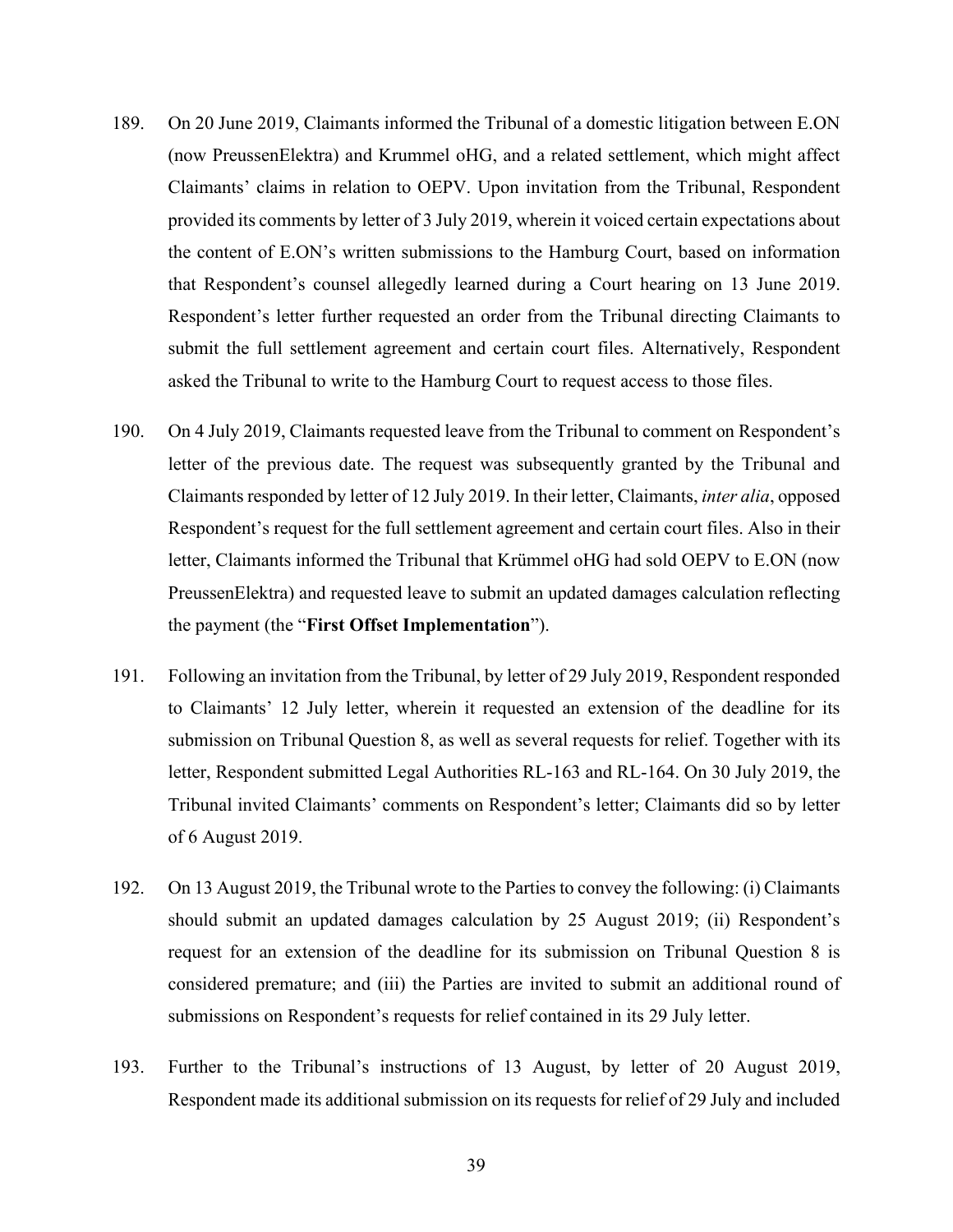189. On 20 June 2019, Claimants informed the Tribunal of a domestic litigation between E.ON (now PreussenElektra) and Krummel oHG, and a related settlement, which might affect Claimants' claims in relation to OEPV. Upon invitation from the Tribunal, Respondent provided its comments by letter of 3 July 2019, wherein it voiced certain expectations about the content of E.ON's written submissions to the Hamburg Court, based on information that Respondent's counsel allegedly learned during a Court hearing on 13 June 2019. Respondent's letter further requested an order from the Tribunal directing Claimants to submit the full settlement agreement and certain court files. Alternatively, Respondent asked the Tribunal to write to the Hamburg Court to request access to those files.

190. On 4 July 2019, Claimants requested leave from the Tribunal to comment on Respondent's letter of the previous date. The request was subsequently granted by the Tribunal and Claimants responded by letter of 12 July 2019. In their letter, Claimants, *inter alia*, opposed Respondent's request for the full settlement agreement and certain court files. Also in their letter, Claimants informed the Tribunal that Krümmel oHG had sold OEPV to E.ON (now PreussenElektra) and requested leave to submit an updated damages calculation reflecting the payment (the "**First Offset Implementation**").

191. Following an invitation from the Tribunal, by letter of 29 July 2019, Respondent responded to Claimants' 12 July letter, wherein it requested an extension of the deadline for its submission on Tribunal Question 8, as well as several requests for relief. Together with its letter, Respondent submitted Legal Authorities RL-163 and RL-164. On 30 July 2019, the Tribunal invited Claimants' comments on Respondent's letter; Claimants did so by letter of 6 August 2019.

192. On 13 August 2019, the Tribunal wrote to the Parties to convey the following: (i) Claimants should submit an updated damages calculation by 25 August 2019; (ii) Respondent's request for an extension of the deadline for its submission on Tribunal Question 8 is considered premature; and (iii) the Parties are invited to submit an additional round of submissions on Respondent's requests for relief contained in its 29 July letter.

193. Further to the Tribunal's instructions of 13 August, by letter of 20 August 2019, Respondent made its additional submission on its requests for relief of 29 July and included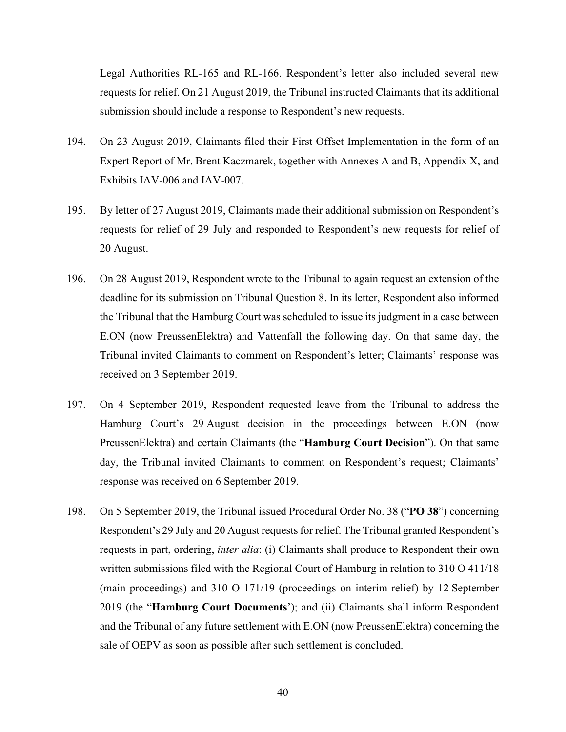Legal Authorities RL-165 and RL-166. Respondent's letter also included several new requests for relief. On 21 August 2019, the Tribunal instructed Claimants that its additional submission should include a response to Respondent's new requests.

194. On 23 August 2019, Claimants filed their First Offset Implementation in the form of an Expert Report of Mr. Brent Kaczmarek, together with Annexes A and B, Appendix X, and Exhibits IAV-006 and IAV-007.

195. By letter of 27 August 2019, Claimants made their additional submission on Respondent's requests for relief of 29 July and responded to Respondent's new requests for relief of 20 August.

196. On 28 August 2019, Respondent wrote to the Tribunal to again request an extension of the deadline for its submission on Tribunal Question 8. In its letter, Respondent also informed the Tribunal that the Hamburg Court was scheduled to issue its judgment in a case between E.ON (now PreussenElektra) and Vattenfall the following day. On that same day, the Tribunal invited Claimants to comment on Respondent's letter; Claimants' response was received on 3 September 2019.

197. On 4 September 2019, Respondent requested leave from the Tribunal to address the Hamburg Court's 29 August decision in the proceedings between E.ON (now PreussenElektra) and certain Claimants (the "**Hamburg Court Decision**"). On that same day, the Tribunal invited Claimants to comment on Respondent's request; Claimants' response was received on 6 September 2019.

198. On 5 September 2019, the Tribunal issued Procedural Order No. 38 ("**PO 38**") concerning Respondent's 29 July and 20 August requests for relief. The Tribunal granted Respondent's requests in part, ordering, *inter alia*: (i) Claimants shall produce to Respondent their own written submissions filed with the Regional Court of Hamburg in relation to 310 O 411/18 (main proceedings) and 310 O 171/19 (proceedings on interim relief) by 12 September 2019 (the "**Hamburg Court Documents**'); and (ii) Claimants shall inform Respondent and the Tribunal of any future settlement with E.ON (now PreussenElektra) concerning the sale of OEPV as soon as possible after such settlement is concluded.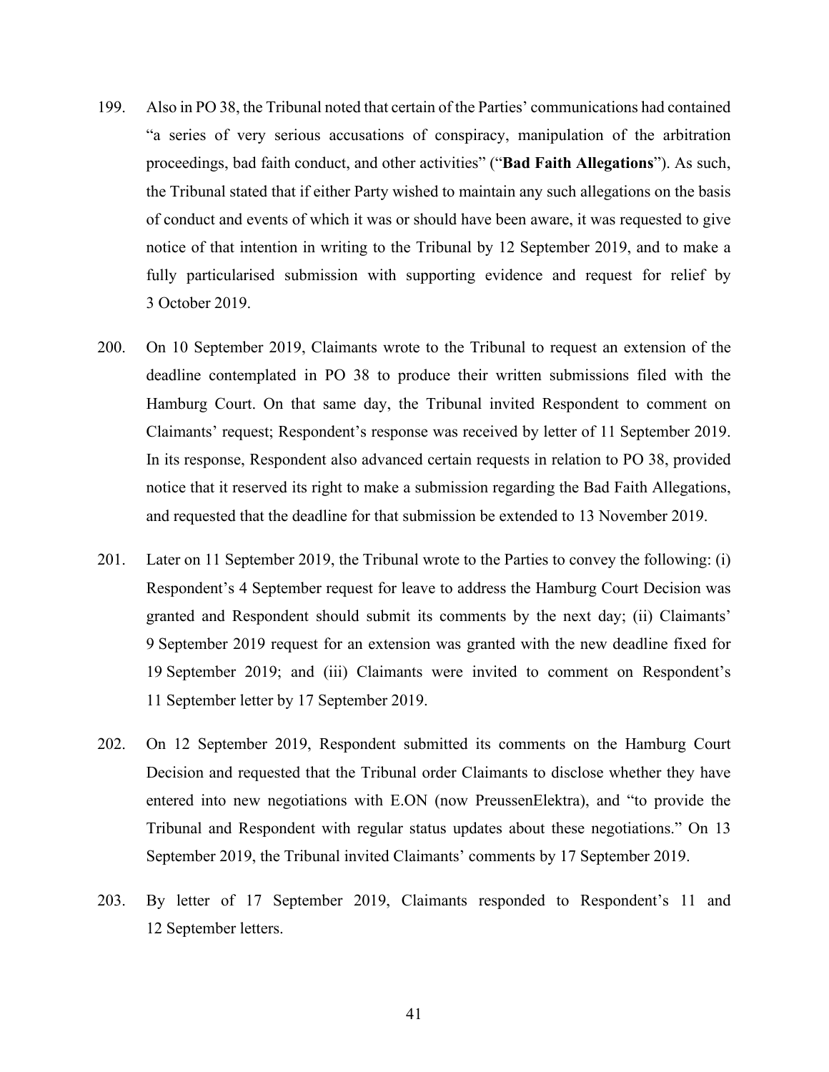199. Also in PO 38, the Tribunal noted that certain of the Parties' communications had contained "a series of very serious accusations of conspiracy, manipulation of the arbitration proceedings, bad faith conduct, and other activities" ("**Bad Faith Allegations**"). As such, the Tribunal stated that if either Party wished to maintain any such allegations on the basis of conduct and events of which it was or should have been aware, it was requested to give notice of that intention in writing to the Tribunal by 12 September 2019, and to make a fully particularised submission with supporting evidence and request for relief by 3 October 2019.

200. On 10 September 2019, Claimants wrote to the Tribunal to request an extension of the deadline contemplated in PO 38 to produce their written submissions filed with the Hamburg Court. On that same day, the Tribunal invited Respondent to comment on Claimants' request; Respondent's response was received by letter of 11 September 2019. In its response, Respondent also advanced certain requests in relation to PO 38, provided notice that it reserved its right to make a submission regarding the Bad Faith Allegations, and requested that the deadline for that submission be extended to 13 November 2019.

201. Later on 11 September 2019, the Tribunal wrote to the Parties to convey the following: (i) Respondent's 4 September request for leave to address the Hamburg Court Decision was granted and Respondent should submit its comments by the next day; (ii) Claimants' 9 September 2019 request for an extension was granted with the new deadline fixed for 19 September 2019; and (iii) Claimants were invited to comment on Respondent's 11 September letter by 17 September 2019.

202. On 12 September 2019, Respondent submitted its comments on the Hamburg Court Decision and requested that the Tribunal order Claimants to disclose whether they have entered into new negotiations with E.ON (now PreussenElektra), and "to provide the Tribunal and Respondent with regular status updates about these negotiations." On 13 September 2019, the Tribunal invited Claimants' comments by 17 September 2019.

203. By letter of 17 September 2019, Claimants responded to Respondent's 11 and 12 September letters.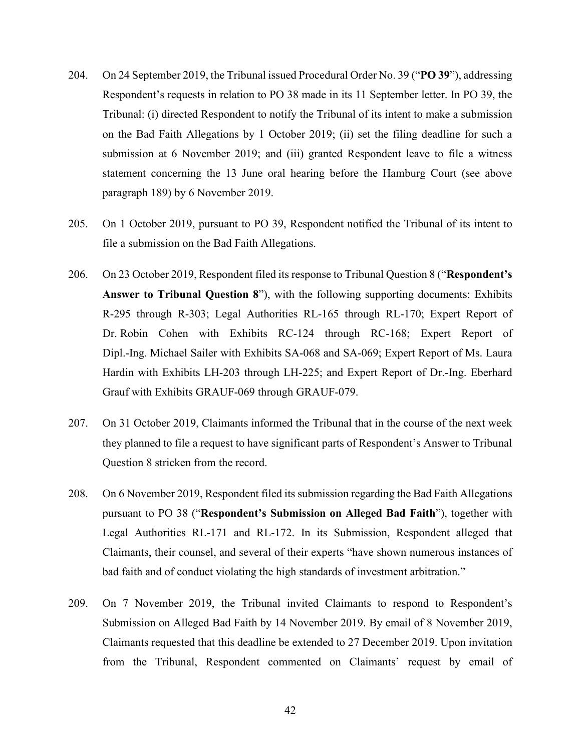204. On 24 September 2019, the Tribunal issued Procedural Order No. 39 ("**PO 39**"), addressing Respondent's requests in relation to PO 38 made in its 11 September letter. In PO 39, the Tribunal: (i) directed Respondent to notify the Tribunal of its intent to make a submission on the Bad Faith Allegations by 1 October 2019; (ii) set the filing deadline for such a submission at 6 November 2019; and (iii) granted Respondent leave to file a witness statement concerning the 13 June oral hearing before the Hamburg Court (see above paragraph 189) by 6 November 2019.

205. On 1 October 2019, pursuant to PO 39, Respondent notified the Tribunal of its intent to file a submission on the Bad Faith Allegations.

206. On 23 October 2019, Respondent filed its response to Tribunal Question 8 ("**Respondent's Answer to Tribunal Question 8**"), with the following supporting documents: Exhibits R-295 through R-303; Legal Authorities RL-165 through RL-170; Expert Report of Dr. Robin Cohen with Exhibits RC-124 through RC-168; Expert Report of Dipl.-Ing. Michael Sailer with Exhibits SA-068 and SA-069; Expert Report of Ms. Laura Hardin with Exhibits LH-203 through LH-225; and Expert Report of Dr.-Ing. Eberhard Grauf with Exhibits GRAUF-069 through GRAUF-079.

207. On 31 October 2019, Claimants informed the Tribunal that in the course of the next week they planned to file a request to have significant parts of Respondent's Answer to Tribunal Question 8 stricken from the record.

208. On 6 November 2019, Respondent filed its submission regarding the Bad Faith Allegations pursuant to PO 38 ("**Respondent's Submission on Alleged Bad Faith**"), together with Legal Authorities RL-171 and RL-172. In its Submission, Respondent alleged that Claimants, their counsel, and several of their experts "have shown numerous instances of bad faith and of conduct violating the high standards of investment arbitration."

209. On 7 November 2019, the Tribunal invited Claimants to respond to Respondent's Submission on Alleged Bad Faith by 14 November 2019. By email of 8 November 2019, Claimants requested that this deadline be extended to 27 December 2019. Upon invitation from the Tribunal, Respondent commented on Claimants' request by email of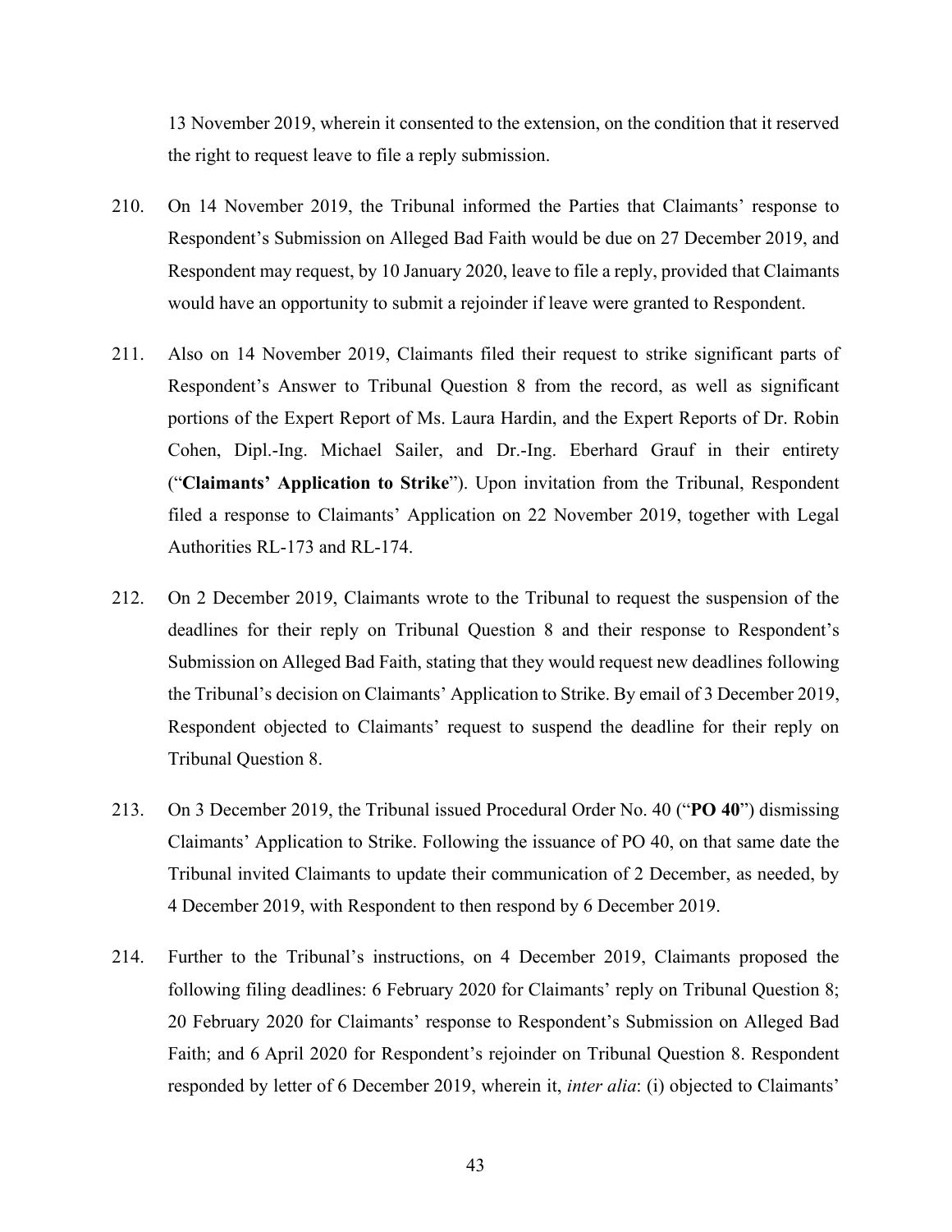13 November 2019, wherein it consented to the extension, on the condition that it reserved the right to request leave to file a reply submission.

210. On 14 November 2019, the Tribunal informed the Parties that Claimants' response to Respondent's Submission on Alleged Bad Faith would be due on 27 December 2019, and Respondent may request, by 10 January 2020, leave to file a reply, provided that Claimants would have an opportunity to submit a rejoinder if leave were granted to Respondent.

211. Also on 14 November 2019, Claimants filed their request to strike significant parts of Respondent's Answer to Tribunal Question 8 from the record, as well as significant portions of the Expert Report of Ms. Laura Hardin, and the Expert Reports of Dr. Robin Cohen, Dipl.-Ing. Michael Sailer, and Dr.-Ing. Eberhard Grauf in their entirety ("**Claimants' Application to Strike**"). Upon invitation from the Tribunal, Respondent filed a response to Claimants' Application on 22 November 2019, together with Legal Authorities RL-173 and RL-174.

212. On 2 December 2019, Claimants wrote to the Tribunal to request the suspension of the deadlines for their reply on Tribunal Question 8 and their response to Respondent's Submission on Alleged Bad Faith, stating that they would request new deadlines following the Tribunal's decision on Claimants' Application to Strike. By email of 3 December 2019, Respondent objected to Claimants' request to suspend the deadline for their reply on Tribunal Question 8.

213. On 3 December 2019, the Tribunal issued Procedural Order No. 40 ("**PO 40**") dismissing Claimants' Application to Strike. Following the issuance of PO 40, on that same date the Tribunal invited Claimants to update their communication of 2 December, as needed, by 4 December 2019, with Respondent to then respond by 6 December 2019.

214. Further to the Tribunal's instructions, on 4 December 2019, Claimants proposed the following filing deadlines: 6 February 2020 for Claimants' reply on Tribunal Question 8; 20 February 2020 for Claimants' response to Respondent's Submission on Alleged Bad Faith; and 6 April 2020 for Respondent's rejoinder on Tribunal Question 8. Respondent responded by letter of 6 December 2019, wherein it, *inter alia*: (i) objected to Claimants'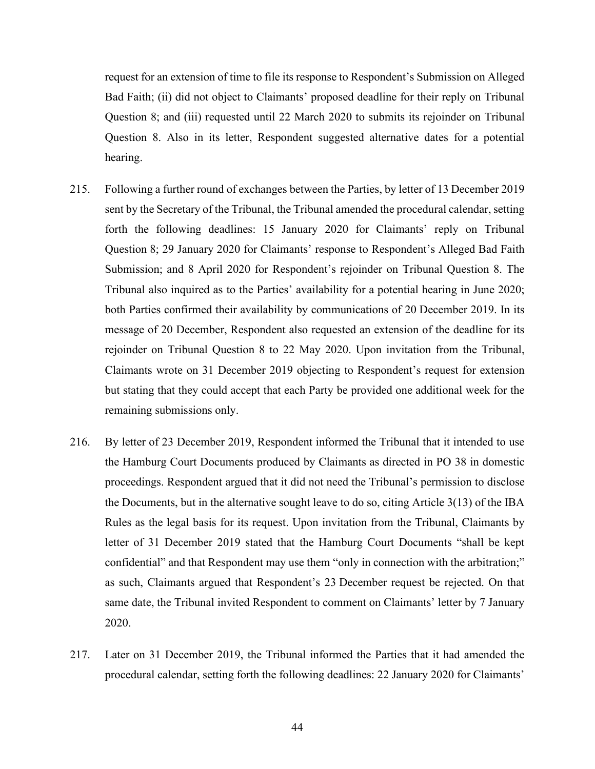request for an extension of time to file its response to Respondent's Submission on Alleged Bad Faith; (ii) did not object to Claimants' proposed deadline for their reply on Tribunal Question 8; and (iii) requested until 22 March 2020 to submits its rejoinder on Tribunal Question 8. Also in its letter, Respondent suggested alternative dates for a potential hearing.

215. Following a further round of exchanges between the Parties, by letter of 13 December 2019 sent by the Secretary of the Tribunal, the Tribunal amended the procedural calendar, setting forth the following deadlines: 15 January 2020 for Claimants' reply on Tribunal Question 8; 29 January 2020 for Claimants' response to Respondent's Alleged Bad Faith Submission; and 8 April 2020 for Respondent's rejoinder on Tribunal Question 8. The Tribunal also inquired as to the Parties' availability for a potential hearing in June 2020; both Parties confirmed their availability by communications of 20 December 2019. In its message of 20 December, Respondent also requested an extension of the deadline for its rejoinder on Tribunal Question 8 to 22 May 2020. Upon invitation from the Tribunal, Claimants wrote on 31 December 2019 objecting to Respondent's request for extension but stating that they could accept that each Party be provided one additional week for the remaining submissions only.

216. By letter of 23 December 2019, Respondent informed the Tribunal that it intended to use the Hamburg Court Documents produced by Claimants as directed in PO 38 in domestic proceedings. Respondent argued that it did not need the Tribunal's permission to disclose the Documents, but in the alternative sought leave to do so, citing Article 3(13) of the IBA Rules as the legal basis for its request. Upon invitation from the Tribunal, Claimants by letter of 31 December 2019 stated that the Hamburg Court Documents "shall be kept confidential" and that Respondent may use them "only in connection with the arbitration;" as such, Claimants argued that Respondent's 23 December request be rejected. On that same date, the Tribunal invited Respondent to comment on Claimants' letter by 7 January 2020.

217. Later on 31 December 2019, the Tribunal informed the Parties that it had amended the procedural calendar, setting forth the following deadlines: 22 January 2020 for Claimants'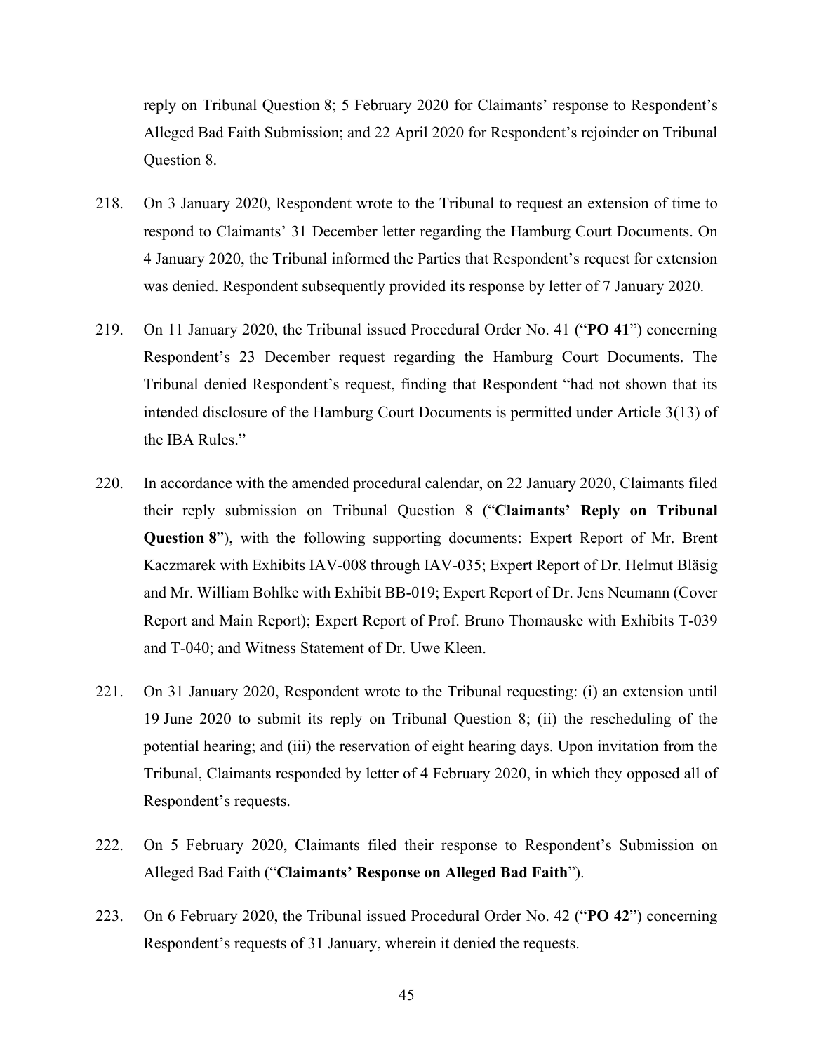reply on Tribunal Question 8; 5 February 2020 for Claimants' response to Respondent's Alleged Bad Faith Submission; and 22 April 2020 for Respondent's rejoinder on Tribunal Question 8.

218. On 3 January 2020, Respondent wrote to the Tribunal to request an extension of time to respond to Claimants' 31 December letter regarding the Hamburg Court Documents. On 4 January 2020, the Tribunal informed the Parties that Respondent's request for extension was denied. Respondent subsequently provided its response by letter of 7 January 2020.

219. On 11 January 2020, the Tribunal issued Procedural Order No. 41 ("**PO 41**") concerning Respondent's 23 December request regarding the Hamburg Court Documents. The Tribunal denied Respondent's request, finding that Respondent "had not shown that its intended disclosure of the Hamburg Court Documents is permitted under Article 3(13) of the IBA Rules."

220. In accordance with the amended procedural calendar, on 22 January 2020, Claimants filed their reply submission on Tribunal Question 8 ("**Claimants' Reply on Tribunal Question 8**"), with the following supporting documents: Expert Report of Mr. Brent Kaczmarek with Exhibits IAV-008 through IAV-035; Expert Report of Dr. Helmut Bläsig and Mr. William Bohlke with Exhibit BB-019; Expert Report of Dr. Jens Neumann (Cover Report and Main Report); Expert Report of Prof. Bruno Thomauske with Exhibits T-039 and T-040; and Witness Statement of Dr. Uwe Kleen.

221. On 31 January 2020, Respondent wrote to the Tribunal requesting: (i) an extension until 19 June 2020 to submit its reply on Tribunal Question 8; (ii) the rescheduling of the potential hearing; and (iii) the reservation of eight hearing days. Upon invitation from the Tribunal, Claimants responded by letter of 4 February 2020, in which they opposed all of Respondent's requests.

222. On 5 February 2020, Claimants filed their response to Respondent's Submission on Alleged Bad Faith ("**Claimants' Response on Alleged Bad Faith**").

223. On 6 February 2020, the Tribunal issued Procedural Order No. 42 ("**PO 42**") concerning Respondent's requests of 31 January, wherein it denied the requests.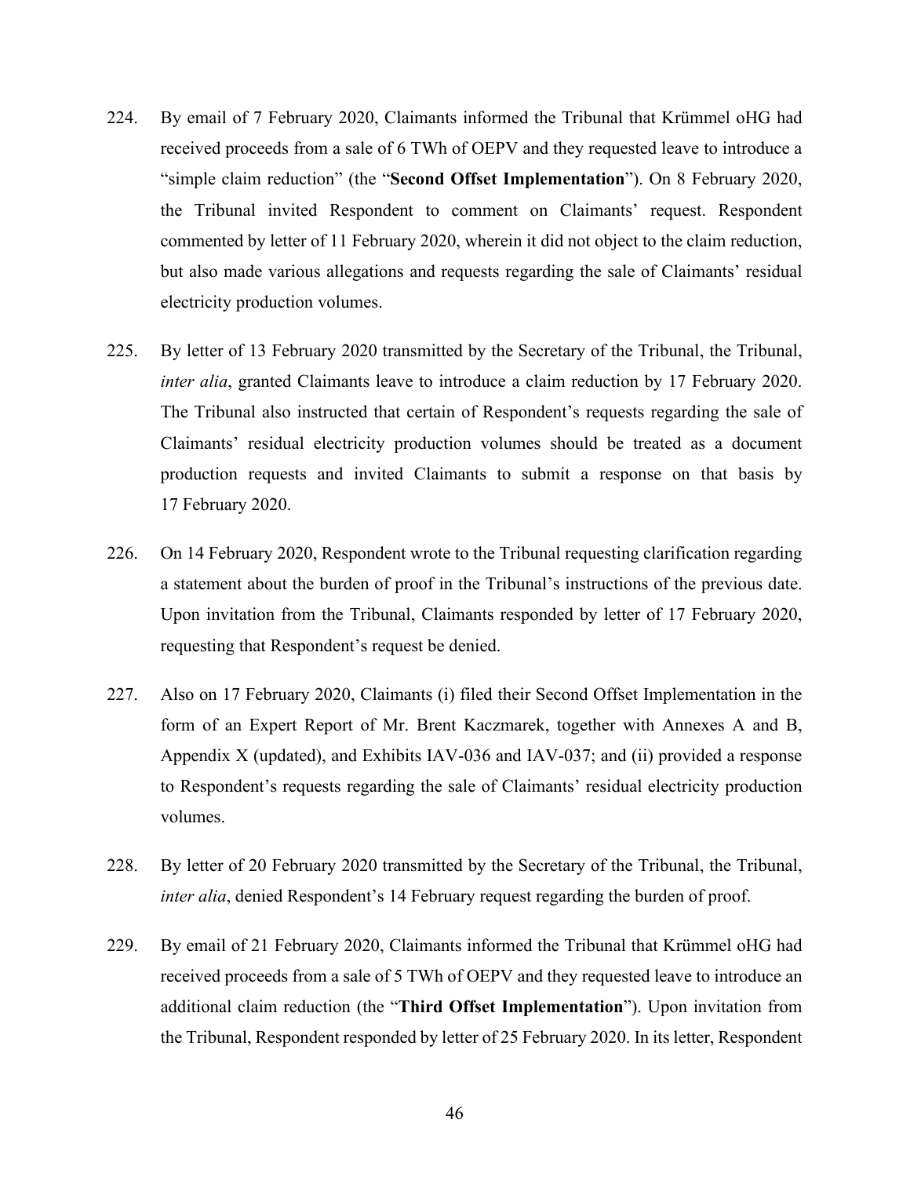224. By email of 7 February 2020, Claimants informed the Tribunal that Krümmel oHG had received proceeds from a sale of 6 TWh of OEPV and they requested leave to introduce a "simple claim reduction" (the "**Second Offset Implementation**"). On 8 February 2020, the Tribunal invited Respondent to comment on Claimants' request. Respondent commented by letter of 11 February 2020, wherein it did not object to the claim reduction, but also made various allegations and requests regarding the sale of Claimants' residual electricity production volumes.

225. By letter of 13 February 2020 transmitted by the Secretary of the Tribunal, the Tribunal, *inter alia*, granted Claimants leave to introduce a claim reduction by 17 February 2020. The Tribunal also instructed that certain of Respondent's requests regarding the sale of Claimants' residual electricity production volumes should be treated as a document production requests and invited Claimants to submit a response on that basis by 17 February 2020.

226. On 14 February 2020, Respondent wrote to the Tribunal requesting clarification regarding a statement about the burden of proof in the Tribunal's instructions of the previous date. Upon invitation from the Tribunal, Claimants responded by letter of 17 February 2020, requesting that Respondent's request be denied.

227. Also on 17 February 2020, Claimants (i) filed their Second Offset Implementation in the form of an Expert Report of Mr. Brent Kaczmarek, together with Annexes A and B, Appendix X (updated), and Exhibits IAV-036 and IAV-037; and (ii) provided a response to Respondent's requests regarding the sale of Claimants' residual electricity production volumes.

228. By letter of 20 February 2020 transmitted by the Secretary of the Tribunal, the Tribunal, *inter alia*, denied Respondent's 14 February request regarding the burden of proof.

229. By email of 21 February 2020, Claimants informed the Tribunal that Krümmel oHG had received proceeds from a sale of 5 TWh of OEPV and they requested leave to introduce an additional claim reduction (the "**Third Offset Implementation**"). Upon invitation from the Tribunal, Respondent responded by letter of 25 February 2020. In its letter, Respondent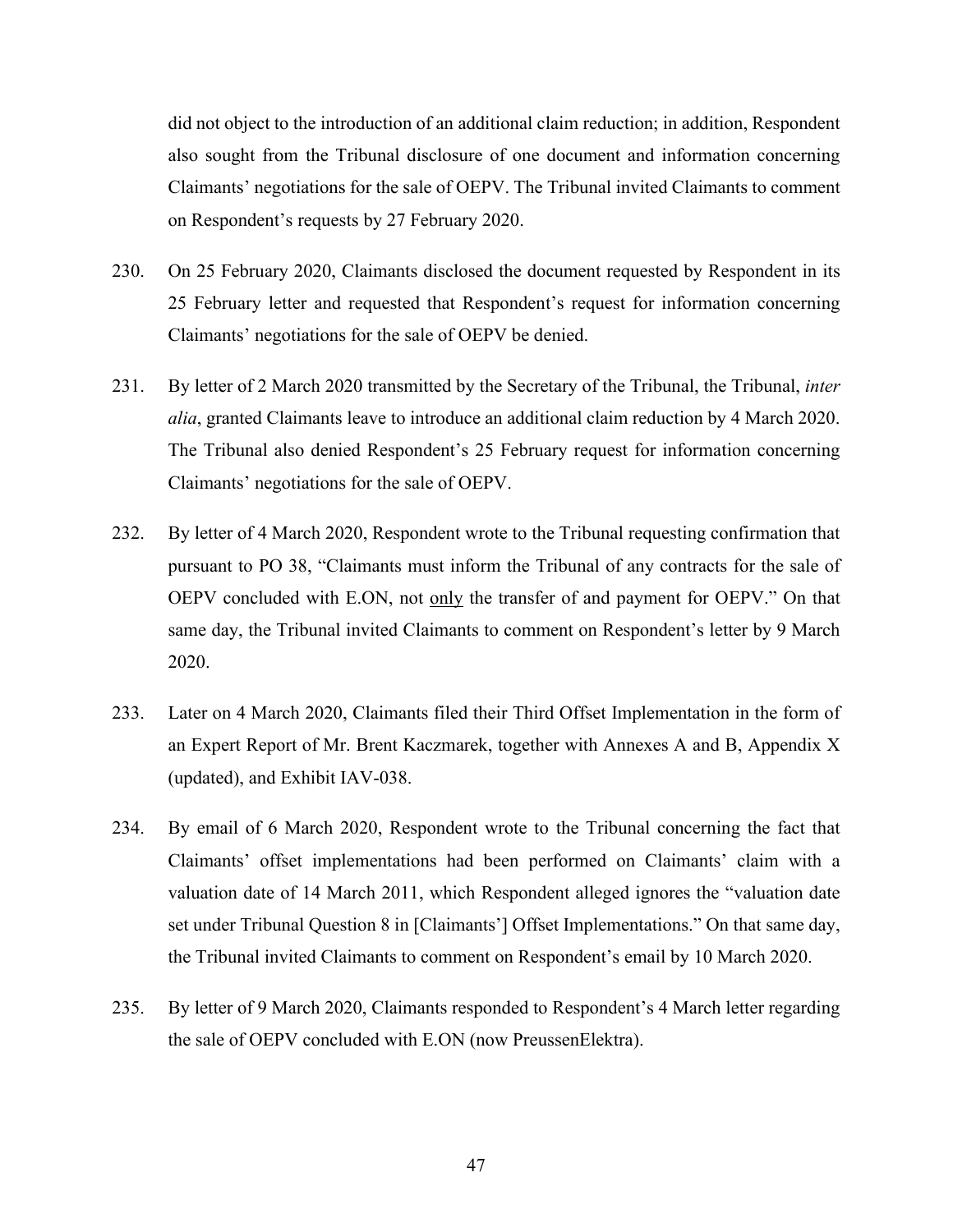did not object to the introduction of an additional claim reduction; in addition, Respondent also sought from the Tribunal disclosure of one document and information concerning Claimants' negotiations for the sale of OEPV. The Tribunal invited Claimants to comment on Respondent's requests by 27 February 2020.

230. On 25 February 2020, Claimants disclosed the document requested by Respondent in its 25 February letter and requested that Respondent's request for information concerning Claimants' negotiations for the sale of OEPV be denied.

231. By letter of 2 March 2020 transmitted by the Secretary of the Tribunal, the Tribunal, *inter alia*, granted Claimants leave to introduce an additional claim reduction by 4 March 2020. The Tribunal also denied Respondent's 25 February request for information concerning Claimants' negotiations for the sale of OEPV.

232. By letter of 4 March 2020, Respondent wrote to the Tribunal requesting confirmation that pursuant to PO 38, "Claimants must inform the Tribunal of any contracts for the sale of OEPV concluded with E.ON, not <u>only</u> the transfer of and payment for OEPV." On that same day, the Tribunal invited Claimants to comment on Respondent's letter by 9 March 2020.

233. Later on 4 March 2020, Claimants filed their Third Offset Implementation in the form of an Expert Report of Mr. Brent Kaczmarek, together with Annexes A and B, Appendix X (updated), and Exhibit IAV-038.

234. By email of 6 March 2020, Respondent wrote to the Tribunal concerning the fact that Claimants' offset implementations had been performed on Claimants' claim with a valuation date of 14 March 2011, which Respondent alleged ignores the "valuation date set under Tribunal Question 8 in [Claimants'] Offset Implementations." On that same day, the Tribunal invited Claimants to comment on Respondent's email by 10 March 2020.

235. By letter of 9 March 2020, Claimants responded to Respondent's 4 March letter regarding the sale of OEPV concluded with E.ON (now PreussenElektra).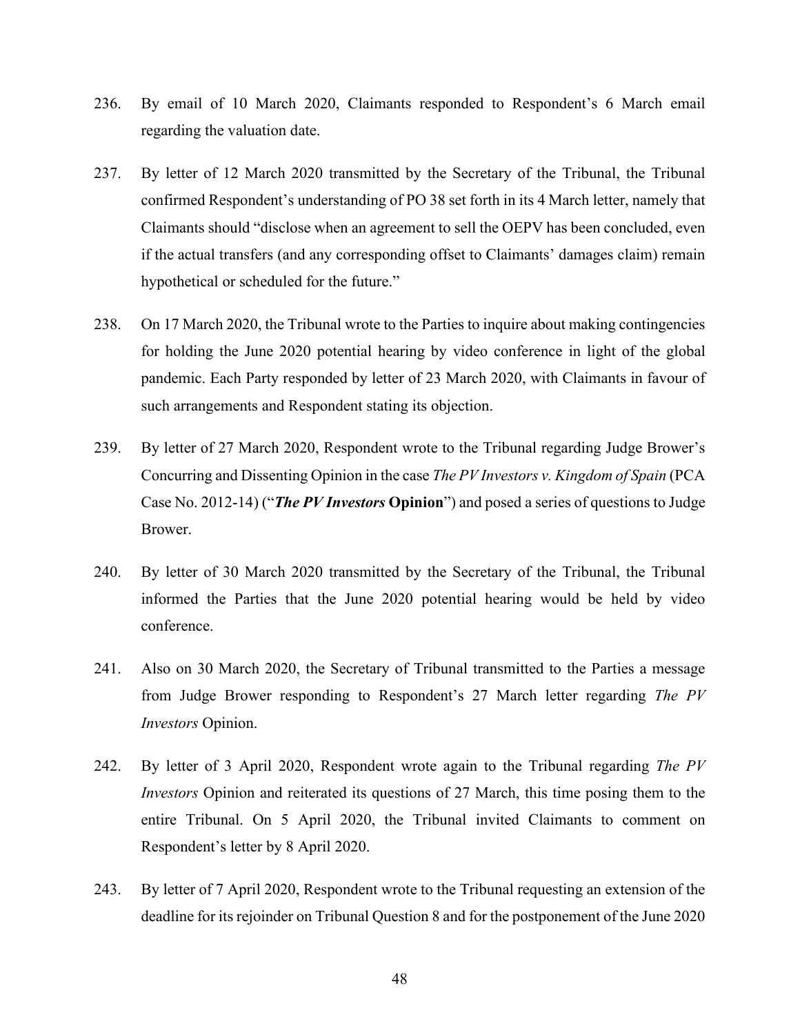236. By email of 10 March 2020, Claimants responded to Respondent's 6 March email regarding the valuation date.

237. By letter of 12 March 2020 transmitted by the Secretary of the Tribunal, the Tribunal confirmed Respondent's understanding of PO 38 set forth in its 4 March letter, namely that Claimants should "disclose when an agreement to sell the OEPV has been concluded, even if the actual transfers (and any corresponding offset to Claimants' damages claim) remain hypothetical or scheduled for the future."

238. On 17 March 2020, the Tribunal wrote to the Parties to inquire about making contingencies for holding the June 2020 potential hearing by video conference in light of the global pandemic. Each Party responded by letter of 23 March 2020, with Claimants in favour of such arrangements and Respondent stating its objection.

239. By letter of 27 March 2020, Respondent wrote to the Tribunal regarding Judge Brower's Concurring and Dissenting Opinion in the case *The PV Investors v. Kingdom of Spain* (PCA Case No. 2012-14) ("***The PV Investors* Opinion**") and posed a series of questions to Judge Brower.

240. By letter of 30 March 2020 transmitted by the Secretary of the Tribunal, the Tribunal informed the Parties that the June 2020 potential hearing would be held by video conference.

241. Also on 30 March 2020, the Secretary of Tribunal transmitted to the Parties a message from Judge Brower responding to Respondent's 27 March letter regarding *The PV Investors* Opinion.

242. By letter of 3 April 2020, Respondent wrote again to the Tribunal regarding *The PV Investors* Opinion and reiterated its questions of 27 March, this time posing them to the entire Tribunal. On 5 April 2020, the Tribunal invited Claimants to comment on Respondent's letter by 8 April 2020.

243. By letter of 7 April 2020, Respondent wrote to the Tribunal requesting an extension of the deadline for its rejoinder on Tribunal Question 8 and for the postponement of the June 2020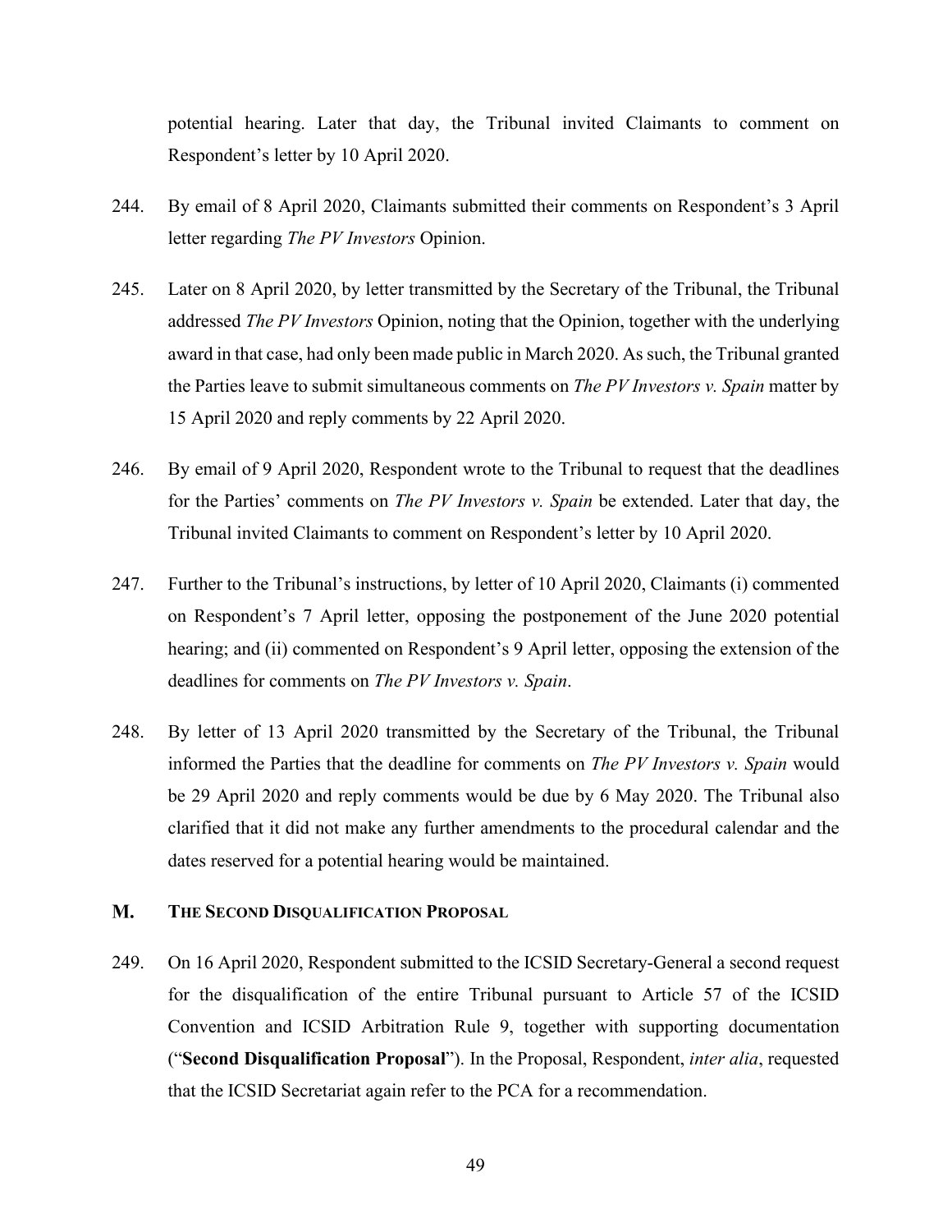potential hearing. Later that day, the Tribunal invited Claimants to comment on Respondent's letter by 10 April 2020.

244. By email of 8 April 2020, Claimants submitted their comments on Respondent's 3 April letter regarding *The PV Investors* Opinion.

245. Later on 8 April 2020, by letter transmitted by the Secretary of the Tribunal, the Tribunal addressed *The PV Investors* Opinion, noting that the Opinion, together with the underlying award in that case, had only been made public in March 2020. As such, the Tribunal granted the Parties leave to submit simultaneous comments on *The PV Investors v. Spain* matter by 15 April 2020 and reply comments by 22 April 2020.

246. By email of 9 April 2020, Respondent wrote to the Tribunal to request that the deadlines for the Parties' comments on *The PV Investors v. Spain* be extended. Later that day, the Tribunal invited Claimants to comment on Respondent's letter by 10 April 2020.

247. Further to the Tribunal's instructions, by letter of 10 April 2020, Claimants (i) commented on Respondent's 7 April letter, opposing the postponement of the June 2020 potential hearing; and (ii) commented on Respondent's 9 April letter, opposing the extension of the deadlines for comments on *The PV Investors v. Spain*.

248. By letter of 13 April 2020 transmitted by the Secretary of the Tribunal, the Tribunal informed the Parties that the deadline for comments on *The PV Investors v. Spain* would be 29 April 2020 and reply comments would be due by 6 May 2020. The Tribunal also clarified that it did not make any further amendments to the procedural calendar and the dates reserved for a potential hearing would be maintained.

## M. The Second Disqualification Proposal

249. On 16 April 2020, Respondent submitted to the ICSID Secretary-General a second request for the disqualification of the entire Tribunal pursuant to Article 57 of the ICSID Convention and ICSID Arbitration Rule 9, together with supporting documentation ("**Second Disqualification Proposal**"). In the Proposal, Respondent, *inter alia*, requested that the ICSID Secretariat again refer to the PCA for a recommendation.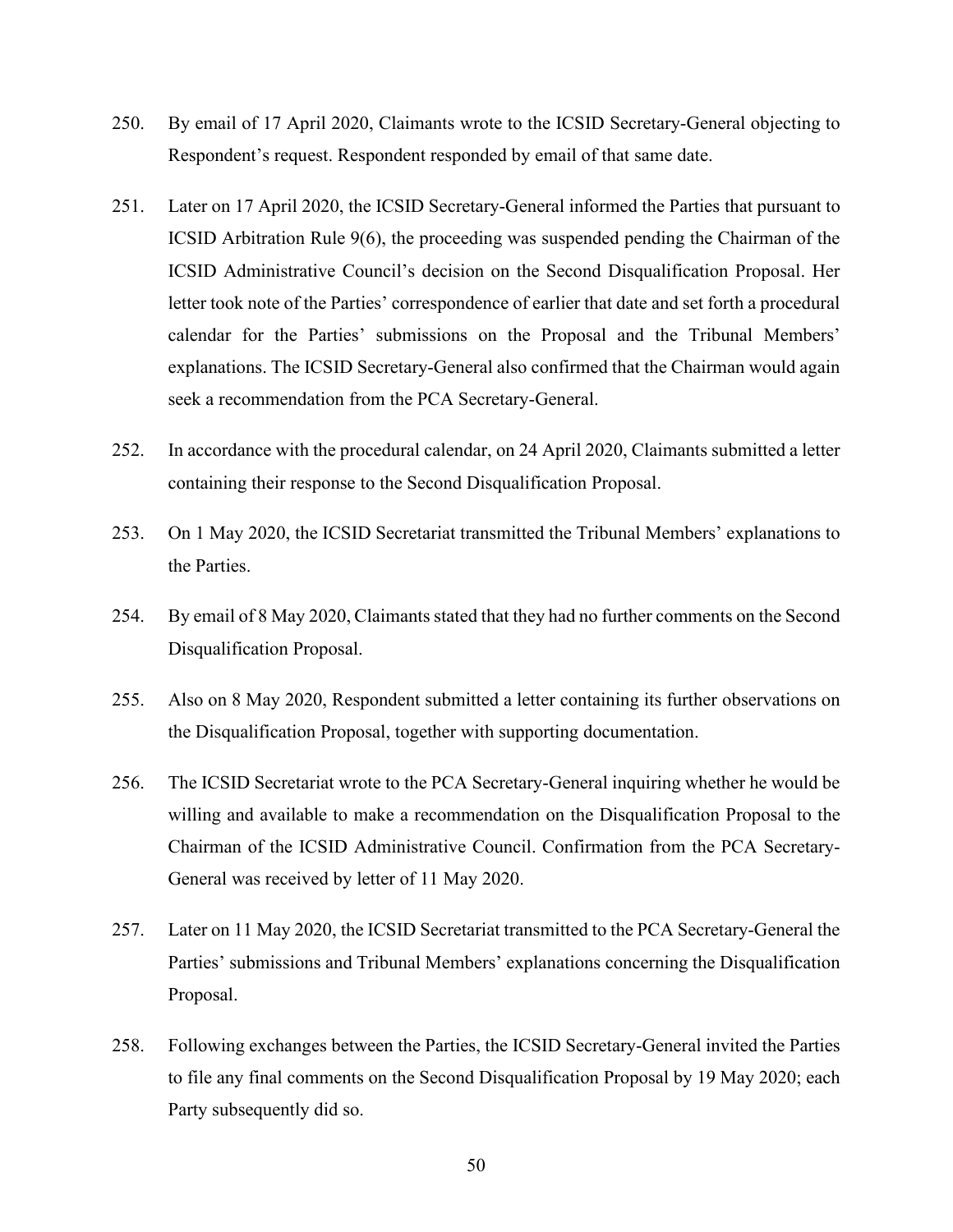250. By email of 17 April 2020, Claimants wrote to the ICSID Secretary-General objecting to Respondent's request. Respondent responded by email of that same date.

251. Later on 17 April 2020, the ICSID Secretary-General informed the Parties that pursuant to ICSID Arbitration Rule 9(6), the proceeding was suspended pending the Chairman of the ICSID Administrative Council's decision on the Second Disqualification Proposal. Her letter took note of the Parties' correspondence of earlier that date and set forth a procedural calendar for the Parties' submissions on the Proposal and the Tribunal Members' explanations. The ICSID Secretary-General also confirmed that the Chairman would again seek a recommendation from the PCA Secretary-General.

252. In accordance with the procedural calendar, on 24 April 2020, Claimants submitted a letter containing their response to the Second Disqualification Proposal.

253. On 1 May 2020, the ICSID Secretariat transmitted the Tribunal Members' explanations to the Parties.

254. By email of 8 May 2020, Claimants stated that they had no further comments on the Second Disqualification Proposal.

255. Also on 8 May 2020, Respondent submitted a letter containing its further observations on the Disqualification Proposal, together with supporting documentation.

256. The ICSID Secretariat wrote to the PCA Secretary-General inquiring whether he would be willing and available to make a recommendation on the Disqualification Proposal to the Chairman of the ICSID Administrative Council. Confirmation from the PCA Secretary-General was received by letter of 11 May 2020.

257. Later on 11 May 2020, the ICSID Secretariat transmitted to the PCA Secretary-General the Parties' submissions and Tribunal Members' explanations concerning the Disqualification Proposal.

258. Following exchanges between the Parties, the ICSID Secretary-General invited the Parties to file any final comments on the Second Disqualification Proposal by 19 May 2020; each Party subsequently did so.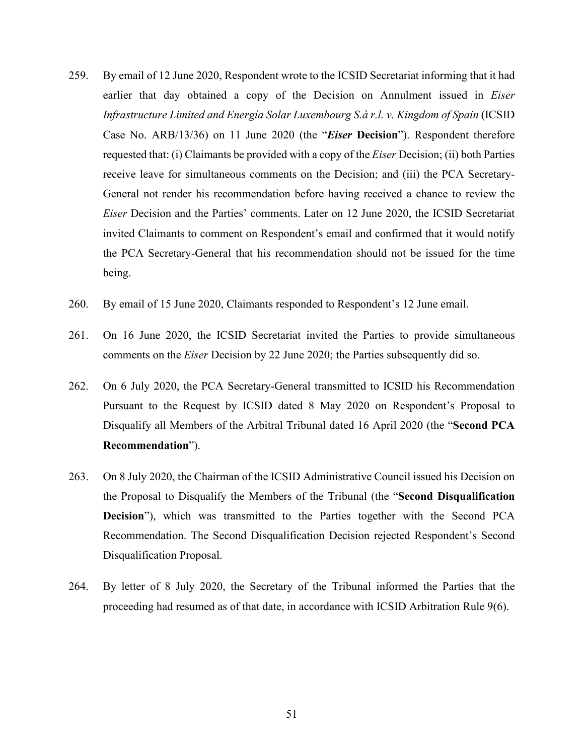259. By email of 12 June 2020, Respondent wrote to the ICSID Secretariat informing that it had earlier that day obtained a copy of the Decision on Annulment issued in *Eiser Infrastructure Limited and Energía Solar Luxembourg S.à r.l. v. Kingdom of Spain* (ICSID Case No. ARB/13/36) on 11 June 2020 (the "***Eiser* Decision**"). Respondent therefore requested that: (i) Claimants be provided with a copy of the *Eiser* Decision; (ii) both Parties receive leave for simultaneous comments on the Decision; and (iii) the PCA Secretary-General not render his recommendation before having received a chance to review the *Eiser* Decision and the Parties' comments. Later on 12 June 2020, the ICSID Secretariat invited Claimants to comment on Respondent's email and confirmed that it would notify the PCA Secretary-General that his recommendation should not be issued for the time being.

260. By email of 15 June 2020, Claimants responded to Respondent's 12 June email.

261. On 16 June 2020, the ICSID Secretariat invited the Parties to provide simultaneous comments on the *Eiser* Decision by 22 June 2020; the Parties subsequently did so.

262. On 6 July 2020, the PCA Secretary-General transmitted to ICSID his Recommendation Pursuant to the Request by ICSID dated 8 May 2020 on Respondent's Proposal to Disqualify all Members of the Arbitral Tribunal dated 16 April 2020 (the "**Second PCA Recommendation**").

263. On 8 July 2020, the Chairman of the ICSID Administrative Council issued his Decision on the Proposal to Disqualify the Members of the Tribunal (the "**Second Disqualification Decision**"), which was transmitted to the Parties together with the Second PCA Recommendation. The Second Disqualification Decision rejected Respondent's Second Disqualification Proposal.

264. By letter of 8 July 2020, the Secretary of the Tribunal informed the Parties that the proceeding had resumed as of that date, in accordance with ICSID Arbitration Rule 9(6).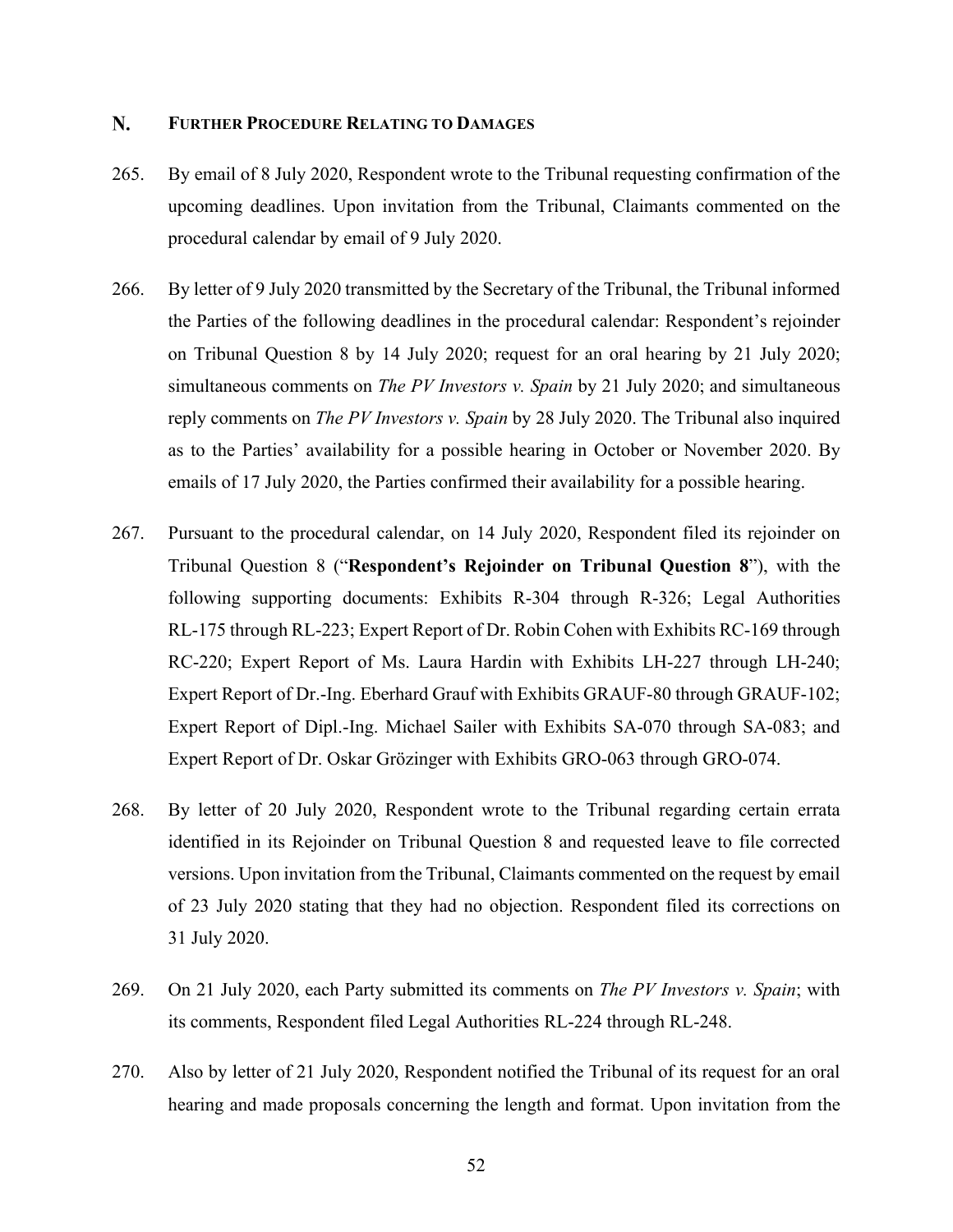## N. FURTHER PROCEDURE RELATING TO DAMAGES

265. By email of 8 July 2020, Respondent wrote to the Tribunal requesting confirmation of the upcoming deadlines. Upon invitation from the Tribunal, Claimants commented on the procedural calendar by email of 9 July 2020.

266. By letter of 9 July 2020 transmitted by the Secretary of the Tribunal, the Tribunal informed the Parties of the following deadlines in the procedural calendar: Respondent's rejoinder on Tribunal Question 8 by 14 July 2020; request for an oral hearing by 21 July 2020; simultaneous comments on *The PV Investors v. Spain* by 21 July 2020; and simultaneous reply comments on *The PV Investors v. Spain* by 28 July 2020. The Tribunal also inquired as to the Parties' availability for a possible hearing in October or November 2020. By emails of 17 July 2020, the Parties confirmed their availability for a possible hearing.

267. Pursuant to the procedural calendar, on 14 July 2020, Respondent filed its rejoinder on Tribunal Question 8 ("**Respondent's Rejoinder on Tribunal Question 8**"), with the following supporting documents: Exhibits R-304 through R-326; Legal Authorities RL-175 through RL-223; Expert Report of Dr. Robin Cohen with Exhibits RC-169 through RC-220; Expert Report of Ms. Laura Hardin with Exhibits LH-227 through LH-240; Expert Report of Dr.-Ing. Eberhard Grauf with Exhibits GRAUF-80 through GRAUF-102; Expert Report of Dipl.-Ing. Michael Sailer with Exhibits SA-070 through SA-083; and Expert Report of Dr. Oskar Grözinger with Exhibits GRO-063 through GRO-074.

268. By letter of 20 July 2020, Respondent wrote to the Tribunal regarding certain errata identified in its Rejoinder on Tribunal Question 8 and requested leave to file corrected versions. Upon invitation from the Tribunal, Claimants commented on the request by email of 23 July 2020 stating that they had no objection. Respondent filed its corrections on 31 July 2020.

269. On 21 July 2020, each Party submitted its comments on *The PV Investors v. Spain*; with its comments, Respondent filed Legal Authorities RL-224 through RL-248.

270. Also by letter of 21 July 2020, Respondent notified the Tribunal of its request for an oral hearing and made proposals concerning the length and format. Upon invitation from the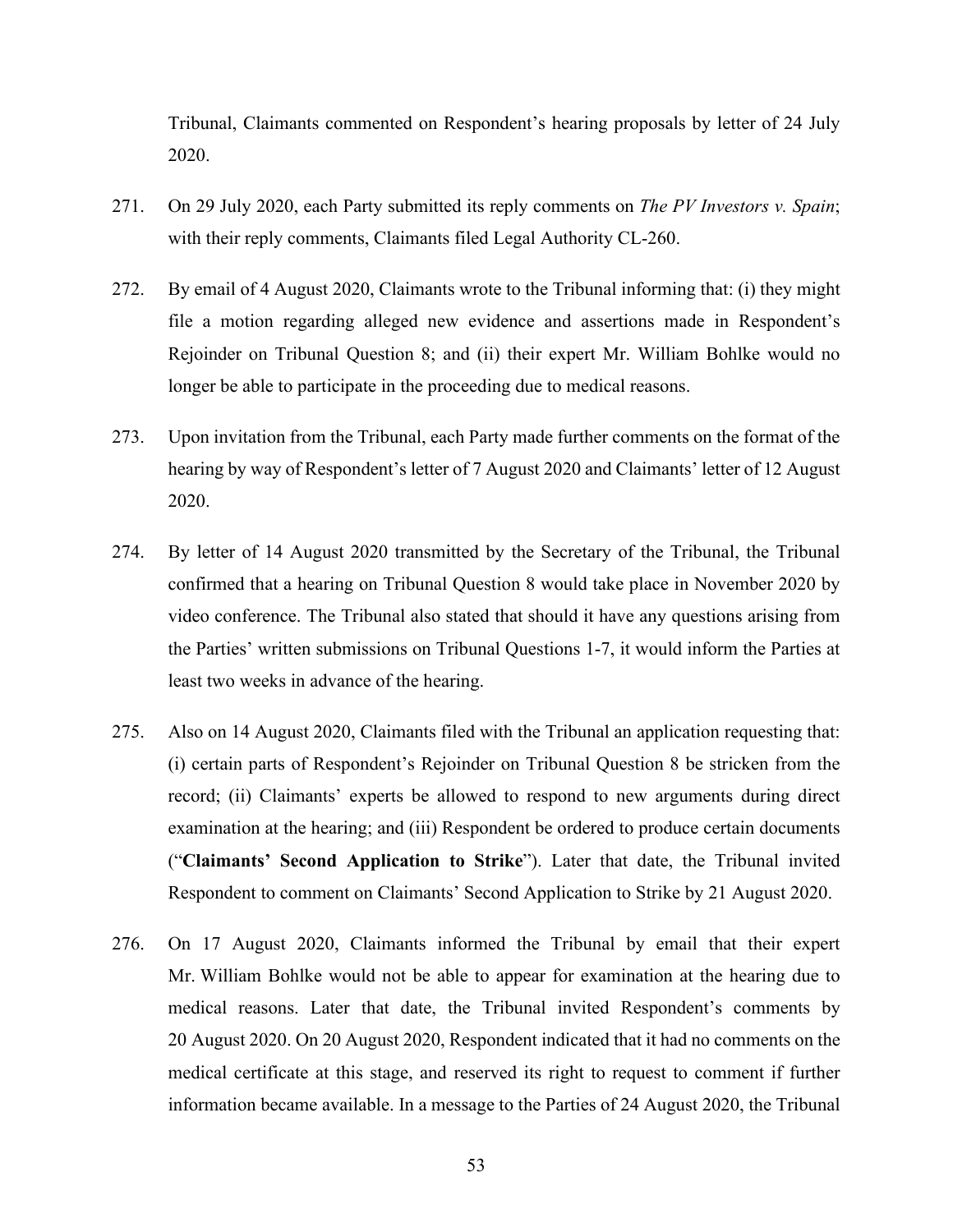Tribunal, Claimants commented on Respondent's hearing proposals by letter of 24 July 2020.

271. On 29 July 2020, each Party submitted its reply comments on *The PV Investors v. Spain*; with their reply comments, Claimants filed Legal Authority CL-260.

272. By email of 4 August 2020, Claimants wrote to the Tribunal informing that: (i) they might file a motion regarding alleged new evidence and assertions made in Respondent's Rejoinder on Tribunal Question 8; and (ii) their expert Mr. William Bohlke would no longer be able to participate in the proceeding due to medical reasons.

273. Upon invitation from the Tribunal, each Party made further comments on the format of the hearing by way of Respondent's letter of 7 August 2020 and Claimants' letter of 12 August 2020.

274. By letter of 14 August 2020 transmitted by the Secretary of the Tribunal, the Tribunal confirmed that a hearing on Tribunal Question 8 would take place in November 2020 by video conference. The Tribunal also stated that should it have any questions arising from the Parties' written submissions on Tribunal Questions 1-7, it would inform the Parties at least two weeks in advance of the hearing.

275. Also on 14 August 2020, Claimants filed with the Tribunal an application requesting that: (i) certain parts of Respondent's Rejoinder on Tribunal Question 8 be stricken from the record; (ii) Claimants' experts be allowed to respond to new arguments during direct examination at the hearing; and (iii) Respondent be ordered to produce certain documents ("**Claimants' Second Application to Strike**"). Later that date, the Tribunal invited Respondent to comment on Claimants' Second Application to Strike by 21 August 2020.

276. On 17 August 2020, Claimants informed the Tribunal by email that their expert Mr. William Bohlke would not be able to appear for examination at the hearing due to medical reasons. Later that date, the Tribunal invited Respondent's comments by 20 August 2020. On 20 August 2020, Respondent indicated that it had no comments on the medical certificate at this stage, and reserved its right to request to comment if further information became available. In a message to the Parties of 24 August 2020, the Tribunal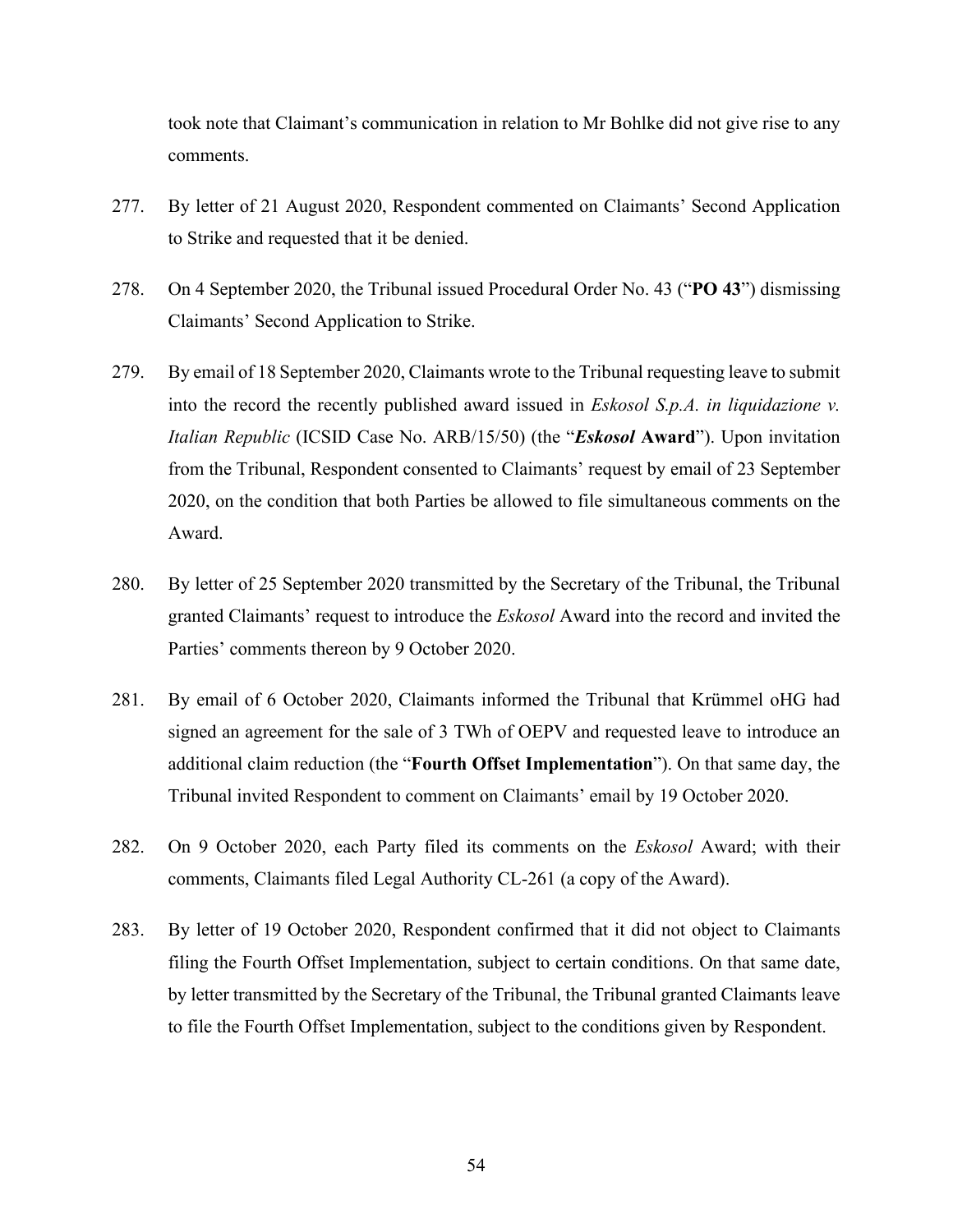took note that Claimant's communication in relation to Mr Bohlke did not give rise to any comments.

277. By letter of 21 August 2020, Respondent commented on Claimants' Second Application to Strike and requested that it be denied.

278. On 4 September 2020, the Tribunal issued Procedural Order No. 43 ("**PO 43**") dismissing Claimants' Second Application to Strike.

279. By email of 18 September 2020, Claimants wrote to the Tribunal requesting leave to submit into the record the recently published award issued in *Eskosol S.p.A. in liquidazione v. Italian Republic* (ICSID Case No. ARB/15/50) (the "***Eskosol* Award**"). Upon invitation from the Tribunal, Respondent consented to Claimants' request by email of 23 September 2020, on the condition that both Parties be allowed to file simultaneous comments on the Award.

280. By letter of 25 September 2020 transmitted by the Secretary of the Tribunal, the Tribunal granted Claimants' request to introduce the *Eskosol* Award into the record and invited the Parties' comments thereon by 9 October 2020.

281. By email of 6 October 2020, Claimants informed the Tribunal that Krümmel oHG had signed an agreement for the sale of 3 TWh of OEPV and requested leave to introduce an additional claim reduction (the "**Fourth Offset Implementation**"). On that same day, the Tribunal invited Respondent to comment on Claimants' email by 19 October 2020.

282. On 9 October 2020, each Party filed its comments on the *Eskosol* Award; with their comments, Claimants filed Legal Authority CL-261 (a copy of the Award).

283. By letter of 19 October 2020, Respondent confirmed that it did not object to Claimants filing the Fourth Offset Implementation, subject to certain conditions. On that same date, by letter transmitted by the Secretary of the Tribunal, the Tribunal granted Claimants leave to file the Fourth Offset Implementation, subject to the conditions given by Respondent.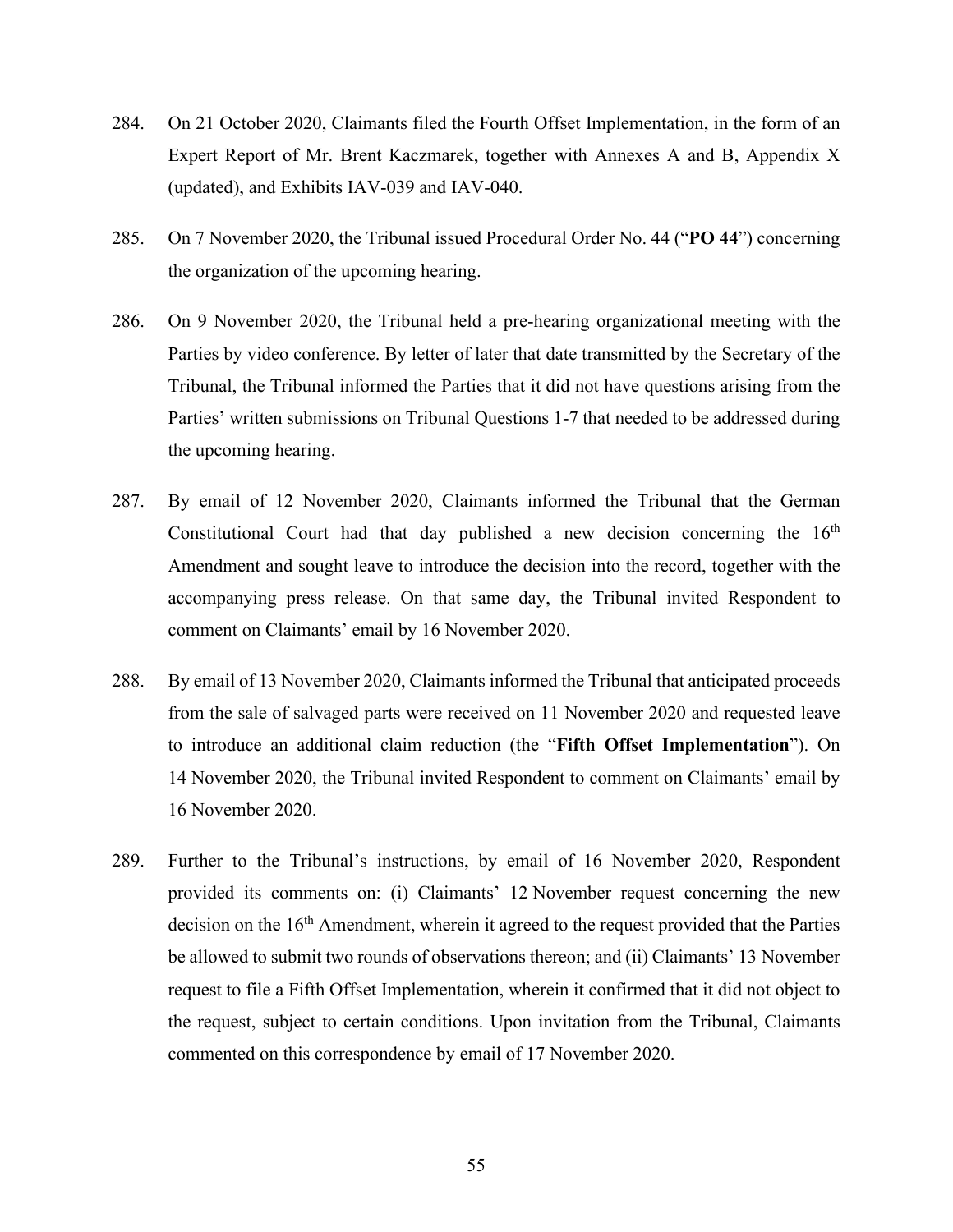284. On 21 October 2020, Claimants filed the Fourth Offset Implementation, in the form of an Expert Report of Mr. Brent Kaczmarek, together with Annexes A and B, Appendix X (updated), and Exhibits IAV-039 and IAV-040.

285. On 7 November 2020, the Tribunal issued Procedural Order No. 44 ("**PO 44**") concerning the organization of the upcoming hearing.

286. On 9 November 2020, the Tribunal held a pre-hearing organizational meeting with the Parties by video conference. By letter of later that date transmitted by the Secretary of the Tribunal, the Tribunal informed the Parties that it did not have questions arising from the Parties' written submissions on Tribunal Questions 1-7 that needed to be addressed during the upcoming hearing.

287. By email of 12 November 2020, Claimants informed the Tribunal that the German Constitutional Court had that day published a new decision concerning the 16th Amendment and sought leave to introduce the decision into the record, together with the accompanying press release. On that same day, the Tribunal invited Respondent to comment on Claimants' email by 16 November 2020.

288. By email of 13 November 2020, Claimants informed the Tribunal that anticipated proceeds from the sale of salvaged parts were received on 11 November 2020 and requested leave to introduce an additional claim reduction (the "**Fifth Offset Implementation**"). On 14 November 2020, the Tribunal invited Respondent to comment on Claimants' email by 16 November 2020.

289. Further to the Tribunal's instructions, by email of 16 November 2020, Respondent provided its comments on: (i) Claimants' 12 November request concerning the new decision on the 16th Amendment, wherein it agreed to the request provided that the Parties be allowed to submit two rounds of observations thereon; and (ii) Claimants' 13 November request to file a Fifth Offset Implementation, wherein it confirmed that it did not object to the request, subject to certain conditions. Upon invitation from the Tribunal, Claimants commented on this correspondence by email of 17 November 2020.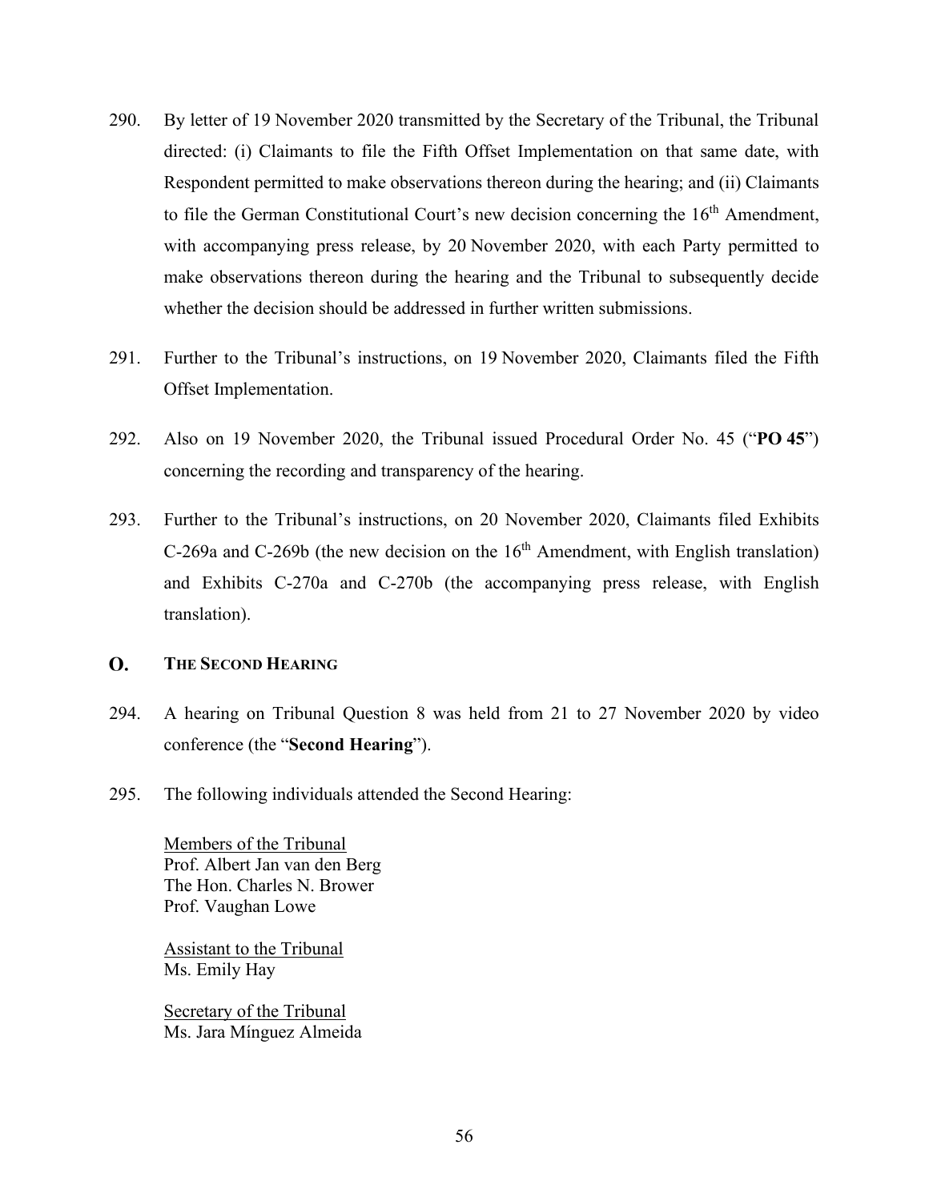290. By letter of 19 November 2020 transmitted by the Secretary of the Tribunal, the Tribunal directed: (i) Claimants to file the Fifth Offset Implementation on that same date, with Respondent permitted to make observations thereon during the hearing; and (ii) Claimants to file the German Constitutional Court's new decision concerning the 16th Amendment, with accompanying press release, by 20 November 2020, with each Party permitted to make observations thereon during the hearing and the Tribunal to subsequently decide whether the decision should be addressed in further written submissions.

291. Further to the Tribunal's instructions, on 19 November 2020, Claimants filed the Fifth Offset Implementation.

292. Also on 19 November 2020, the Tribunal issued Procedural Order No. 45 ("**PO 45**") concerning the recording and transparency of the hearing.

293. Further to the Tribunal's instructions, on 20 November 2020, Claimants filed Exhibits C-269a and C-269b (the new decision on the 16th Amendment, with English translation) and Exhibits C-270a and C-270b (the accompanying press release, with English translation).

## O. THE SECOND HEARING

294. A hearing on Tribunal Question 8 was held from 21 to 27 November 2020 by video conference (the "**Second Hearing**").

295. The following individuals attended the Second Hearing:

<u>Members of the Tribunal</u>
Prof. Albert Jan van den Berg
The Hon. Charles N. Brower
Prof. Vaughan Lowe

<u>Assistant to the Tribunal</u>
Ms. Emily Hay

<u>Secretary of the Tribunal</u>
Ms. Jara Mínguez Almeida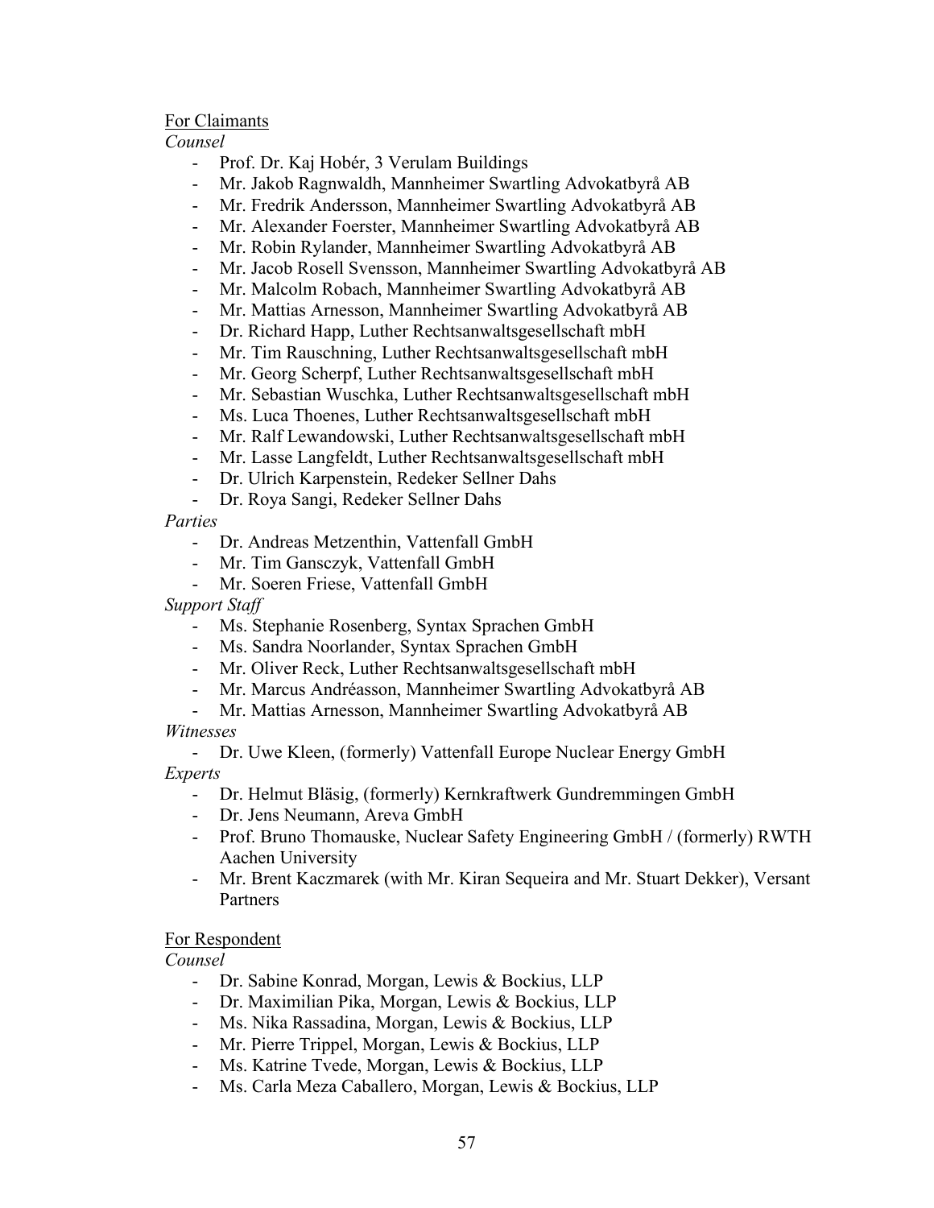For Claimants

*Counsel*

- Prof. Dr. Kaj Hobér, 3 Verulam Buildings
- Mr. Jakob Ragnwaldh, Mannheimer Swartling Advokatbyrå AB
- Mr. Fredrik Andersson, Mannheimer Swartling Advokatbyrå AB
- Mr. Alexander Foerster, Mannheimer Swartling Advokatbyrå AB
- Mr. Robin Rylander, Mannheimer Swartling Advokatbyrå AB
- Mr. Jacob Rosell Svensson, Mannheimer Swartling Advokatbyrå AB
- Mr. Malcolm Robach, Mannheimer Swartling Advokatbyrå AB
- Mr. Mattias Arnesson, Mannheimer Swartling Advokatbyrå AB
- Dr. Richard Happ, Luther Rechtsanwaltsgesellschaft mbH
- Mr. Tim Rauschning, Luther Rechtsanwaltsgesellschaft mbH
- Mr. Georg Scherpf, Luther Rechtsanwaltsgesellschaft mbH
- Mr. Sebastian Wuschka, Luther Rechtsanwaltsgesellschaft mbH
- Ms. Luca Thoenes, Luther Rechtsanwaltsgesellschaft mbH
- Mr. Ralf Lewandowski, Luther Rechtsanwaltsgesellschaft mbH
- Mr. Lasse Langfeldt, Luther Rechtsanwaltsgesellschaft mbH
- Dr. Ulrich Karpenstein, Redeker Sellner Dahs
- Dr. Roya Sangi, Redeker Sellner Dahs

*Parties*

- Dr. Andreas Metzenthin, Vattenfall GmbH
- Mr. Tim Gansczyk, Vattenfall GmbH
- Mr. Soeren Friese, Vattenfall GmbH

*Support Staff*

- Ms. Stephanie Rosenberg, Syntax Sprachen GmbH
- Ms. Sandra Noorlander, Syntax Sprachen GmbH
- Mr. Oliver Reck, Luther Rechtsanwaltsgesellschaft mbH
- Mr. Marcus Andréasson, Mannheimer Swartling Advokatbyrå AB
- Mr. Mattias Arnesson, Mannheimer Swartling Advokatbyrå AB

*Witnesses*

- Dr. Uwe Kleen, (formerly) Vattenfall Europe Nuclear Energy GmbH

*Experts*

- Dr. Helmut Bläsig, (formerly) Kernkraftwerk Gundremmingen GmbH
- Dr. Jens Neumann, Areva GmbH
- Prof. Bruno Thomauske, Nuclear Safety Engineering GmbH / (formerly) RWTH Aachen University
- Mr. Brent Kaczmarek (with Mr. Kiran Sequeira and Mr. Stuart Dekker), Versant Partners

For Respondent

*Counsel*

- Dr. Sabine Konrad, Morgan, Lewis & Bockius, LLP
- Dr. Maximilian Pika, Morgan, Lewis & Bockius, LLP
- Ms. Nika Rassadina, Morgan, Lewis & Bockius, LLP
- Mr. Pierre Trippel, Morgan, Lewis & Bockius, LLP
- Ms. Katrine Tvede, Morgan, Lewis & Bockius, LLP
- Ms. Carla Meza Caballero, Morgan, Lewis & Bockius, LLP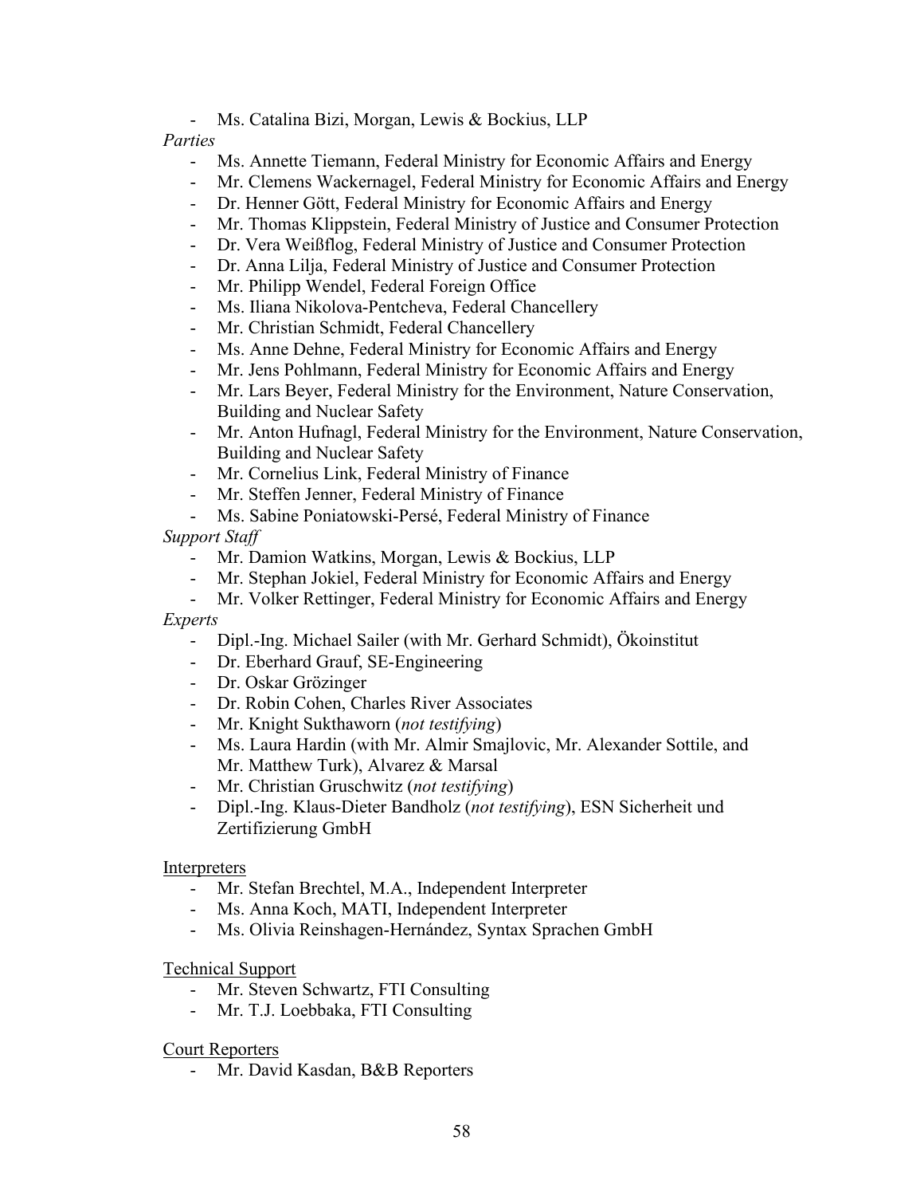- Ms. Catalina Bizi, Morgan, Lewis & Bockius, LLP

*Parties*

- Ms. Annette Tiemann, Federal Ministry for Economic Affairs and Energy
- Mr. Clemens Wackernagel, Federal Ministry for Economic Affairs and Energy
- Dr. Henner Gött, Federal Ministry for Economic Affairs and Energy
- Mr. Thomas Klippstein, Federal Ministry of Justice and Consumer Protection
- Dr. Vera Weißflog, Federal Ministry of Justice and Consumer Protection
- Dr. Anna Lilja, Federal Ministry of Justice and Consumer Protection
- Mr. Philipp Wendel, Federal Foreign Office
- Ms. Iliana Nikolova-Pentcheva, Federal Chancellery
- Mr. Christian Schmidt, Federal Chancellery
- Ms. Anne Dehne, Federal Ministry for Economic Affairs and Energy
- Mr. Jens Pohlmann, Federal Ministry for Economic Affairs and Energy
- Mr. Lars Beyer, Federal Ministry for the Environment, Nature Conservation, Building and Nuclear Safety
- Mr. Anton Hufnagl, Federal Ministry for the Environment, Nature Conservation, Building and Nuclear Safety
- Mr. Cornelius Link, Federal Ministry of Finance
- Mr. Steffen Jenner, Federal Ministry of Finance
- Ms. Sabine Poniatowski-Persé, Federal Ministry of Finance

*Support Staff*

- Mr. Damion Watkins, Morgan, Lewis & Bockius, LLP
- Mr. Stephan Jokiel, Federal Ministry for Economic Affairs and Energy
- Mr. Volker Rettinger, Federal Ministry for Economic Affairs and Energy

*Experts*

- Dipl.-Ing. Michael Sailer (with Mr. Gerhard Schmidt), Ökoinstitut
- Dr. Eberhard Grauf, SE-Engineering
- Dr. Oskar Grözinger
- Dr. Robin Cohen, Charles River Associates
- Mr. Knight Sukthaworn (*not testifying*)
- Ms. Laura Hardin (with Mr. Almir Smajlovic, Mr. Alexander Sottile, and Mr. Matthew Turk), Alvarez & Marsal
- Mr. Christian Gruschwitz (*not testifying*)
- Dipl.-Ing. Klaus-Dieter Bandholz (*not testifying*), ESN Sicherheit und Zertifizierung GmbH

Interpreters

- Mr. Stefan Brechtel, M.A., Independent Interpreter
- Ms. Anna Koch, MATI, Independent Interpreter
- Ms. Olivia Reinshagen-Hernández, Syntax Sprachen GmbH

Technical Support

- Mr. Steven Schwartz, FTI Consulting
- Mr. T.J. Loebbaka, FTI Consulting

Court Reporters

- Mr. David Kasdan, B&B Reporters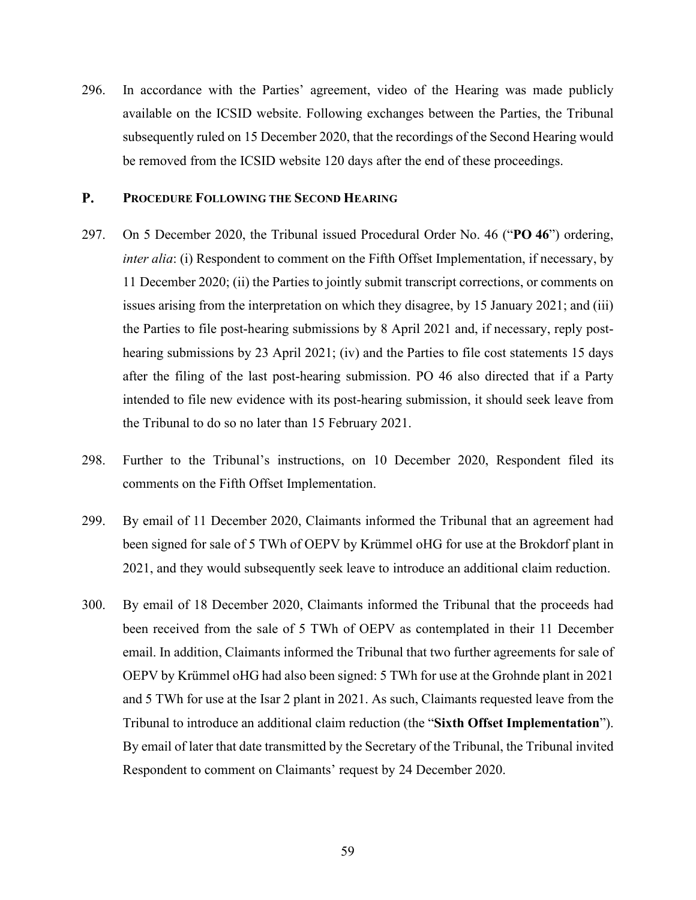296. In accordance with the Parties' agreement, video of the Hearing was made publicly available on the ICSID website. Following exchanges between the Parties, the Tribunal subsequently ruled on 15 December 2020, that the recordings of the Second Hearing would be removed from the ICSID website 120 days after the end of these proceedings.

## P. PROCEDURE FOLLOWING THE SECOND HEARING

297. On 5 December 2020, the Tribunal issued Procedural Order No. 46 ("**PO 46**") ordering, *inter alia*: (i) Respondent to comment on the Fifth Offset Implementation, if necessary, by 11 December 2020; (ii) the Parties to jointly submit transcript corrections, or comments on issues arising from the interpretation on which they disagree, by 15 January 2021; and (iii) the Parties to file post-hearing submissions by 8 April 2021 and, if necessary, reply post-hearing submissions by 23 April 2021; (iv) and the Parties to file cost statements 15 days after the filing of the last post-hearing submission. PO 46 also directed that if a Party intended to file new evidence with its post-hearing submission, it should seek leave from the Tribunal to do so no later than 15 February 2021.

298. Further to the Tribunal's instructions, on 10 December 2020, Respondent filed its comments on the Fifth Offset Implementation.

299. By email of 11 December 2020, Claimants informed the Tribunal that an agreement had been signed for sale of 5 TWh of OEPV by Krümmel oHG for use at the Brokdorf plant in 2021, and they would subsequently seek leave to introduce an additional claim reduction.

300. By email of 18 December 2020, Claimants informed the Tribunal that the proceeds had been received from the sale of 5 TWh of OEPV as contemplated in their 11 December email. In addition, Claimants informed the Tribunal that two further agreements for sale of OEPV by Krümmel oHG had also been signed: 5 TWh for use at the Grohnde plant in 2021 and 5 TWh for use at the Isar 2 plant in 2021. As such, Claimants requested leave from the Tribunal to introduce an additional claim reduction (the "**Sixth Offset Implementation**"). By email of later that date transmitted by the Secretary of the Tribunal, the Tribunal invited Respondent to comment on Claimants' request by 24 December 2020.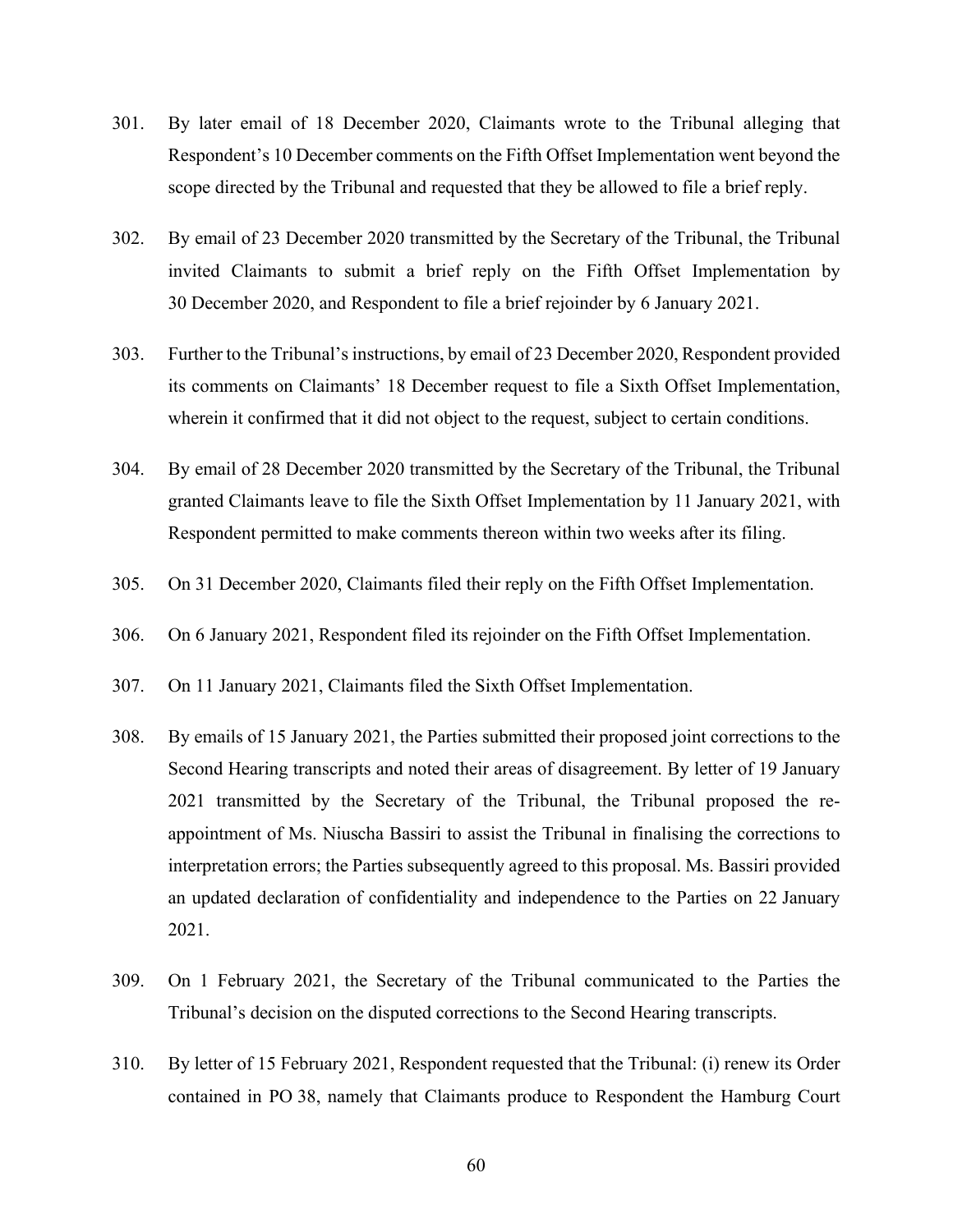301. By later email of 18 December 2020, Claimants wrote to the Tribunal alleging that Respondent's 10 December comments on the Fifth Offset Implementation went beyond the scope directed by the Tribunal and requested that they be allowed to file a brief reply.

302. By email of 23 December 2020 transmitted by the Secretary of the Tribunal, the Tribunal invited Claimants to submit a brief reply on the Fifth Offset Implementation by 30 December 2020, and Respondent to file a brief rejoinder by 6 January 2021.

303. Further to the Tribunal's instructions, by email of 23 December 2020, Respondent provided its comments on Claimants' 18 December request to file a Sixth Offset Implementation, wherein it confirmed that it did not object to the request, subject to certain conditions.

304. By email of 28 December 2020 transmitted by the Secretary of the Tribunal, the Tribunal granted Claimants leave to file the Sixth Offset Implementation by 11 January 2021, with Respondent permitted to make comments thereon within two weeks after its filing.

305. On 31 December 2020, Claimants filed their reply on the Fifth Offset Implementation.

306. On 6 January 2021, Respondent filed its rejoinder on the Fifth Offset Implementation.

307. On 11 January 2021, Claimants filed the Sixth Offset Implementation.

308. By emails of 15 January 2021, the Parties submitted their proposed joint corrections to the Second Hearing transcripts and noted their areas of disagreement. By letter of 19 January 2021 transmitted by the Secretary of the Tribunal, the Tribunal proposed the re-appointment of Ms. Niuscha Bassiri to assist the Tribunal in finalising the corrections to interpretation errors; the Parties subsequently agreed to this proposal. Ms. Bassiri provided an updated declaration of confidentiality and independence to the Parties on 22 January 2021.

309. On 1 February 2021, the Secretary of the Tribunal communicated to the Parties the Tribunal's decision on the disputed corrections to the Second Hearing transcripts.

310. By letter of 15 February 2021, Respondent requested that the Tribunal: (i) renew its Order contained in PO 38, namely that Claimants produce to Respondent the Hamburg Court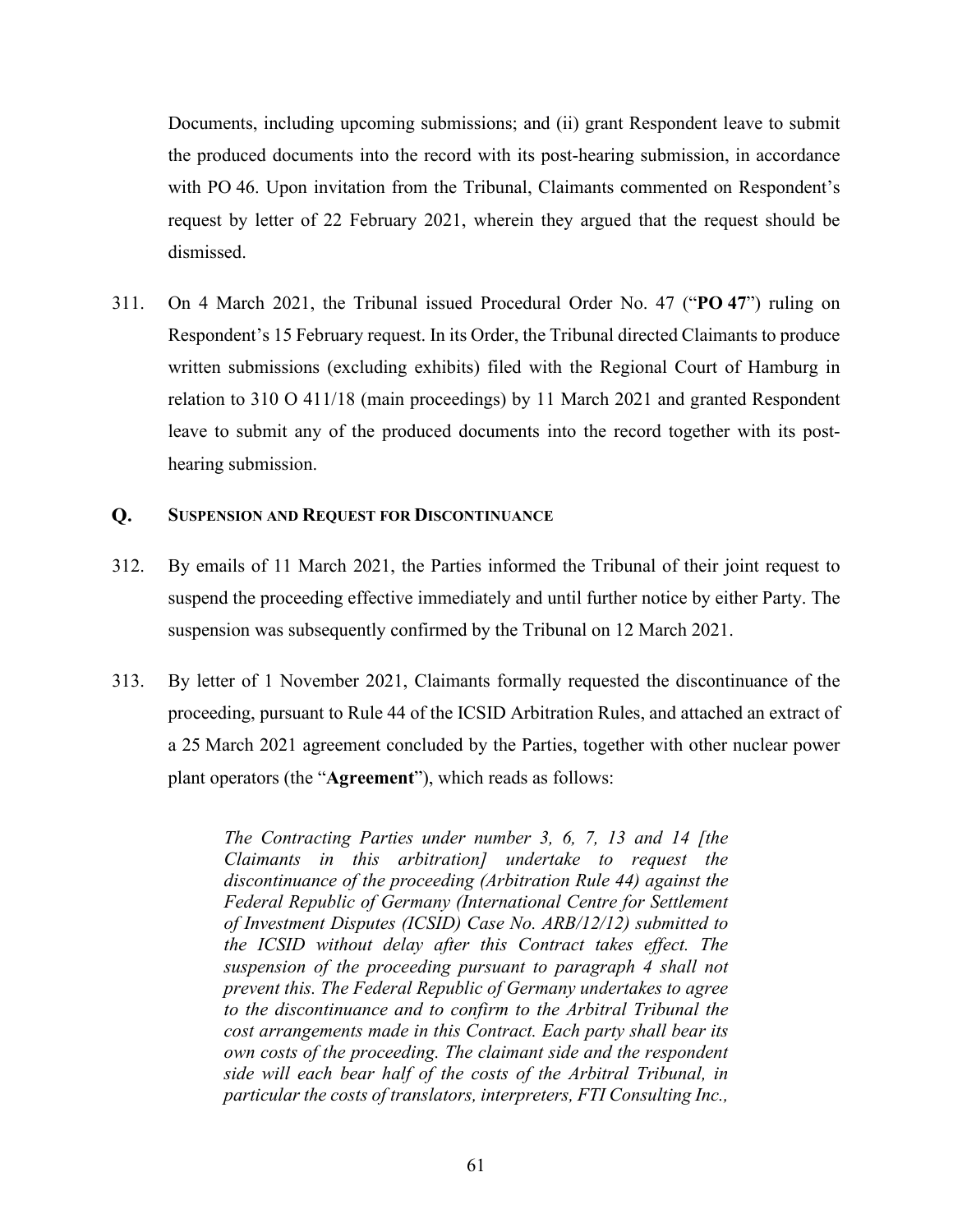Documents, including upcoming submissions; and (ii) grant Respondent leave to submit the produced documents into the record with its post-hearing submission, in accordance with PO 46. Upon invitation from the Tribunal, Claimants commented on Respondent's request by letter of 22 February 2021, wherein they argued that the request should be dismissed.

311. On 4 March 2021, the Tribunal issued Procedural Order No. 47 ("**PO 47**") ruling on Respondent's 15 February request. In its Order, the Tribunal directed Claimants to produce written submissions (excluding exhibits) filed with the Regional Court of Hamburg in relation to 310 O 411/18 (main proceedings) by 11 March 2021 and granted Respondent leave to submit any of the produced documents into the record together with its post-hearing submission.

## Q. SUSPENSION AND REQUEST FOR DISCONTINUANCE

312. By emails of 11 March 2021, the Parties informed the Tribunal of their joint request to suspend the proceeding effective immediately and until further notice by either Party. The suspension was subsequently confirmed by the Tribunal on 12 March 2021.

313. By letter of 1 November 2021, Claimants formally requested the discontinuance of the proceeding, pursuant to Rule 44 of the ICSID Arbitration Rules, and attached an extract of a 25 March 2021 agreement concluded by the Parties, together with other nuclear power plant operators (the "**Agreement**"), which reads as follows:

> *The Contracting Parties under number 3, 6, 7, 13 and 14 [the Claimants in this arbitration] undertake to request the discontinuance of the proceeding (Arbitration Rule 44) against the Federal Republic of Germany (International Centre for Settlement of Investment Disputes (ICSID) Case No. ARB/12/12) submitted to the ICSID without delay after this Contract takes effect. The suspension of the proceeding pursuant to paragraph 4 shall not prevent this. The Federal Republic of Germany undertakes to agree to the discontinuance and to confirm to the Arbitral Tribunal the cost arrangements made in this Contract. Each party shall bear its own costs of the proceeding. The claimant side and the respondent side will each bear half of the costs of the Arbitral Tribunal, in particular the costs of translators, interpreters, FTI Consulting Inc.,*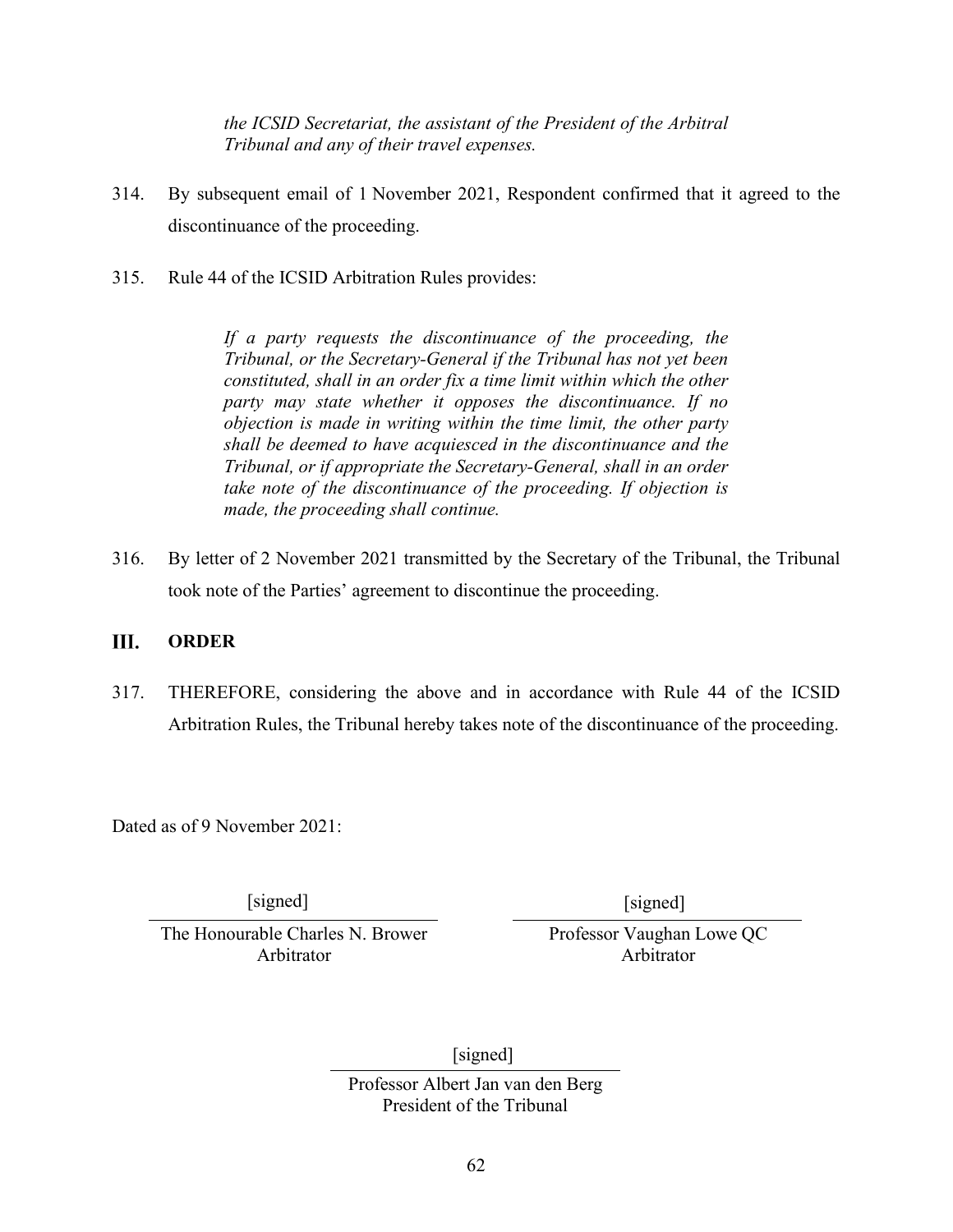*the ICSID Secretariat, the assistant of the President of the Arbitral Tribunal and any of their travel expenses.*

314. By subsequent email of 1 November 2021, Respondent confirmed that it agreed to the discontinuance of the proceeding.

315. Rule 44 of the ICSID Arbitration Rules provides:

> *If a party requests the discontinuance of the proceeding, the Tribunal, or the Secretary-General if the Tribunal has not yet been constituted, shall in an order fix a time limit within which the other party may state whether it opposes the discontinuance. If no objection is made in writing within the time limit, the other party shall be deemed to have acquiesced in the discontinuance and the Tribunal, or if appropriate the Secretary-General, shall in an order take note of the discontinuance of the proceeding. If objection is made, the proceeding shall continue.*

316. By letter of 2 November 2021 transmitted by the Secretary of the Tribunal, the Tribunal took note of the Parties' agreement to discontinue the proceeding.

## III. ORDER

317. THEREFORE, considering the above and in accordance with Rule 44 of the ICSID Arbitration Rules, the Tribunal hereby takes note of the discontinuance of the proceeding.

Dated as of 9 November 2021:

[signed]
The Honourable Charles N. Brower
Arbitrator

[signed]
Professor Vaughan Lowe QC
Arbitrator

[signed]
Professor Albert Jan van den Berg
President of the Tribunal